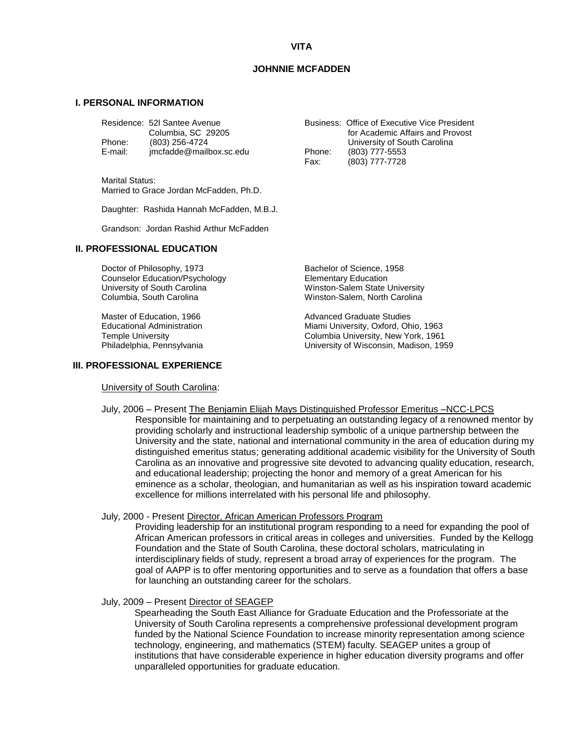# VITA

## JOHNNIE MCFADDEN

### I. PERSONAL INFORMATION

Residence: 52l Santee Avenue
Columbia, SC 29205
Phone: (803) 256-4724
E-mail: jmcfadde@mailbox.sc.edu

Business: Office of Executive Vice President for Academic Affairs and Provost
University of South Carolina
Phone: (803) 777-5553
Fax: (803) 777-7728

Marital Status:
Married to Grace Jordan McFadden, Ph.D.

Daughter: Rashida Hannah McFadden, M.B.J.

Grandson: Jordan Rashid Arthur McFadden

### II. PROFESSIONAL EDUCATION

Doctor of Philosophy, 1973
Counselor Education/Psychology
University of South Carolina
Columbia, South Carolina

Master of Education, 1966
Educational Administration
Temple University
Philadelphia, Pennsylvania

Bachelor of Science, 1958
Elementary Education
Winston-Salem State University
Winston-Salem, North Carolina

Advanced Graduate Studies
Miami University, Oxford, Ohio, 1963
Columbia University, New York, 1961
University of Wisconsin, Madison, 1959

### III. PROFESSIONAL EXPERIENCE

University of South Carolina:

July, 2006 – Present The Benjamin Elijah Mays Distinguished Professor Emeritus –NCC-LPCS

Responsible for maintaining and to perpetuating an outstanding legacy of a renowned mentor by providing scholarly and instructional leadership symbolic of a unique partnership between the University and the state, national and international community in the area of education during my distinguished emeritus status; generating additional academic visibility for the University of South Carolina as an innovative and progressive site devoted to advancing quality education, research, and educational leadership; projecting the honor and memory of a great American for his eminence as a scholar, theologian, and humanitarian as well as his inspiration toward academic excellence for millions interrelated with his personal life and philosophy.

July, 2000 - Present Director, African American Professors Program

Providing leadership for an institutional program responding to a need for expanding the pool of African American professors in critical areas in colleges and universities. Funded by the Kellogg Foundation and the State of South Carolina, these doctoral scholars, matriculating in interdisciplinary fields of study, represent a broad array of experiences for the program. The goal of AAPP is to offer mentoring opportunities and to serve as a foundation that offers a base for launching an outstanding career for the scholars.

July, 2009 – Present Director of SEAGEP

Spearheading the South East Alliance for Graduate Education and the Professoriate at the University of South Carolina represents a comprehensive professional development program funded by the National Science Foundation to increase minority representation among science technology, engineering, and mathematics (STEM) faculty. SEAGEP unites a group of institutions that have considerable experience in higher education diversity programs and offer unparalleled opportunities for graduate education.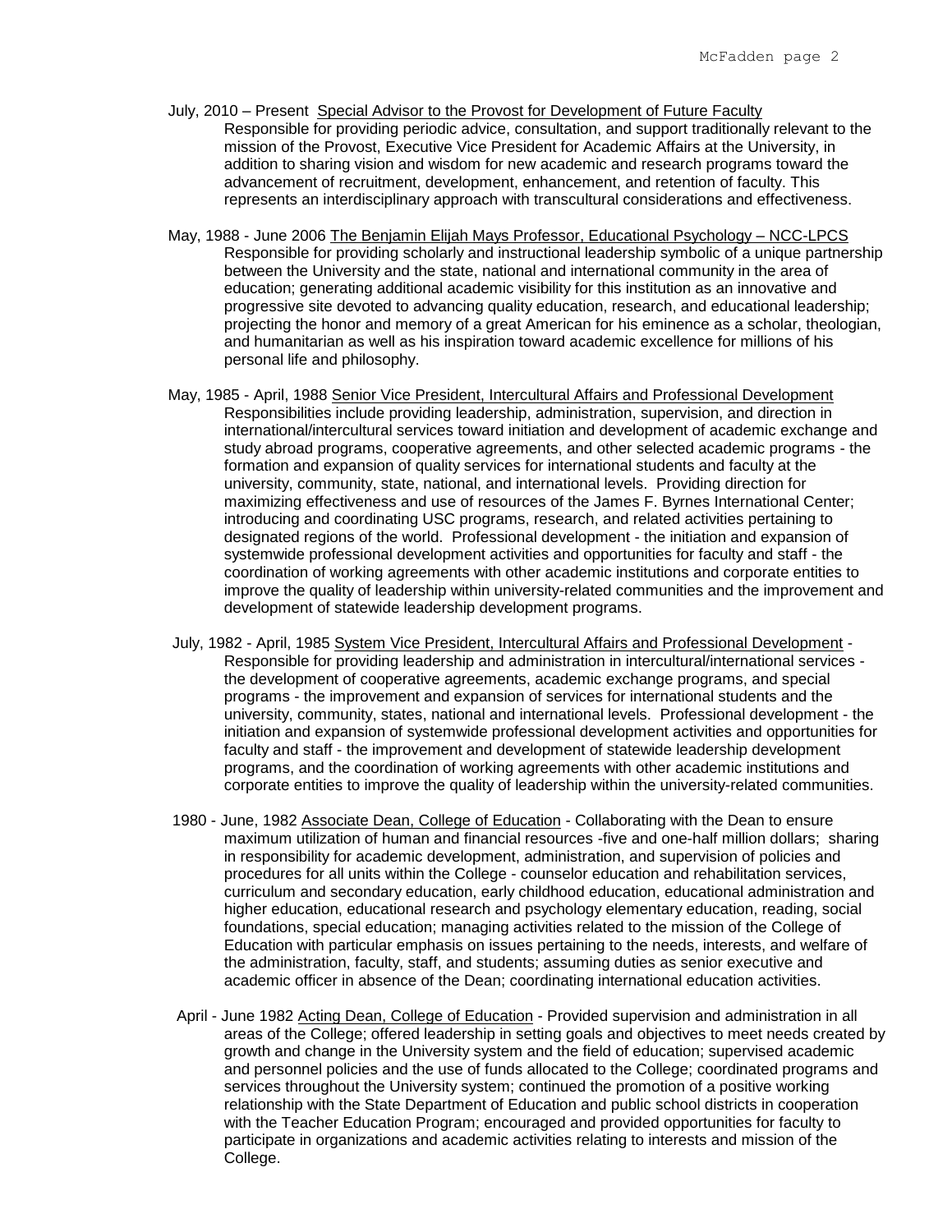July, 2010 – Present <u>Special Advisor to the Provost for Development of Future Faculty</u>
Responsible for providing periodic advice, consultation, and support traditionally relevant to the mission of the Provost, Executive Vice President for Academic Affairs at the University, in addition to sharing vision and wisdom for new academic and research programs toward the advancement of recruitment, development, enhancement, and retention of faculty. This represents an interdisciplinary approach with transcultural considerations and effectiveness.

May, 1988 - June 2006 <u>The Benjamin Elijah Mays Professor, Educational Psychology – NCC-LPCS</u>
Responsible for providing scholarly and instructional leadership symbolic of a unique partnership between the University and the state, national and international community in the area of education; generating additional academic visibility for this institution as an innovative and progressive site devoted to advancing quality education, research, and educational leadership; projecting the honor and memory of a great American for his eminence as a scholar, theologian, and humanitarian as well as his inspiration toward academic excellence for millions of his personal life and philosophy.

May, 1985 - April, 1988 <u>Senior Vice President, Intercultural Affairs and Professional Development</u>
Responsibilities include providing leadership, administration, supervision, and direction in international/intercultural services toward initiation and development of academic exchange and study abroad programs, cooperative agreements, and other selected academic programs - the formation and expansion of quality services for international students and faculty at the university, community, state, national, and international levels. Providing direction for maximizing effectiveness and use of resources of the James F. Byrnes International Center; introducing and coordinating USC programs, research, and related activities pertaining to designated regions of the world. Professional development - the initiation and expansion of systemwide professional development activities and opportunities for faculty and staff - the coordination of working agreements with other academic institutions and corporate entities to improve the quality of leadership within university-related communities and the improvement and development of statewide leadership development programs.

July, 1982 - April, 1985 <u>System Vice President, Intercultural Affairs and Professional Development</u> - Responsible for providing leadership and administration in intercultural/international services - the development of cooperative agreements, academic exchange programs, and special programs - the improvement and expansion of services for international students and the university, community, states, national and international levels. Professional development - the initiation and expansion of systemwide professional development activities and opportunities for faculty and staff - the improvement and development of statewide leadership development programs, and the coordination of working agreements with other academic institutions and corporate entities to improve the quality of leadership within the university-related communities.

1980 - June, 1982 <u>Associate Dean, College of Education</u> - Collaborating with the Dean to ensure maximum utilization of human and financial resources -five and one-half million dollars; sharing in responsibility for academic development, administration, and supervision of policies and procedures for all units within the College - counselor education and rehabilitation services, curriculum and secondary education, early childhood education, educational administration and higher education, educational research and psychology elementary education, reading, social foundations, special education; managing activities related to the mission of the College of Education with particular emphasis on issues pertaining to the needs, interests, and welfare of the administration, faculty, staff, and students; assuming duties as senior executive and academic officer in absence of the Dean; coordinating international education activities.

April - June 1982 <u>Acting Dean, College of Education</u> - Provided supervision and administration in all areas of the College; offered leadership in setting goals and objectives to meet needs created by growth and change in the University system and the field of education; supervised academic and personnel policies and the use of funds allocated to the College; coordinated programs and services throughout the University system; continued the promotion of a positive working relationship with the State Department of Education and public school districts in cooperation with the Teacher Education Program; encouraged and provided opportunities for faculty to participate in organizations and academic activities relating to interests and mission of the College.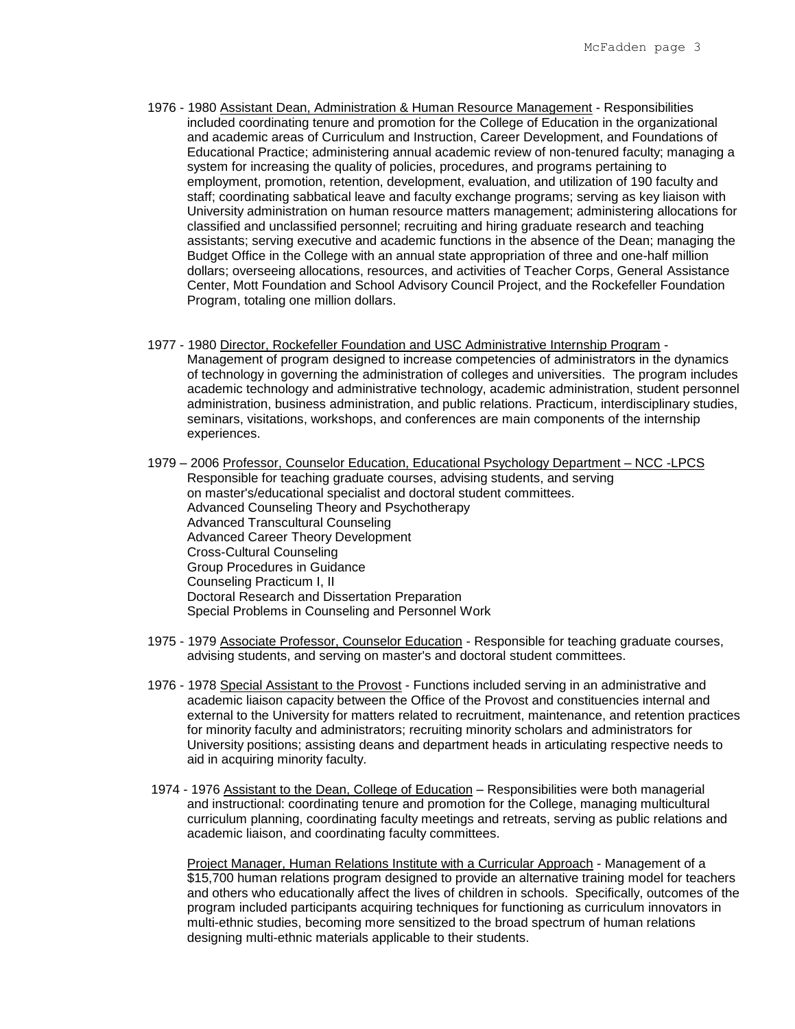1976 - 1980 <u>Assistant Dean, Administration & Human Resource Management</u> - Responsibilities included coordinating tenure and promotion for the College of Education in the organizational and academic areas of Curriculum and Instruction, Career Development, and Foundations of Educational Practice; administering annual academic review of non-tenured faculty; managing a system for increasing the quality of policies, procedures, and programs pertaining to employment, promotion, retention, development, evaluation, and utilization of 190 faculty and staff; coordinating sabbatical leave and faculty exchange programs; serving as key liaison with University administration on human resource matters management; administering allocations for classified and unclassified personnel; recruiting and hiring graduate research and teaching assistants; serving executive and academic functions in the absence of the Dean; managing the Budget Office in the College with an annual state appropriation of three and one-half million dollars; overseeing allocations, resources, and activities of Teacher Corps, General Assistance Center, Mott Foundation and School Advisory Council Project, and the Rockefeller Foundation Program, totaling one million dollars.

1977 - 1980 <u>Director, Rockefeller Foundation and USC Administrative Internship Program</u> - Management of program designed to increase competencies of administrators in the dynamics of technology in governing the administration of colleges and universities. The program includes academic technology and administrative technology, academic administration, student personnel administration, business administration, and public relations. Practicum, interdisciplinary studies, seminars, visitations, workshops, and conferences are main components of the internship experiences.

1979 – 2006 <u>Professor, Counselor Education, Educational Psychology Department – NCC -LPCS</u>
Responsible for teaching graduate courses, advising students, and serving on master's/educational specialist and doctoral student committees.
Advanced Counseling Theory and Psychotherapy
Advanced Transcultural Counseling
Advanced Career Theory Development
Cross-Cultural Counseling
Group Procedures in Guidance
Counseling Practicum I, II
Doctoral Research and Dissertation Preparation
Special Problems in Counseling and Personnel Work

1975 - 1979 <u>Associate Professor, Counselor Education</u> - Responsible for teaching graduate courses, advising students, and serving on master's and doctoral student committees.

1976 - 1978 <u>Special Assistant to the Provost</u> - Functions included serving in an administrative and academic liaison capacity between the Office of the Provost and constituencies internal and external to the University for matters related to recruitment, maintenance, and retention practices for minority faculty and administrators; recruiting minority scholars and administrators for University positions; assisting deans and department heads in articulating respective needs to aid in acquiring minority faculty.

1974 - 1976 <u>Assistant to the Dean, College of Education</u> – Responsibilities were both managerial and instructional: coordinating tenure and promotion for the College, managing multicultural curriculum planning, coordinating faculty meetings and retreats, serving as public relations and academic liaison, and coordinating faculty committees.

<u>Project Manager, Human Relations Institute with a Curricular Approach</u> - Management of a $15,700 human relations program designed to provide an alternative training model for teachers and others who educationally affect the lives of children in schools. Specifically, outcomes of the program included participants acquiring techniques for functioning as curriculum innovators in multi-ethnic studies, becoming more sensitized to the broad spectrum of human relations designing multi-ethnic materials applicable to their students.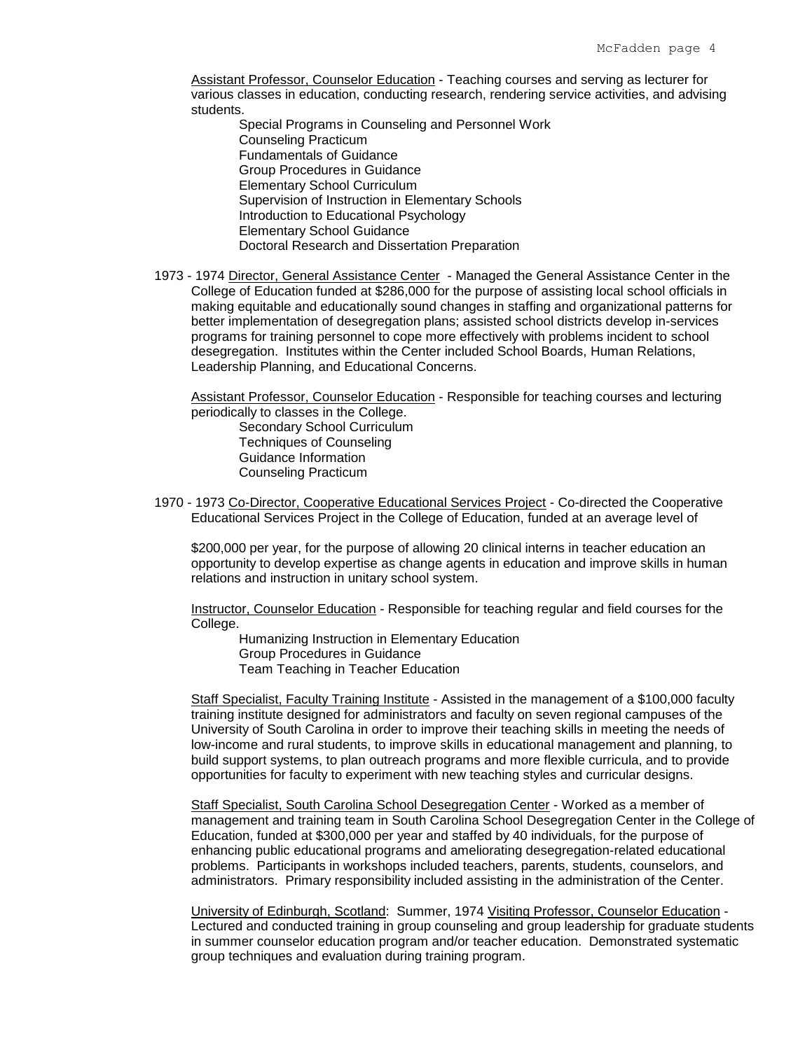Assistant Professor, Counselor Education - Teaching courses and serving as lecturer for various classes in education, conducting research, rendering service activities, and advising students.

- Special Programs in Counseling and Personnel Work
- Counseling Practicum
- Fundamentals of Guidance
- Group Procedures in Guidance
- Elementary School Curriculum
- Supervision of Instruction in Elementary Schools
- Introduction to Educational Psychology
- Elementary School Guidance
- Doctoral Research and Dissertation Preparation

1973 - 1974 Director, General Assistance Center - Managed the General Assistance Center in the College of Education funded at $286,000 for the purpose of assisting local school officials in making equitable and educationally sound changes in staffing and organizational patterns for better implementation of desegregation plans; assisted school districts develop in-services programs for training personnel to cope more effectively with problems incident to school desegregation. Institutes within the Center included School Boards, Human Relations, Leadership Planning, and Educational Concerns.

Assistant Professor, Counselor Education - Responsible for teaching courses and lecturing periodically to classes in the College.

- Secondary School Curriculum
- Techniques of Counseling
- Guidance Information
- Counseling Practicum

1970 - 1973 Co-Director, Cooperative Educational Services Project - Co-directed the Cooperative Educational Services Project in the College of Education, funded at an average level of

$200,000 per year, for the purpose of allowing 20 clinical interns in teacher education an opportunity to develop expertise as change agents in education and improve skills in human relations and instruction in unitary school system.

Instructor, Counselor Education - Responsible for teaching regular and field courses for the College.

- Humanizing Instruction in Elementary Education
- Group Procedures in Guidance
- Team Teaching in Teacher Education

Staff Specialist, Faculty Training Institute - Assisted in the management of a $100,000 faculty training institute designed for administrators and faculty on seven regional campuses of the University of South Carolina in order to improve their teaching skills in meeting the needs of low-income and rural students, to improve skills in educational management and planning, to build support systems, to plan outreach programs and more flexible curricula, and to provide opportunities for faculty to experiment with new teaching styles and curricular designs.

Staff Specialist, South Carolina School Desegregation Center - Worked as a member of management and training team in South Carolina School Desegregation Center in the College of Education, funded at $300,000 per year and staffed by 40 individuals, for the purpose of enhancing public educational programs and ameliorating desegregation-related educational problems. Participants in workshops included teachers, parents, students, counselors, and administrators. Primary responsibility included assisting in the administration of the Center.

University of Edinburgh, Scotland: Summer, 1974 Visiting Professor, Counselor Education - Lectured and conducted training in group counseling and group leadership for graduate students in summer counselor education program and/or teacher education. Demonstrated systematic group techniques and evaluation during training program.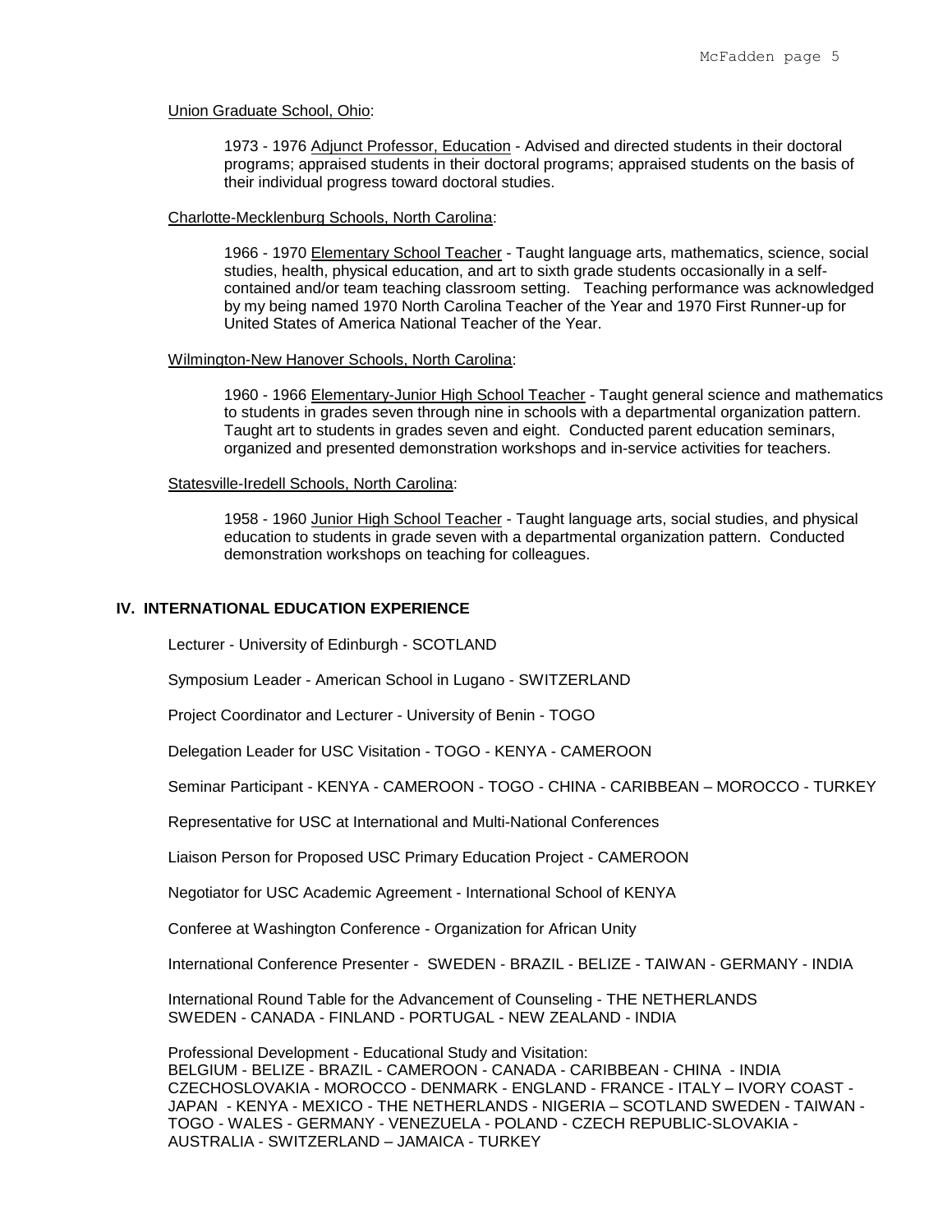Union Graduate School, Ohio:

1973 - 1976 Adjunct Professor, Education - Advised and directed students in their doctoral programs; appraised students in their doctoral programs; appraised students on the basis of their individual progress toward doctoral studies.

Charlotte-Mecklenburg Schools, North Carolina:

1966 - 1970 Elementary School Teacher - Taught language arts, mathematics, science, social studies, health, physical education, and art to sixth grade students occasionally in a self-contained and/or team teaching classroom setting. Teaching performance was acknowledged by my being named 1970 North Carolina Teacher of the Year and 1970 First Runner-up for United States of America National Teacher of the Year.

Wilmington-New Hanover Schools, North Carolina:

1960 - 1966 Elementary-Junior High School Teacher - Taught general science and mathematics to students in grades seven through nine in schools with a departmental organization pattern. Taught art to students in grades seven and eight. Conducted parent education seminars, organized and presented demonstration workshops and in-service activities for teachers.

Statesville-Iredell Schools, North Carolina:

1958 - 1960 Junior High School Teacher - Taught language arts, social studies, and physical education to students in grade seven with a departmental organization pattern. Conducted demonstration workshops on teaching for colleagues.

## IV. INTERNATIONAL EDUCATION EXPERIENCE

Lecturer - University of Edinburgh - SCOTLAND

Symposium Leader - American School in Lugano - SWITZERLAND

Project Coordinator and Lecturer - University of Benin - TOGO

Delegation Leader for USC Visitation - TOGO - KENYA - CAMEROON

Seminar Participant - KENYA - CAMEROON - TOGO - CHINA - CARIBBEAN – MOROCCO - TURKEY

Representative for USC at International and Multi-National Conferences

Liaison Person for Proposed USC Primary Education Project - CAMEROON

Negotiator for USC Academic Agreement - International School of KENYA

Conferee at Washington Conference - Organization for African Unity

International Conference Presenter - SWEDEN - BRAZIL - BELIZE - TAIWAN - GERMANY - INDIA

International Round Table for the Advancement of Counseling - THE NETHERLANDS SWEDEN - CANADA - FINLAND - PORTUGAL - NEW ZEALAND - INDIA

Professional Development - Educational Study and Visitation:
BELGIUM - BELIZE - BRAZIL - CAMEROON - CANADA - CARIBBEAN - CHINA - INDIA CZECHOSLOVAKIA - MOROCCO - DENMARK - ENGLAND - FRANCE - ITALY – IVORY COAST - JAPAN - KENYA - MEXICO - THE NETHERLANDS - NIGERIA – SCOTLAND SWEDEN - TAIWAN - TOGO - WALES - GERMANY - VENEZUELA - POLAND - CZECH REPUBLIC-SLOVAKIA - AUSTRALIA - SWITZERLAND – JAMAICA - TURKEY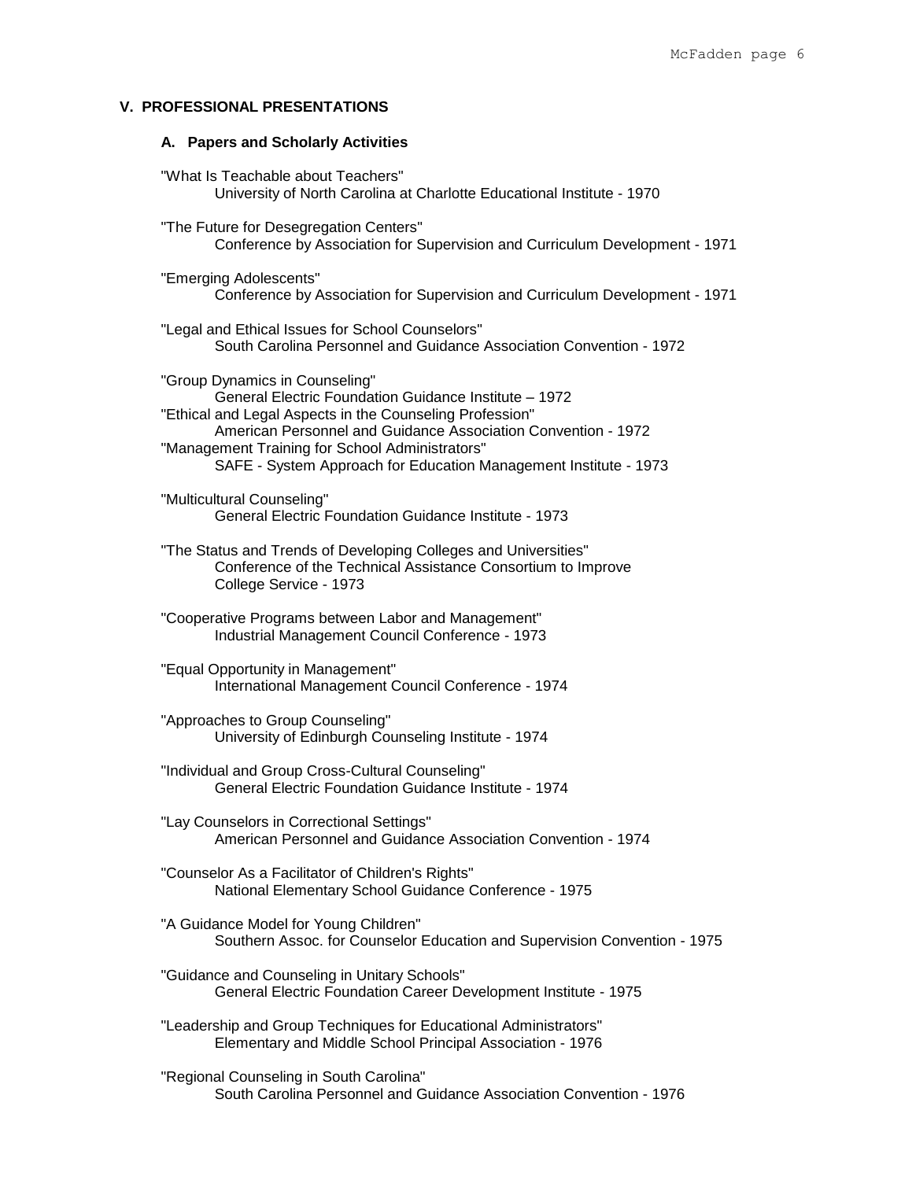## V. PROFESSIONAL PRESENTATIONS

### A. Papers and Scholarly Activities

"What Is Teachable about Teachers"
University of North Carolina at Charlotte Educational Institute - 1970

"The Future for Desegregation Centers"
Conference by Association for Supervision and Curriculum Development - 1971

"Emerging Adolescents"
Conference by Association for Supervision and Curriculum Development - 1971

"Legal and Ethical Issues for School Counselors"
South Carolina Personnel and Guidance Association Convention - 1972

"Group Dynamics in Counseling"
General Electric Foundation Guidance Institute – 1972

"Ethical and Legal Aspects in the Counseling Profession"
American Personnel and Guidance Association Convention - 1972

"Management Training for School Administrators"
SAFE - System Approach for Education Management Institute - 1973

"Multicultural Counseling"
General Electric Foundation Guidance Institute - 1973

"The Status and Trends of Developing Colleges and Universities"
Conference of the Technical Assistance Consortium to Improve College Service - 1973

"Cooperative Programs between Labor and Management"
Industrial Management Council Conference - 1973

"Equal Opportunity in Management"
International Management Council Conference - 1974

"Approaches to Group Counseling"
University of Edinburgh Counseling Institute - 1974

"Individual and Group Cross-Cultural Counseling"
General Electric Foundation Guidance Institute - 1974

"Lay Counselors in Correctional Settings"
American Personnel and Guidance Association Convention - 1974

"Counselor As a Facilitator of Children's Rights"
National Elementary School Guidance Conference - 1975

"A Guidance Model for Young Children"
Southern Assoc. for Counselor Education and Supervision Convention - 1975

"Guidance and Counseling in Unitary Schools"
General Electric Foundation Career Development Institute - 1975

"Leadership and Group Techniques for Educational Administrators"
Elementary and Middle School Principal Association - 1976

"Regional Counseling in South Carolina"
South Carolina Personnel and Guidance Association Convention - 1976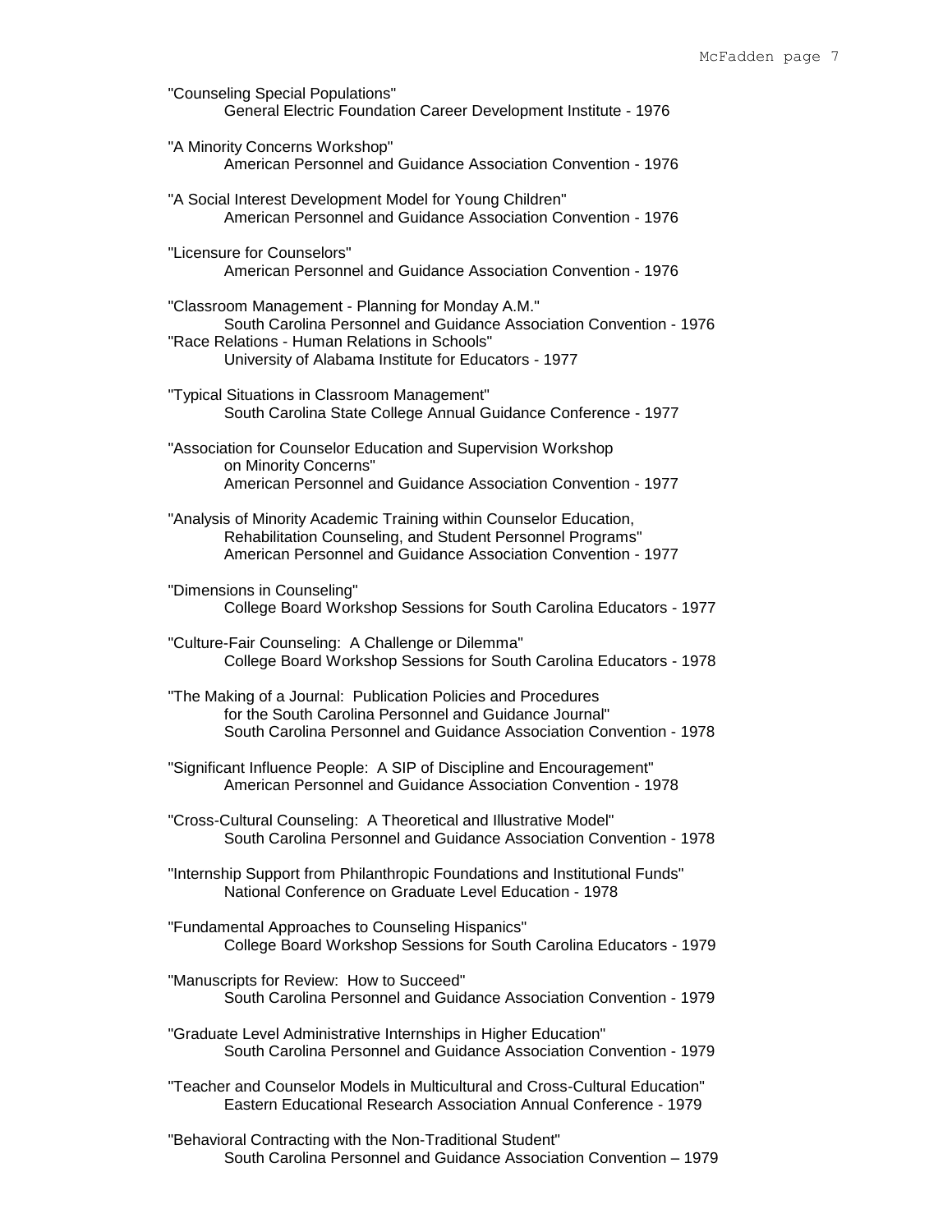"Counseling Special Populations"
General Electric Foundation Career Development Institute - 1976

"A Minority Concerns Workshop"
American Personnel and Guidance Association Convention - 1976

"A Social Interest Development Model for Young Children"
American Personnel and Guidance Association Convention - 1976

"Licensure for Counselors"
American Personnel and Guidance Association Convention - 1976

"Classroom Management - Planning for Monday A.M."
South Carolina Personnel and Guidance Association Convention - 1976

"Race Relations - Human Relations in Schools"
University of Alabama Institute for Educators - 1977

"Typical Situations in Classroom Management"
South Carolina State College Annual Guidance Conference - 1977

"Association for Counselor Education and Supervision Workshop on Minority Concerns"
American Personnel and Guidance Association Convention - 1977

"Analysis of Minority Academic Training within Counselor Education, Rehabilitation Counseling, and Student Personnel Programs"
American Personnel and Guidance Association Convention - 1977

"Dimensions in Counseling"
College Board Workshop Sessions for South Carolina Educators - 1977

"Culture-Fair Counseling: A Challenge or Dilemma"
College Board Workshop Sessions for South Carolina Educators - 1978

"The Making of a Journal: Publication Policies and Procedures for the South Carolina Personnel and Guidance Journal"
South Carolina Personnel and Guidance Association Convention - 1978

"Significant Influence People: A SIP of Discipline and Encouragement"
American Personnel and Guidance Association Convention - 1978

"Cross-Cultural Counseling: A Theoretical and Illustrative Model"
South Carolina Personnel and Guidance Association Convention - 1978

"Internship Support from Philanthropic Foundations and Institutional Funds"
National Conference on Graduate Level Education - 1978

"Fundamental Approaches to Counseling Hispanics"
College Board Workshop Sessions for South Carolina Educators - 1979

"Manuscripts for Review: How to Succeed"
South Carolina Personnel and Guidance Association Convention - 1979

"Graduate Level Administrative Internships in Higher Education"
South Carolina Personnel and Guidance Association Convention - 1979

"Teacher and Counselor Models in Multicultural and Cross-Cultural Education"
Eastern Educational Research Association Annual Conference - 1979

"Behavioral Contracting with the Non-Traditional Student"
South Carolina Personnel and Guidance Association Convention – 1979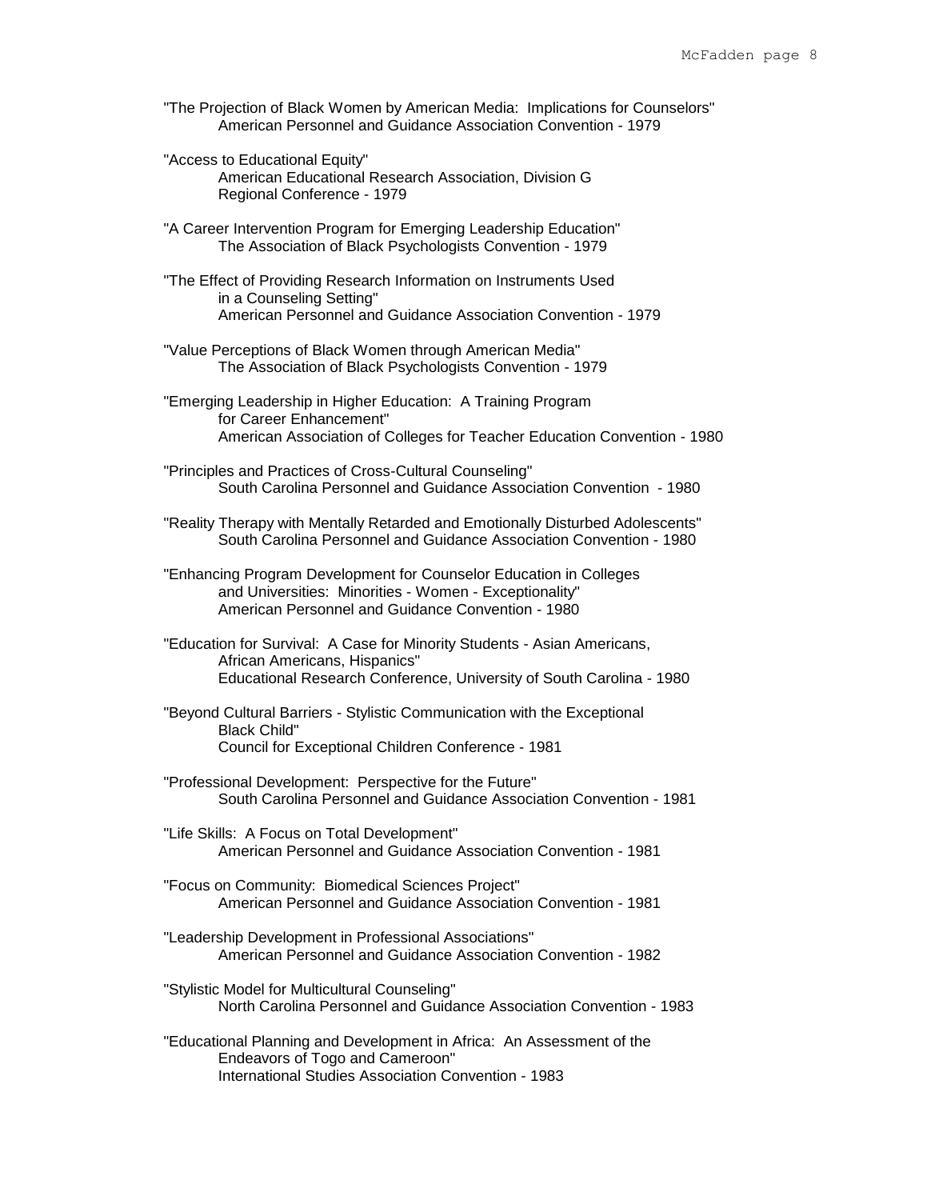"The Projection of Black Women by American Media: Implications for Counselors"
American Personnel and Guidance Association Convention - 1979

"Access to Educational Equity"
American Educational Research Association, Division G
Regional Conference - 1979

"A Career Intervention Program for Emerging Leadership Education"
The Association of Black Psychologists Convention - 1979

"The Effect of Providing Research Information on Instruments Used in a Counseling Setting"
American Personnel and Guidance Association Convention - 1979

"Value Perceptions of Black Women through American Media"
The Association of Black Psychologists Convention - 1979

"Emerging Leadership in Higher Education: A Training Program for Career Enhancement"
American Association of Colleges for Teacher Education Convention - 1980

"Principles and Practices of Cross-Cultural Counseling"
South Carolina Personnel and Guidance Association Convention - 1980

"Reality Therapy with Mentally Retarded and Emotionally Disturbed Adolescents"
South Carolina Personnel and Guidance Association Convention - 1980

"Enhancing Program Development for Counselor Education in Colleges and Universities: Minorities - Women - Exceptionality"
American Personnel and Guidance Convention - 1980

"Education for Survival: A Case for Minority Students - Asian Americans, African Americans, Hispanics"
Educational Research Conference, University of South Carolina - 1980

"Beyond Cultural Barriers - Stylistic Communication with the Exceptional Black Child"
Council for Exceptional Children Conference - 1981

"Professional Development: Perspective for the Future"
South Carolina Personnel and Guidance Association Convention - 1981

"Life Skills: A Focus on Total Development"
American Personnel and Guidance Association Convention - 1981

"Focus on Community: Biomedical Sciences Project"
American Personnel and Guidance Association Convention - 1981

"Leadership Development in Professional Associations"
American Personnel and Guidance Association Convention - 1982

"Stylistic Model for Multicultural Counseling"
North Carolina Personnel and Guidance Association Convention - 1983

"Educational Planning and Development in Africa: An Assessment of the Endeavors of Togo and Cameroon"
International Studies Association Convention - 1983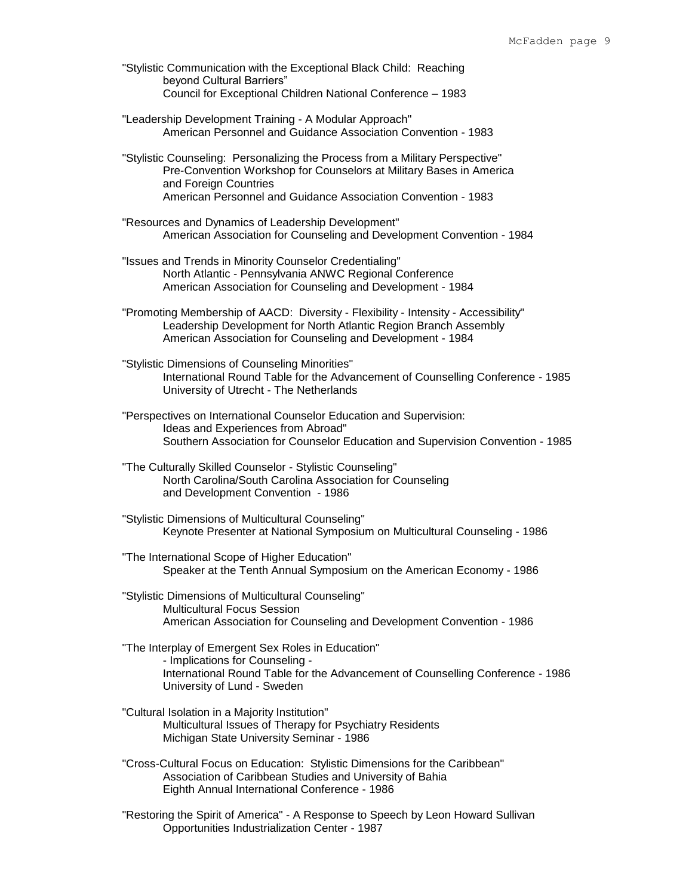"Stylistic Communication with the Exceptional Black Child: Reaching beyond Cultural Barriers"
Council for Exceptional Children National Conference – 1983

"Leadership Development Training - A Modular Approach"
American Personnel and Guidance Association Convention - 1983

"Stylistic Counseling: Personalizing the Process from a Military Perspective"
Pre-Convention Workshop for Counselors at Military Bases in America and Foreign Countries
American Personnel and Guidance Association Convention - 1983

"Resources and Dynamics of Leadership Development"
American Association for Counseling and Development Convention - 1984

"Issues and Trends in Minority Counselor Credentialing"
North Atlantic - Pennsylvania ANWC Regional Conference
American Association for Counseling and Development - 1984

"Promoting Membership of AACD: Diversity - Flexibility - Intensity - Accessibility"
Leadership Development for North Atlantic Region Branch Assembly
American Association for Counseling and Development - 1984

"Stylistic Dimensions of Counseling Minorities"
International Round Table for the Advancement of Counselling Conference - 1985
University of Utrecht - The Netherlands

"Perspectives on International Counselor Education and Supervision: Ideas and Experiences from Abroad"
Southern Association for Counselor Education and Supervision Convention - 1985

"The Culturally Skilled Counselor - Stylistic Counseling"
North Carolina/South Carolina Association for Counseling and Development Convention - 1986

"Stylistic Dimensions of Multicultural Counseling"
Keynote Presenter at National Symposium on Multicultural Counseling - 1986

"The International Scope of Higher Education"
Speaker at the Tenth Annual Symposium on the American Economy - 1986

"Stylistic Dimensions of Multicultural Counseling"
Multicultural Focus Session
American Association for Counseling and Development Convention - 1986

"The Interplay of Emergent Sex Roles in Education"
- Implications for Counseling -
International Round Table for the Advancement of Counselling Conference - 1986
University of Lund - Sweden

"Cultural Isolation in a Majority Institution"
Multicultural Issues of Therapy for Psychiatry Residents
Michigan State University Seminar - 1986

"Cross-Cultural Focus on Education: Stylistic Dimensions for the Caribbean"
Association of Caribbean Studies and University of Bahia
Eighth Annual International Conference - 1986

"Restoring the Spirit of America" - A Response to Speech by Leon Howard Sullivan
Opportunities Industrialization Center - 1987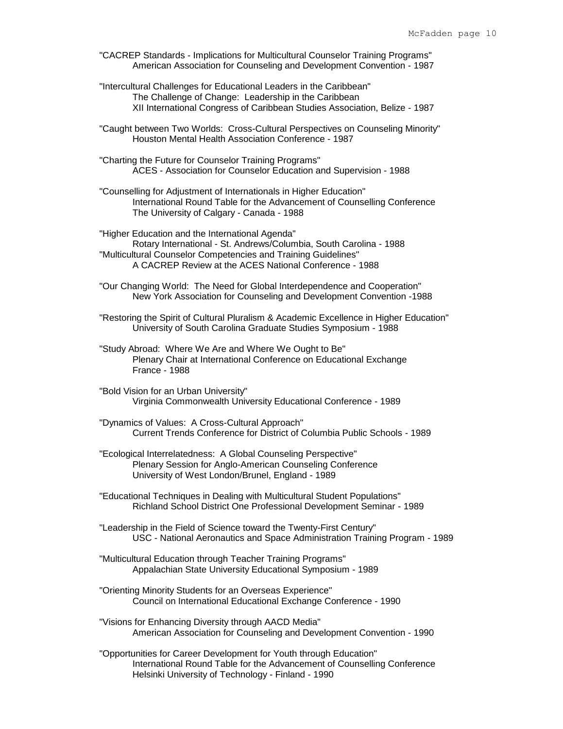"CACREP Standards - Implications for Multicultural Counselor Training Programs"
American Association for Counseling and Development Convention - 1987

"Intercultural Challenges for Educational Leaders in the Caribbean"
The Challenge of Change: Leadership in the Caribbean
XII International Congress of Caribbean Studies Association, Belize - 1987

"Caught between Two Worlds: Cross-Cultural Perspectives on Counseling Minority"
Houston Mental Health Association Conference - 1987

"Charting the Future for Counselor Training Programs"
ACES - Association for Counselor Education and Supervision - 1988

"Counselling for Adjustment of Internationals in Higher Education"
International Round Table for the Advancement of Counselling Conference
The University of Calgary - Canada - 1988

"Higher Education and the International Agenda"
Rotary International - St. Andrews/Columbia, South Carolina - 1988

"Multicultural Counselor Competencies and Training Guidelines"
A CACREP Review at the ACES National Conference - 1988

"Our Changing World: The Need for Global Interdependence and Cooperation"
New York Association for Counseling and Development Convention -1988

"Restoring the Spirit of Cultural Pluralism & Academic Excellence in Higher Education"
University of South Carolina Graduate Studies Symposium - 1988

"Study Abroad: Where We Are and Where We Ought to Be"
Plenary Chair at International Conference on Educational Exchange
France - 1988

"Bold Vision for an Urban University"
Virginia Commonwealth University Educational Conference - 1989

"Dynamics of Values: A Cross-Cultural Approach"
Current Trends Conference for District of Columbia Public Schools - 1989

"Ecological Interrelatedness: A Global Counseling Perspective"
Plenary Session for Anglo-American Counseling Conference
University of West London/Brunel, England - 1989

"Educational Techniques in Dealing with Multicultural Student Populations"
Richland School District One Professional Development Seminar - 1989

"Leadership in the Field of Science toward the Twenty-First Century"
USC - National Aeronautics and Space Administration Training Program - 1989

"Multicultural Education through Teacher Training Programs"
Appalachian State University Educational Symposium - 1989

"Orienting Minority Students for an Overseas Experience"
Council on International Educational Exchange Conference - 1990

"Visions for Enhancing Diversity through AACD Media"
American Association for Counseling and Development Convention - 1990

"Opportunities for Career Development for Youth through Education"
International Round Table for the Advancement of Counselling Conference
Helsinki University of Technology - Finland - 1990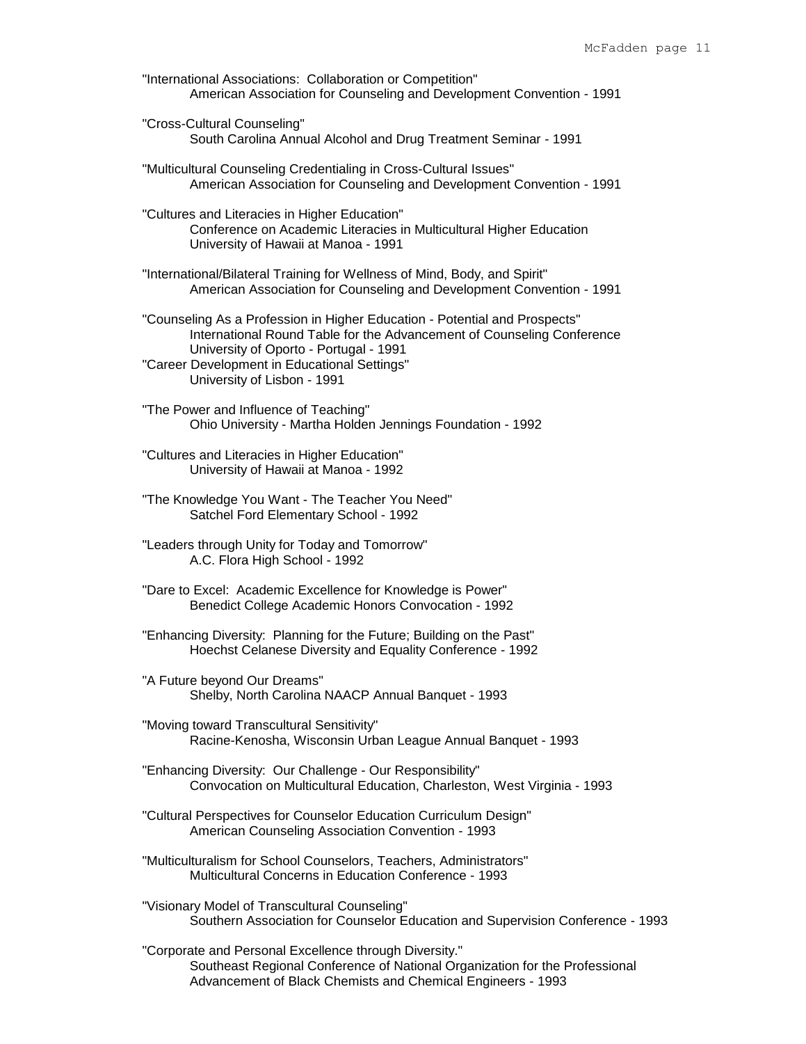"International Associations: Collaboration or Competition"
American Association for Counseling and Development Convention - 1991

"Cross-Cultural Counseling"
South Carolina Annual Alcohol and Drug Treatment Seminar - 1991

"Multicultural Counseling Credentialing in Cross-Cultural Issues"
American Association for Counseling and Development Convention - 1991

"Cultures and Literacies in Higher Education"
Conference on Academic Literacies in Multicultural Higher Education
University of Hawaii at Manoa - 1991

"International/Bilateral Training for Wellness of Mind, Body, and Spirit"
American Association for Counseling and Development Convention - 1991

"Counseling As a Profession in Higher Education - Potential and Prospects"
International Round Table for the Advancement of Counseling Conference
University of Oporto - Portugal - 1991

"Career Development in Educational Settings"
University of Lisbon - 1991

"The Power and Influence of Teaching"
Ohio University - Martha Holden Jennings Foundation - 1992

"Cultures and Literacies in Higher Education"
University of Hawaii at Manoa - 1992

"The Knowledge You Want - The Teacher You Need"
Satchel Ford Elementary School - 1992

"Leaders through Unity for Today and Tomorrow"
A.C. Flora High School - 1992

"Dare to Excel: Academic Excellence for Knowledge is Power"
Benedict College Academic Honors Convocation - 1992

"Enhancing Diversity: Planning for the Future; Building on the Past"
Hoechst Celanese Diversity and Equality Conference - 1992

"A Future beyond Our Dreams"
Shelby, North Carolina NAACP Annual Banquet - 1993

"Moving toward Transcultural Sensitivity"
Racine-Kenosha, Wisconsin Urban League Annual Banquet - 1993

"Enhancing Diversity: Our Challenge - Our Responsibility"
Convocation on Multicultural Education, Charleston, West Virginia - 1993

"Cultural Perspectives for Counselor Education Curriculum Design"
American Counseling Association Convention - 1993

"Multiculturalism for School Counselors, Teachers, Administrators"
Multicultural Concerns in Education Conference - 1993

"Visionary Model of Transcultural Counseling"
Southern Association for Counselor Education and Supervision Conference - 1993

"Corporate and Personal Excellence through Diversity."
Southeast Regional Conference of National Organization for the Professional Advancement of Black Chemists and Chemical Engineers - 1993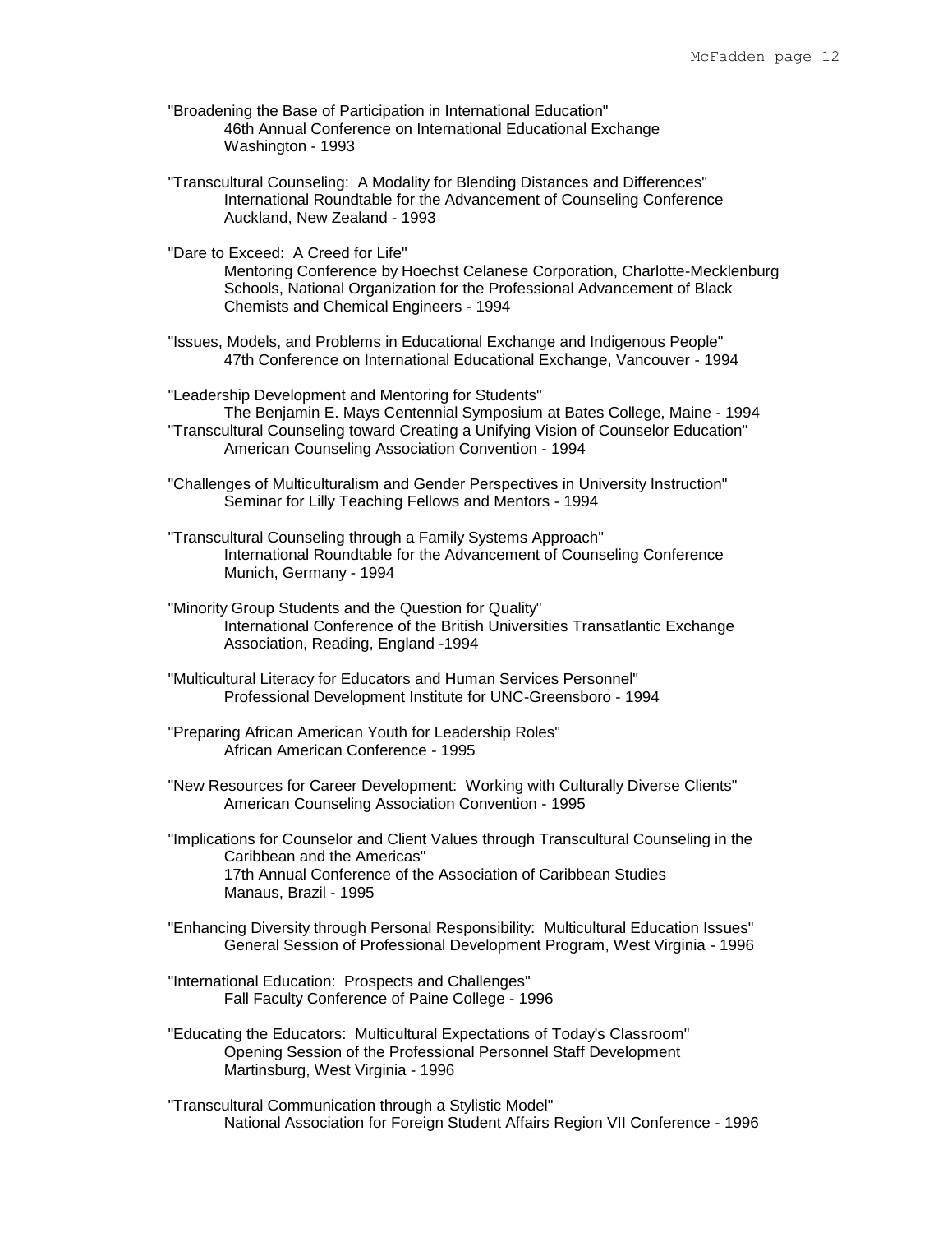"Broadening the Base of Participation in International Education"
46th Annual Conference on International Educational Exchange
Washington - 1993

"Transcultural Counseling: A Modality for Blending Distances and Differences"
International Roundtable for the Advancement of Counseling Conference
Auckland, New Zealand - 1993

"Dare to Exceed: A Creed for Life"
Mentoring Conference by Hoechst Celanese Corporation, Charlotte-Mecklenburg Schools, National Organization for the Professional Advancement of Black Chemists and Chemical Engineers - 1994

"Issues, Models, and Problems in Educational Exchange and Indigenous People"
47th Conference on International Educational Exchange, Vancouver - 1994

"Leadership Development and Mentoring for Students"
The Benjamin E. Mays Centennial Symposium at Bates College, Maine - 1994

"Transcultural Counseling toward Creating a Unifying Vision of Counselor Education"
American Counseling Association Convention - 1994

"Challenges of Multiculturalism and Gender Perspectives in University Instruction"
Seminar for Lilly Teaching Fellows and Mentors - 1994

"Transcultural Counseling through a Family Systems Approach"
International Roundtable for the Advancement of Counseling Conference
Munich, Germany - 1994

"Minority Group Students and the Question for Quality"
International Conference of the British Universities Transatlantic Exchange Association, Reading, England -1994

"Multicultural Literacy for Educators and Human Services Personnel"
Professional Development Institute for UNC-Greensboro - 1994

"Preparing African American Youth for Leadership Roles"
African American Conference - 1995

"New Resources for Career Development: Working with Culturally Diverse Clients"
American Counseling Association Convention - 1995

"Implications for Counselor and Client Values through Transcultural Counseling in the Caribbean and the Americas"
17th Annual Conference of the Association of Caribbean Studies
Manaus, Brazil - 1995

"Enhancing Diversity through Personal Responsibility: Multicultural Education Issues"
General Session of Professional Development Program, West Virginia - 1996

"International Education: Prospects and Challenges"
Fall Faculty Conference of Paine College - 1996

"Educating the Educators: Multicultural Expectations of Today's Classroom"
Opening Session of the Professional Personnel Staff Development
Martinsburg, West Virginia - 1996

"Transcultural Communication through a Stylistic Model"
National Association for Foreign Student Affairs Region VII Conference - 1996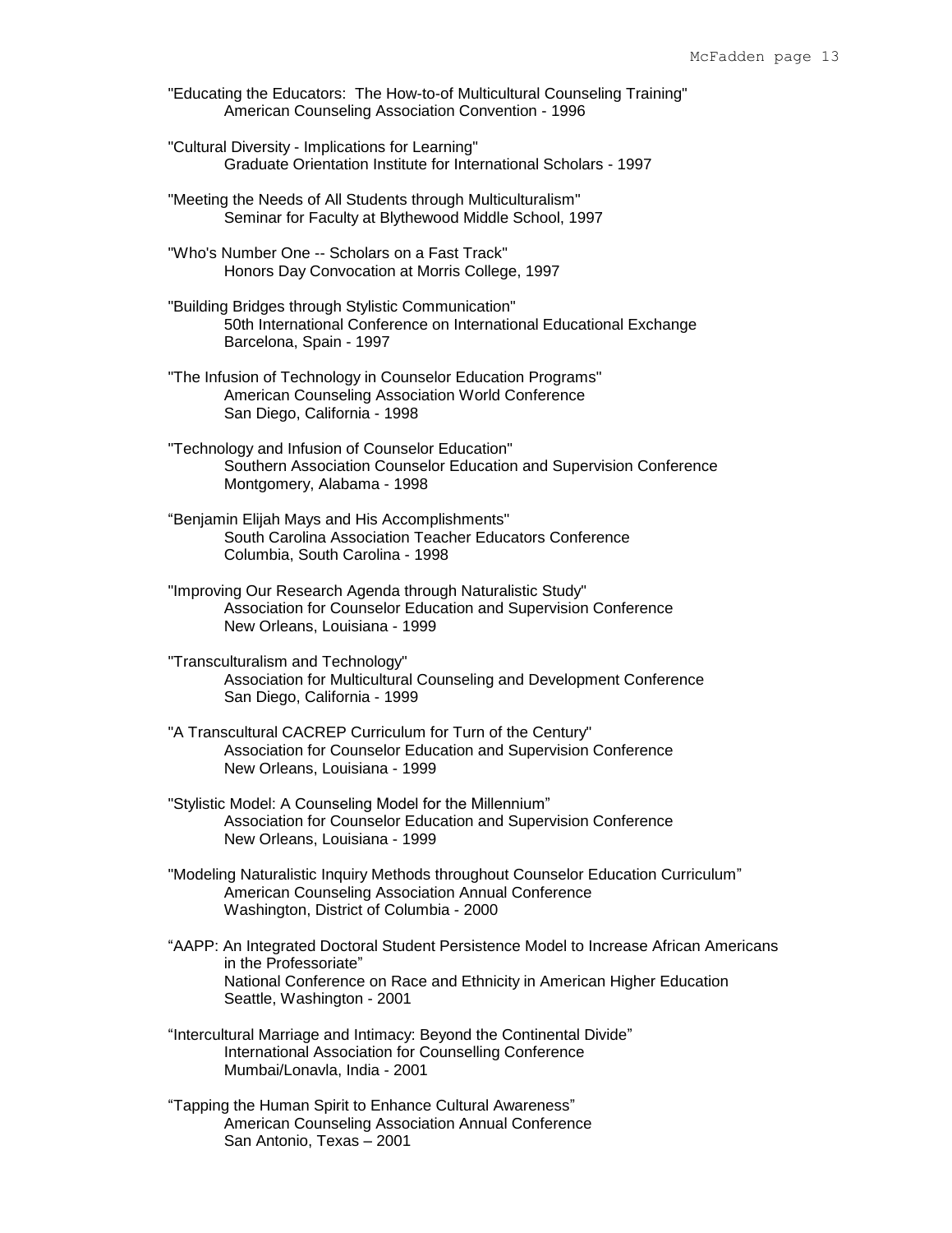"Educating the Educators: The How-to-of Multicultural Counseling Training"
American Counseling Association Convention - 1996

"Cultural Diversity - Implications for Learning"
Graduate Orientation Institute for International Scholars - 1997

"Meeting the Needs of All Students through Multiculturalism"
Seminar for Faculty at Blythewood Middle School, 1997

"Who's Number One -- Scholars on a Fast Track"
Honors Day Convocation at Morris College, 1997

"Building Bridges through Stylistic Communication"
50th International Conference on International Educational Exchange
Barcelona, Spain - 1997

"The Infusion of Technology in Counselor Education Programs"
American Counseling Association World Conference
San Diego, California - 1998

"Technology and Infusion of Counselor Education"
Southern Association Counselor Education and Supervision Conference
Montgomery, Alabama - 1998

"Benjamin Elijah Mays and His Accomplishments"
South Carolina Association Teacher Educators Conference
Columbia, South Carolina - 1998

"Improving Our Research Agenda through Naturalistic Study"
Association for Counselor Education and Supervision Conference
New Orleans, Louisiana - 1999

"Transculturalism and Technology"
Association for Multicultural Counseling and Development Conference
San Diego, California - 1999

"A Transcultural CACREP Curriculum for Turn of the Century"
Association for Counselor Education and Supervision Conference
New Orleans, Louisiana - 1999

"Stylistic Model: A Counseling Model for the Millennium"
Association for Counselor Education and Supervision Conference
New Orleans, Louisiana - 1999

"Modeling Naturalistic Inquiry Methods throughout Counselor Education Curriculum"
American Counseling Association Annual Conference
Washington, District of Columbia - 2000

"AAPP: An Integrated Doctoral Student Persistence Model to Increase African Americans in the Professoriate"
National Conference on Race and Ethnicity in American Higher Education
Seattle, Washington - 2001

"Intercultural Marriage and Intimacy: Beyond the Continental Divide"
International Association for Counselling Conference
Mumbai/Lonavla, India - 2001

"Tapping the Human Spirit to Enhance Cultural Awareness"
American Counseling Association Annual Conference
San Antonio, Texas – 2001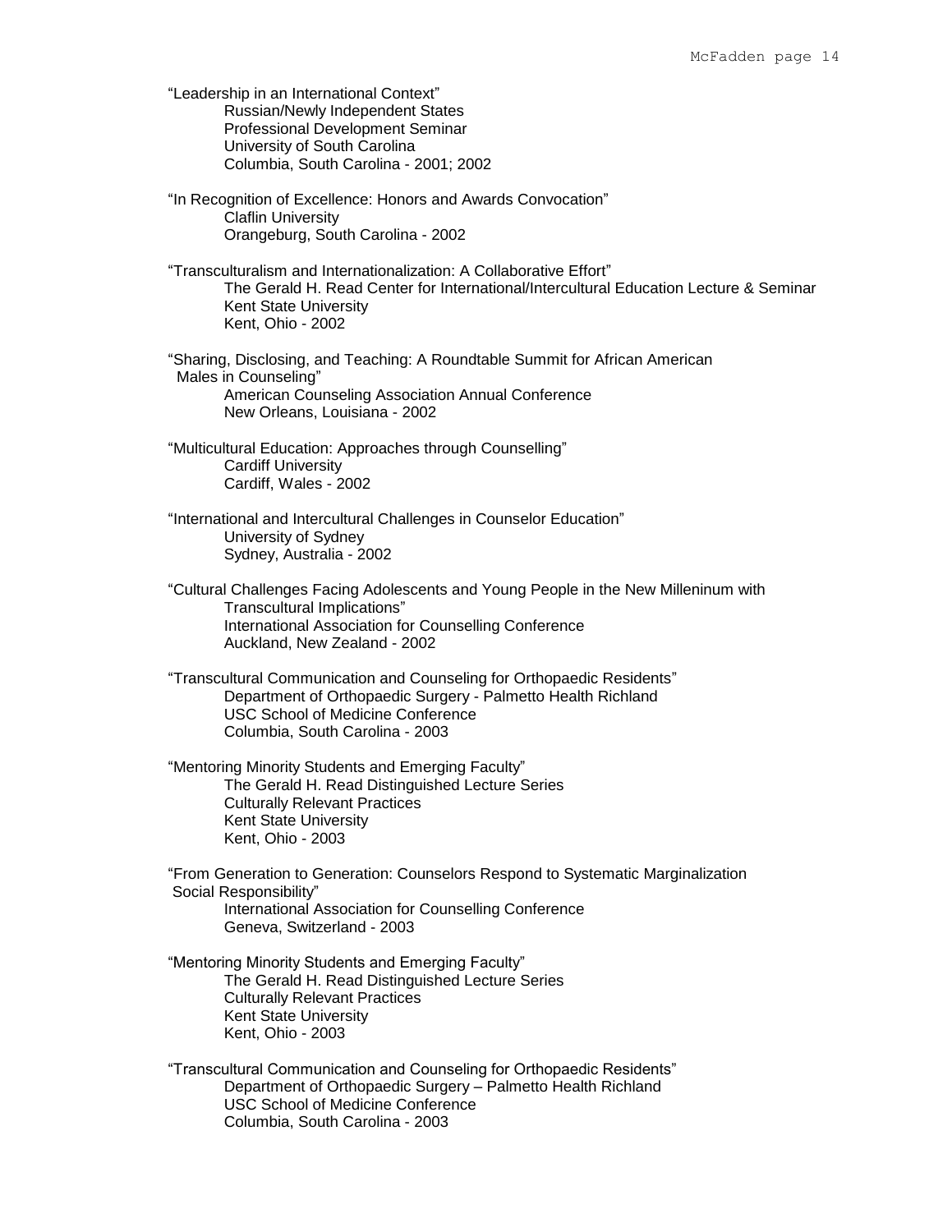"Leadership in an International Context"
Russian/Newly Independent States
Professional Development Seminar
University of South Carolina
Columbia, South Carolina - 2001; 2002

"In Recognition of Excellence: Honors and Awards Convocation"
Claflin University
Orangeburg, South Carolina - 2002

"Transculturalism and Internationalization: A Collaborative Effort"
The Gerald H. Read Center for International/Intercultural Education Lecture & Seminar
Kent State University
Kent, Ohio - 2002

"Sharing, Disclosing, and Teaching: A Roundtable Summit for African American Males in Counseling"
American Counseling Association Annual Conference
New Orleans, Louisiana - 2002

"Multicultural Education: Approaches through Counselling"
Cardiff University
Cardiff, Wales - 2002

"International and Intercultural Challenges in Counselor Education"
University of Sydney
Sydney, Australia - 2002

"Cultural Challenges Facing Adolescents and Young People in the New Milleninum with Transcultural Implications"
International Association for Counselling Conference
Auckland, New Zealand - 2002

"Transcultural Communication and Counseling for Orthopaedic Residents"
Department of Orthopaedic Surgery - Palmetto Health Richland
USC School of Medicine Conference
Columbia, South Carolina - 2003

"Mentoring Minority Students and Emerging Faculty"
The Gerald H. Read Distinguished Lecture Series
Culturally Relevant Practices
Kent State University
Kent, Ohio - 2003

"From Generation to Generation: Counselors Respond to Systematic Marginalization Social Responsibility"
International Association for Counselling Conference
Geneva, Switzerland - 2003

"Mentoring Minority Students and Emerging Faculty"
The Gerald H. Read Distinguished Lecture Series
Culturally Relevant Practices
Kent State University
Kent, Ohio - 2003

"Transcultural Communication and Counseling for Orthopaedic Residents"
Department of Orthopaedic Surgery – Palmetto Health Richland
USC School of Medicine Conference
Columbia, South Carolina - 2003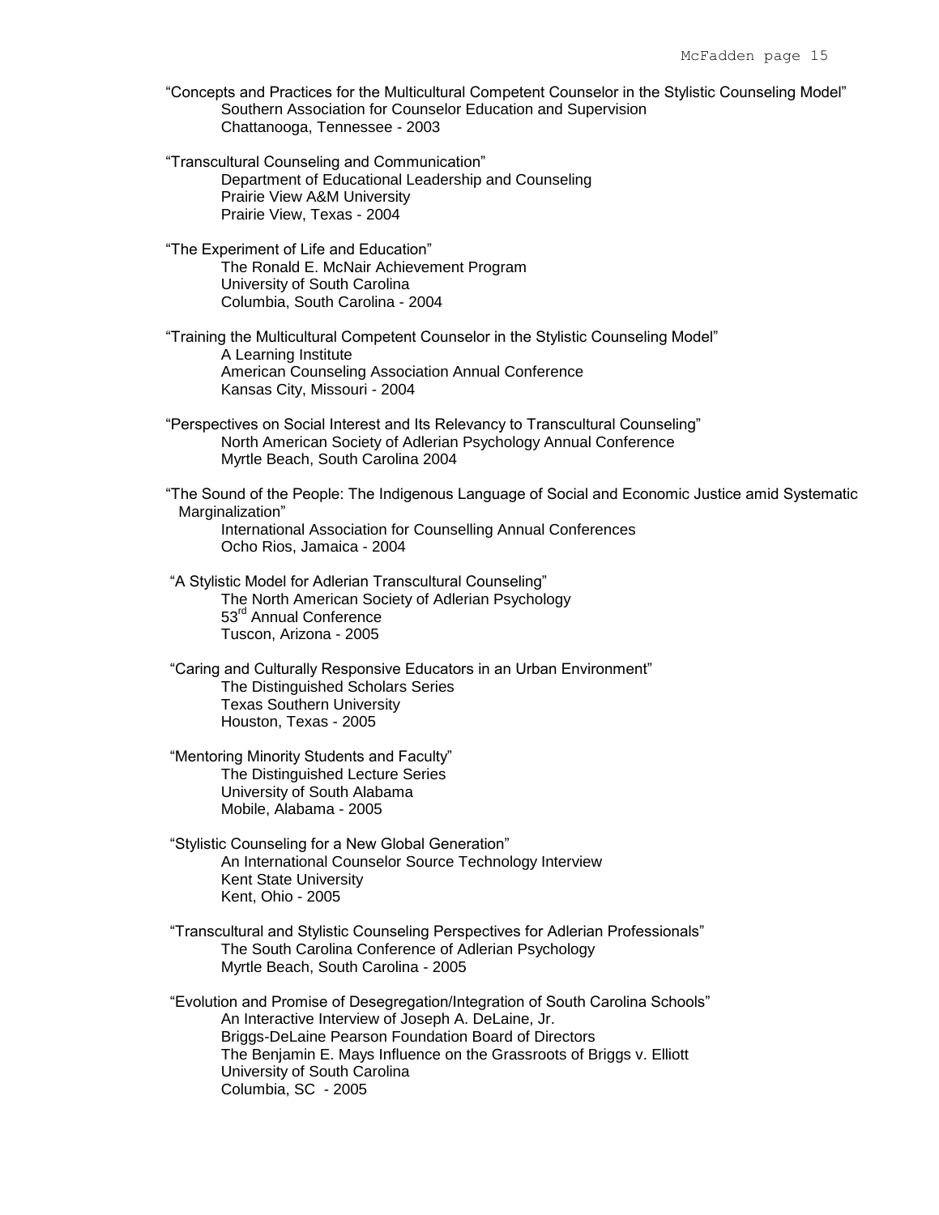"Concepts and Practices for the Multicultural Competent Counselor in the Stylistic Counseling Model"
Southern Association for Counselor Education and Supervision
Chattanooga, Tennessee - 2003

"Transcultural Counseling and Communication"
Department of Educational Leadership and Counseling
Prairie View A&M University
Prairie View, Texas - 2004

"The Experiment of Life and Education"
The Ronald E. McNair Achievement Program
University of South Carolina
Columbia, South Carolina - 2004

"Training the Multicultural Competent Counselor in the Stylistic Counseling Model"
A Learning Institute
American Counseling Association Annual Conference
Kansas City, Missouri - 2004

"Perspectives on Social Interest and Its Relevancy to Transcultural Counseling"
North American Society of Adlerian Psychology Annual Conference
Myrtle Beach, South Carolina 2004

"The Sound of the People: The Indigenous Language of Social and Economic Justice amid Systematic Marginalization"
International Association for Counselling Annual Conferences
Ocho Rios, Jamaica - 2004

"A Stylistic Model for Adlerian Transcultural Counseling"
The North American Society of Adlerian Psychology
53rd Annual Conference
Tuscon, Arizona - 2005

"Caring and Culturally Responsive Educators in an Urban Environment"
The Distinguished Scholars Series
Texas Southern University
Houston, Texas - 2005

"Mentoring Minority Students and Faculty"
The Distinguished Lecture Series
University of South Alabama
Mobile, Alabama - 2005

"Stylistic Counseling for a New Global Generation"
An International Counselor Source Technology Interview
Kent State University
Kent, Ohio - 2005

"Transcultural and Stylistic Counseling Perspectives for Adlerian Professionals"
The South Carolina Conference of Adlerian Psychology
Myrtle Beach, South Carolina - 2005

"Evolution and Promise of Desegregation/Integration of South Carolina Schools"
An Interactive Interview of Joseph A. DeLaine, Jr.
Briggs-DeLaine Pearson Foundation Board of Directors
The Benjamin E. Mays Influence on the Grassroots of Briggs v. Elliott
University of South Carolina
Columbia, SC - 2005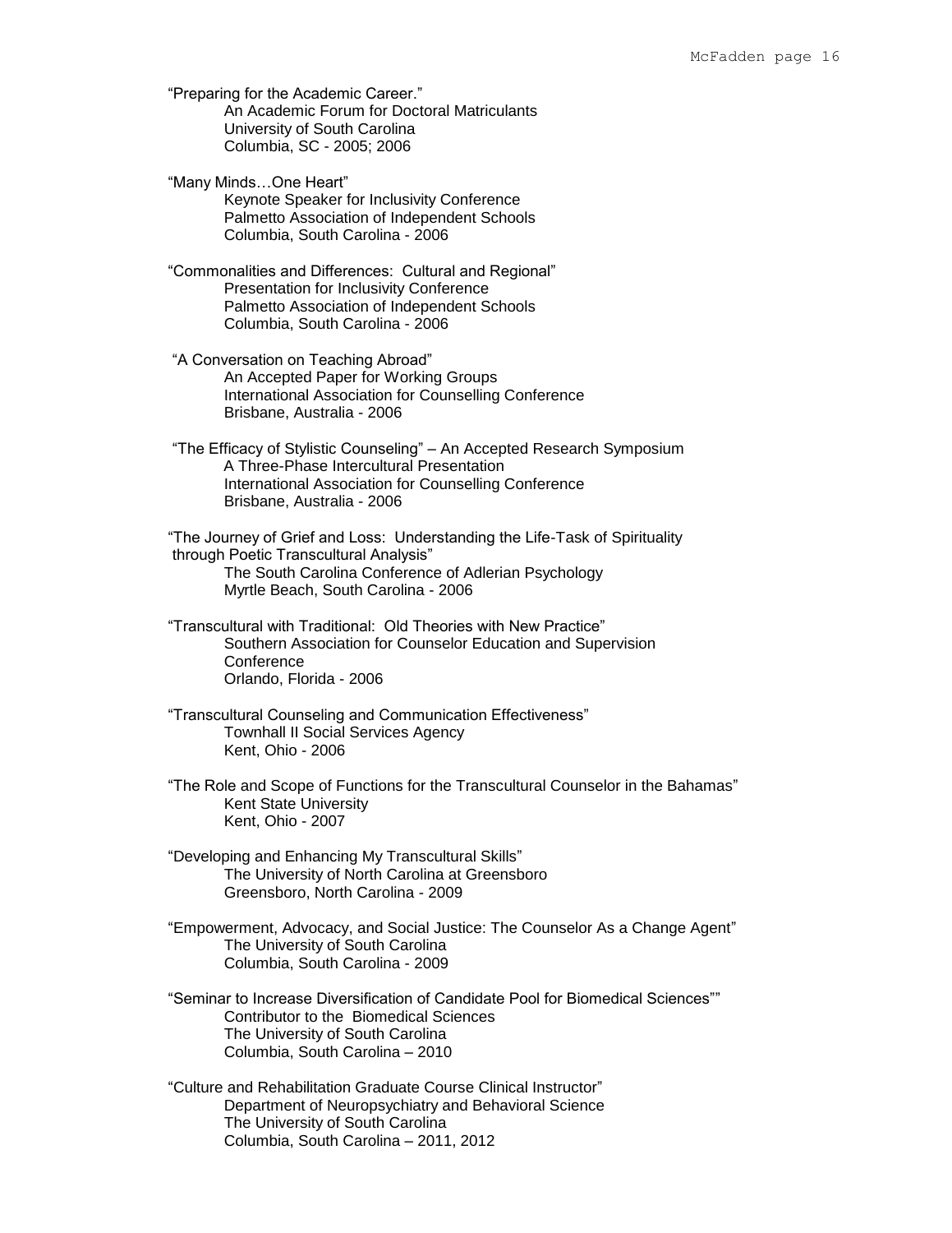"Preparing for the Academic Career."
An Academic Forum for Doctoral Matriculants
University of South Carolina
Columbia, SC - 2005; 2006

"Many Minds…One Heart"
Keynote Speaker for Inclusivity Conference
Palmetto Association of Independent Schools
Columbia, South Carolina - 2006

"Commonalities and Differences: Cultural and Regional"
Presentation for Inclusivity Conference
Palmetto Association of Independent Schools
Columbia, South Carolina - 2006

"A Conversation on Teaching Abroad"
An Accepted Paper for Working Groups
International Association for Counselling Conference
Brisbane, Australia - 2006

"The Efficacy of Stylistic Counseling" – An Accepted Research Symposium
A Three-Phase Intercultural Presentation
International Association for Counselling Conference
Brisbane, Australia - 2006

"The Journey of Grief and Loss: Understanding the Life-Task of Spirituality through Poetic Transcultural Analysis"
The South Carolina Conference of Adlerian Psychology
Myrtle Beach, South Carolina - 2006

"Transcultural with Traditional: Old Theories with New Practice"
Southern Association for Counselor Education and Supervision Conference
Orlando, Florida - 2006

"Transcultural Counseling and Communication Effectiveness"
Townhall II Social Services Agency
Kent, Ohio - 2006

"The Role and Scope of Functions for the Transcultural Counselor in the Bahamas"
Kent State University
Kent, Ohio - 2007

"Developing and Enhancing My Transcultural Skills"
The University of North Carolina at Greensboro
Greensboro, North Carolina - 2009

"Empowerment, Advocacy, and Social Justice: The Counselor As a Change Agent"
The University of South Carolina
Columbia, South Carolina - 2009

"Seminar to Increase Diversification of Candidate Pool for Biomedical Sciences""
Contributor to the Biomedical Sciences
The University of South Carolina
Columbia, South Carolina – 2010

"Culture and Rehabilitation Graduate Course Clinical Instructor"
Department of Neuropsychiatry and Behavioral Science
The University of South Carolina
Columbia, South Carolina – 2011, 2012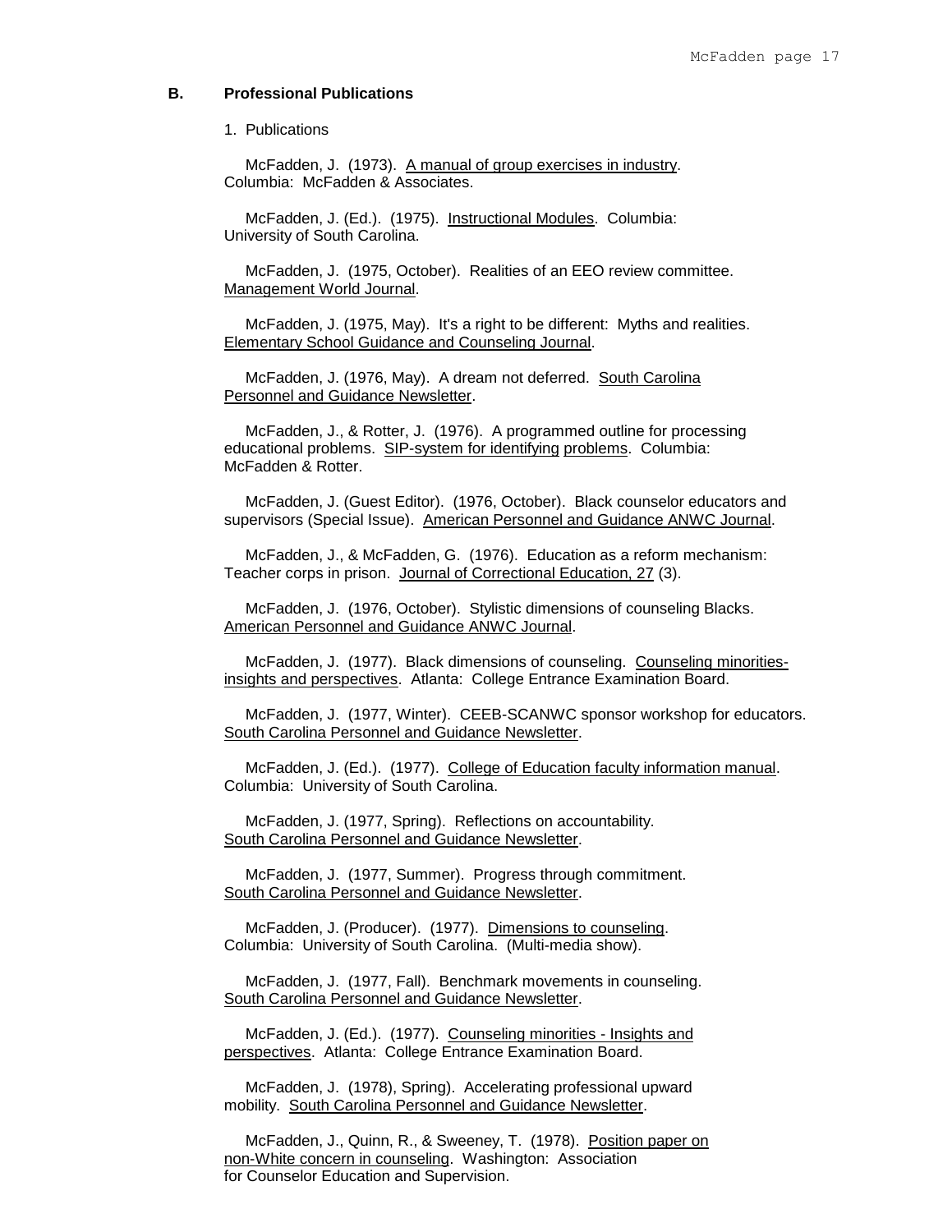### B. Professional Publications

1. Publications

McFadden, J. (1973). A manual of group exercises in industry. Columbia: McFadden & Associates.

McFadden, J. (Ed.). (1975). Instructional Modules. Columbia: University of South Carolina.

McFadden, J. (1975, October). Realities of an EEO review committee. Management World Journal.

McFadden, J. (1975, May). It's a right to be different: Myths and realities. Elementary School Guidance and Counseling Journal.

McFadden, J. (1976, May). A dream not deferred. South Carolina Personnel and Guidance Newsletter.

McFadden, J., & Rotter, J. (1976). A programmed outline for processing educational problems. SIP-system for identifying problems. Columbia: McFadden & Rotter.

McFadden, J. (Guest Editor). (1976, October). Black counselor educators and supervisors (Special Issue). American Personnel and Guidance ANWC Journal.

McFadden, J., & McFadden, G. (1976). Education as a reform mechanism: Teacher corps in prison. Journal of Correctional Education, 27 (3).

McFadden, J. (1976, October). Stylistic dimensions of counseling Blacks. American Personnel and Guidance ANWC Journal.

McFadden, J. (1977). Black dimensions of counseling. Counseling minorities-insights and perspectives. Atlanta: College Entrance Examination Board.

McFadden, J. (1977, Winter). CEEB-SCANWC sponsor workshop for educators. South Carolina Personnel and Guidance Newsletter.

McFadden, J. (Ed.). (1977). College of Education faculty information manual. Columbia: University of South Carolina.

McFadden, J. (1977, Spring). Reflections on accountability. South Carolina Personnel and Guidance Newsletter.

McFadden, J. (1977, Summer). Progress through commitment. South Carolina Personnel and Guidance Newsletter.

McFadden, J. (Producer). (1977). Dimensions to counseling. Columbia: University of South Carolina. (Multi-media show).

McFadden, J. (1977, Fall). Benchmark movements in counseling. South Carolina Personnel and Guidance Newsletter.

McFadden, J. (Ed.). (1977). Counseling minorities - Insights and perspectives. Atlanta: College Entrance Examination Board.

McFadden, J. (1978), Spring). Accelerating professional upward mobility. South Carolina Personnel and Guidance Newsletter.

McFadden, J., Quinn, R., & Sweeney, T. (1978). Position paper on non-White concern in counseling. Washington: Association for Counselor Education and Supervision.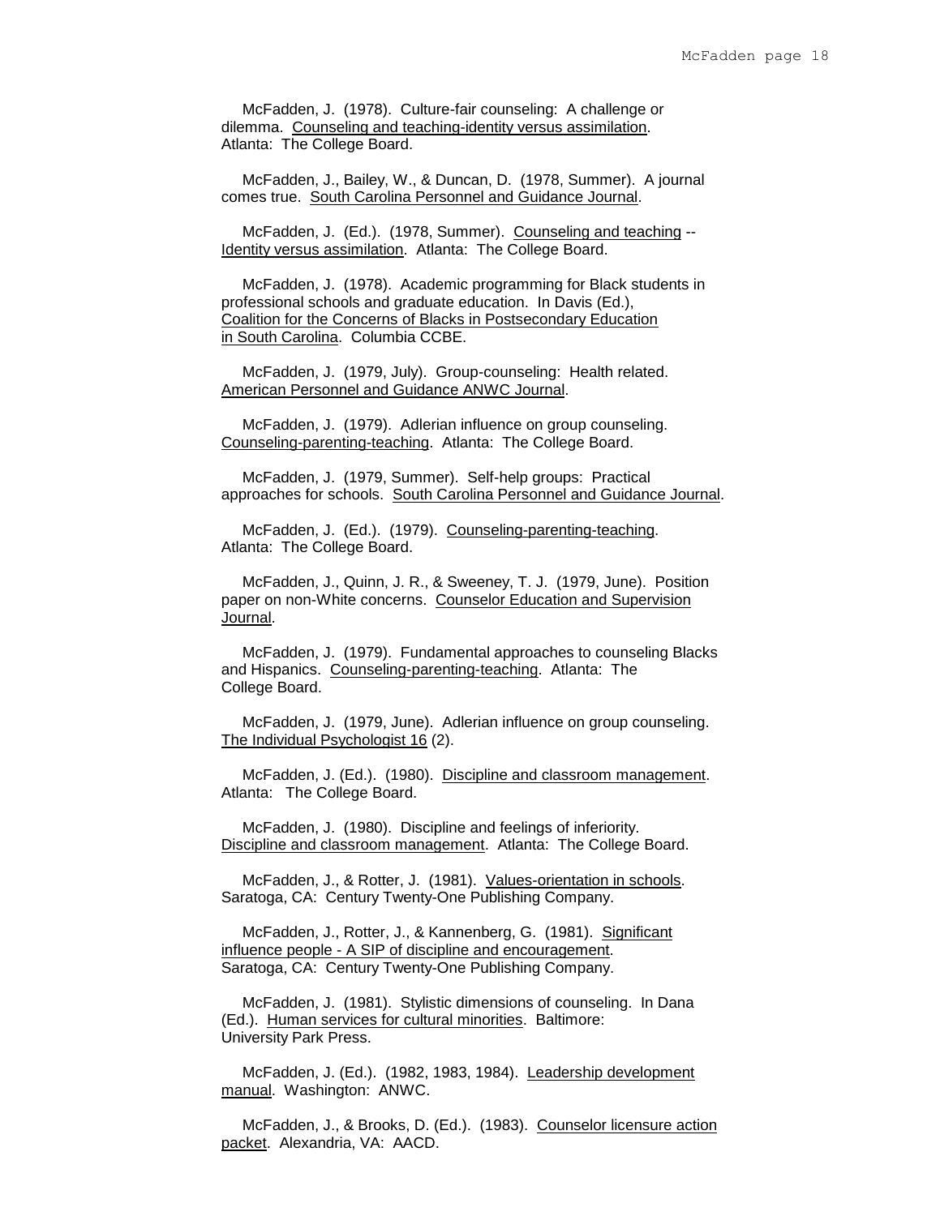McFadden, J. (1978). Culture-fair counseling: A challenge or dilemma. Counseling and teaching-identity versus assimilation. Atlanta: The College Board.

McFadden, J., Bailey, W., & Duncan, D. (1978, Summer). A journal comes true. South Carolina Personnel and Guidance Journal.

McFadden, J. (Ed.). (1978, Summer). Counseling and teaching -- Identity versus assimilation. Atlanta: The College Board.

McFadden, J. (1978). Academic programming for Black students in professional schools and graduate education. In Davis (Ed.), Coalition for the Concerns of Blacks in Postsecondary Education in South Carolina. Columbia CCBE.

McFadden, J. (1979, July). Group-counseling: Health related. American Personnel and Guidance ANWC Journal.

McFadden, J. (1979). Adlerian influence on group counseling. Counseling-parenting-teaching. Atlanta: The College Board.

McFadden, J. (1979, Summer). Self-help groups: Practical approaches for schools. South Carolina Personnel and Guidance Journal.

McFadden, J. (Ed.). (1979). Counseling-parenting-teaching. Atlanta: The College Board.

McFadden, J., Quinn, J. R., & Sweeney, T. J. (1979, June). Position paper on non-White concerns. Counselor Education and Supervision Journal.

McFadden, J. (1979). Fundamental approaches to counseling Blacks and Hispanics. Counseling-parenting-teaching. Atlanta: The College Board.

McFadden, J. (1979, June). Adlerian influence on group counseling. The Individual Psychologist 16 (2).

McFadden, J. (Ed.). (1980). Discipline and classroom management. Atlanta: The College Board.

McFadden, J. (1980). Discipline and feelings of inferiority. Discipline and classroom management. Atlanta: The College Board.

McFadden, J., & Rotter, J. (1981). Values-orientation in schools. Saratoga, CA: Century Twenty-One Publishing Company.

McFadden, J., Rotter, J., & Kannenberg, G. (1981). Significant influence people - A SIP of discipline and encouragement. Saratoga, CA: Century Twenty-One Publishing Company.

McFadden, J. (1981). Stylistic dimensions of counseling. In Dana (Ed.). Human services for cultural minorities. Baltimore: University Park Press.

McFadden, J. (Ed.). (1982, 1983, 1984). Leadership development manual. Washington: ANWC.

McFadden, J., & Brooks, D. (Ed.). (1983). Counselor licensure action packet. Alexandria, VA: AACD.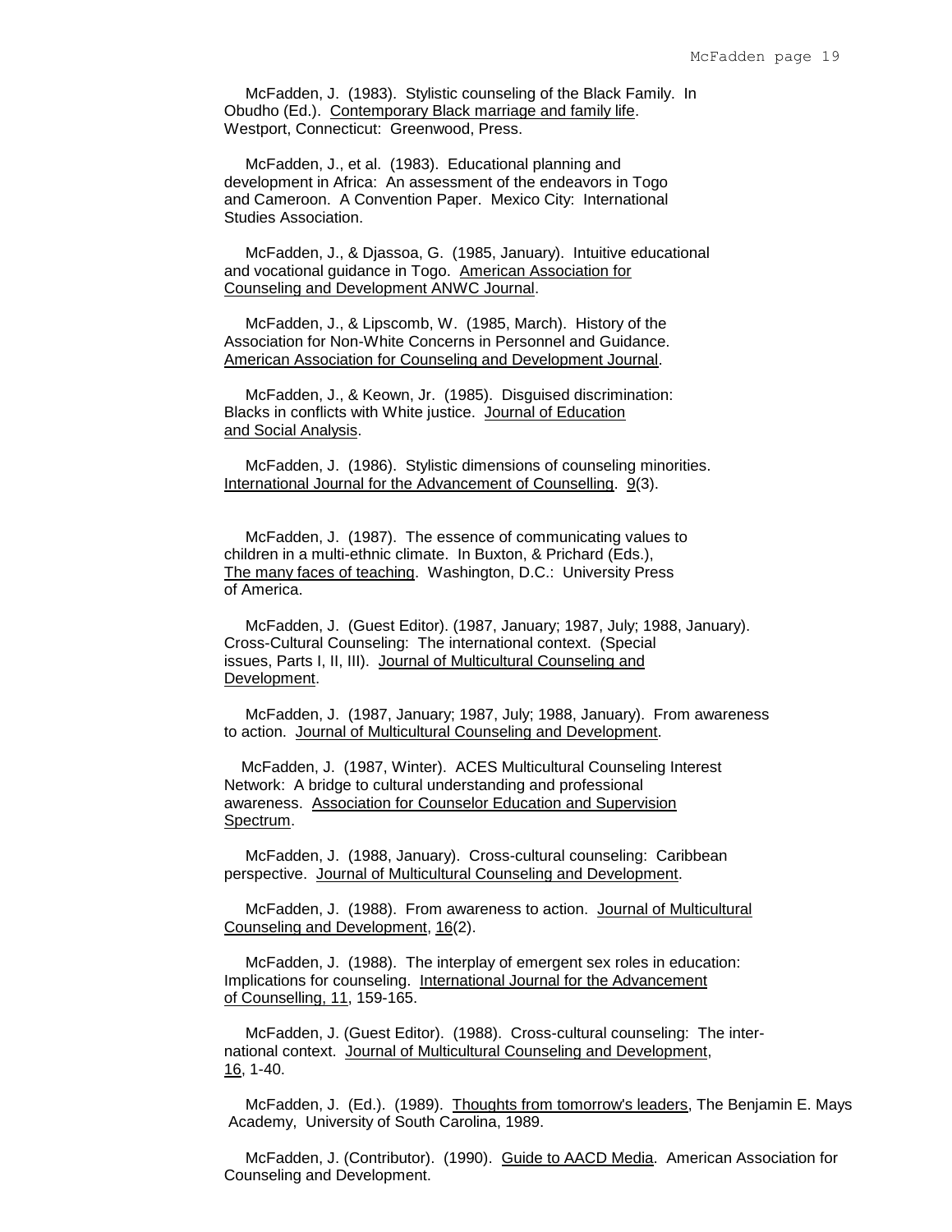McFadden, J. (1983). Stylistic counseling of the Black Family. In Obudho (Ed.). Contemporary Black marriage and family life. Westport, Connecticut: Greenwood, Press.

McFadden, J., et al. (1983). Educational planning and development in Africa: An assessment of the endeavors in Togo and Cameroon. A Convention Paper. Mexico City: International Studies Association.

McFadden, J., & Djassoa, G. (1985, January). Intuitive educational and vocational guidance in Togo. American Association for Counseling and Development ANWC Journal.

McFadden, J., & Lipscomb, W. (1985, March). History of the Association for Non-White Concerns in Personnel and Guidance. American Association for Counseling and Development Journal.

McFadden, J., & Keown, Jr. (1985). Disguised discrimination: Blacks in conflicts with White justice. Journal of Education and Social Analysis.

McFadden, J. (1986). Stylistic dimensions of counseling minorities. International Journal for the Advancement of Counselling. 9(3).

McFadden, J. (1987). The essence of communicating values to children in a multi-ethnic climate. In Buxton, & Prichard (Eds.), The many faces of teaching. Washington, D.C.: University Press of America.

McFadden, J. (Guest Editor). (1987, January; 1987, July; 1988, January). Cross-Cultural Counseling: The international context. (Special issues, Parts I, II, III). Journal of Multicultural Counseling and Development.

McFadden, J. (1987, January; 1987, July; 1988, January). From awareness to action. Journal of Multicultural Counseling and Development.

McFadden, J. (1987, Winter). ACES Multicultural Counseling Interest Network: A bridge to cultural understanding and professional awareness. Association for Counselor Education and Supervision Spectrum.

McFadden, J. (1988, January). Cross-cultural counseling: Caribbean perspective. Journal of Multicultural Counseling and Development.

McFadden, J. (1988). From awareness to action. Journal of Multicultural Counseling and Development, 16(2).

McFadden, J. (1988). The interplay of emergent sex roles in education: Implications for counseling. International Journal for the Advancement of Counselling, 11, 159-165.

McFadden, J. (Guest Editor). (1988). Cross-cultural counseling: The international context. Journal of Multicultural Counseling and Development, 16, 1-40.

McFadden, J. (Ed.). (1989). Thoughts from tomorrow's leaders, The Benjamin E. Mays Academy, University of South Carolina, 1989.

McFadden, J. (Contributor). (1990). Guide to AACD Media. American Association for Counseling and Development.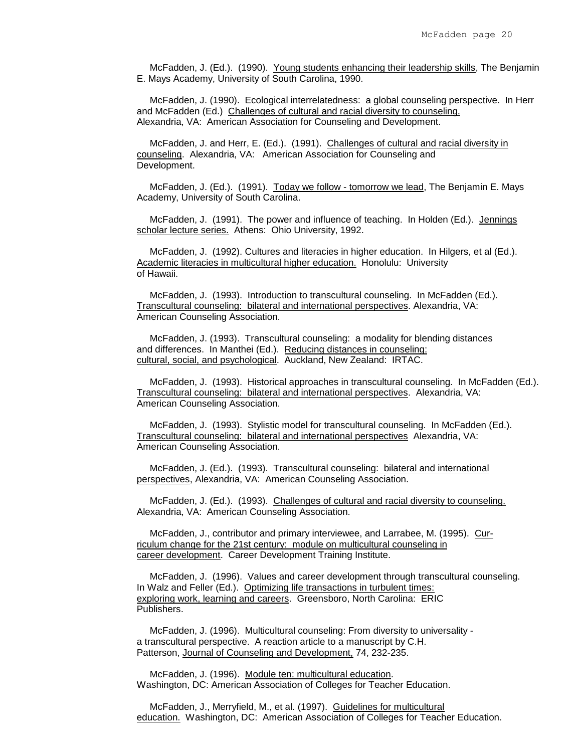McFadden, J. (Ed.). (1990). Young students enhancing their leadership skills, The Benjamin E. Mays Academy, University of South Carolina, 1990.

McFadden, J. (1990). Ecological interrelatedness: a global counseling perspective. In Herr and McFadden (Ed.) Challenges of cultural and racial diversity to counseling. Alexandria, VA: American Association for Counseling and Development.

McFadden, J. and Herr, E. (Ed.). (1991). Challenges of cultural and racial diversity in counseling. Alexandria, VA: American Association for Counseling and Development.

McFadden, J. (Ed.). (1991). Today we follow - tomorrow we lead, The Benjamin E. Mays Academy, University of South Carolina.

McFadden, J. (1991). The power and influence of teaching. In Holden (Ed.). Jennings scholar lecture series. Athens: Ohio University, 1992.

McFadden, J. (1992). Cultures and literacies in higher education. In Hilgers, et al (Ed.). Academic literacies in multicultural higher education. Honolulu: University of Hawaii.

McFadden, J. (1993). Introduction to transcultural counseling. In McFadden (Ed.). Transcultural counseling: bilateral and international perspectives. Alexandria, VA: American Counseling Association.

McFadden, J. (1993). Transcultural counseling: a modality for blending distances and differences. In Manthei (Ed.). Reducing distances in counseling: cultural, social, and psychological. Auckland, New Zealand: IRTAC.

McFadden, J. (1993). Historical approaches in transcultural counseling. In McFadden (Ed.). Transcultural counseling: bilateral and international perspectives. Alexandria, VA: American Counseling Association.

McFadden, J. (1993). Stylistic model for transcultural counseling. In McFadden (Ed.). Transcultural counseling: bilateral and international perspectives Alexandria, VA: American Counseling Association.

McFadden, J. (Ed.). (1993). Transcultural counseling: bilateral and international perspectives, Alexandria, VA: American Counseling Association.

McFadden, J. (Ed.). (1993). Challenges of cultural and racial diversity to counseling. Alexandria, VA: American Counseling Association.

McFadden, J., contributor and primary interviewee, and Larrabee, M. (1995). Curriculum change for the 21st century: module on multicultural counseling in career development. Career Development Training Institute.

McFadden, J. (1996). Values and career development through transcultural counseling. In Walz and Feller (Ed.). Optimizing life transactions in turbulent times: exploring work, learning and careers. Greensboro, North Carolina: ERIC Publishers.

McFadden, J. (1996). Multicultural counseling: From diversity to universality - a transcultural perspective. A reaction article to a manuscript by C.H. Patterson, Journal of Counseling and Development, 74, 232-235.

McFadden, J. (1996). Module ten: multicultural education. Washington, DC: American Association of Colleges for Teacher Education.

McFadden, J., Merryfield, M., et al. (1997). Guidelines for multicultural education. Washington, DC: American Association of Colleges for Teacher Education.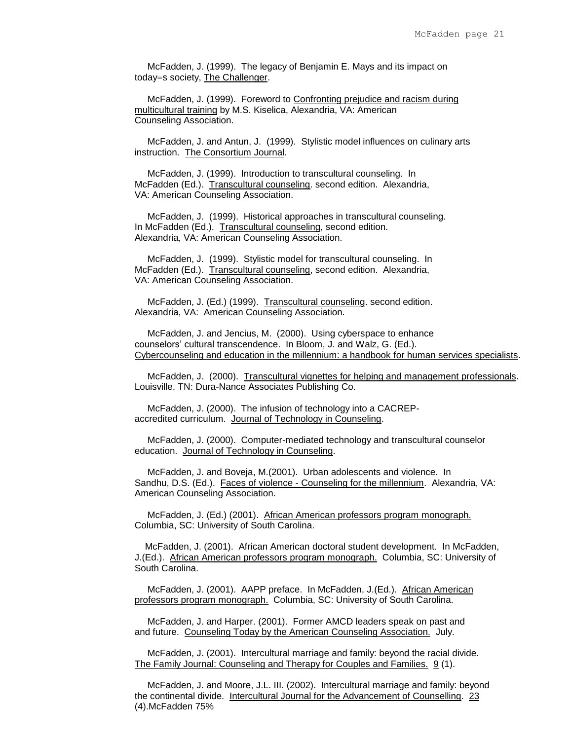McFadden, J. (1999). The legacy of Benjamin E. Mays and its impact on today=s society, The Challenger.

McFadden, J. (1999). Foreword to Confronting prejudice and racism during multicultural training by M.S. Kiselica, Alexandria, VA: American Counseling Association.

McFadden, J. and Antun, J. (1999). Stylistic model influences on culinary arts instruction. The Consortium Journal.

McFadden, J. (1999). Introduction to transcultural counseling. In McFadden (Ed.). Transcultural counseling. second edition. Alexandria, VA: American Counseling Association.

McFadden, J. (1999). Historical approaches in transcultural counseling. In McFadden (Ed.). Transcultural counseling, second edition. Alexandria, VA: American Counseling Association.

McFadden, J. (1999). Stylistic model for transcultural counseling. In McFadden (Ed.). Transcultural counseling, second edition. Alexandria, VA: American Counseling Association.

McFadden, J. (Ed.) (1999). Transcultural counseling. second edition. Alexandria, VA: American Counseling Association.

McFadden, J. and Jencius, M. (2000). Using cyberspace to enhance counselors' cultural transcendence. In Bloom, J. and Walz, G. (Ed.). Cybercounseling and education in the millennium: a handbook for human services specialists.

McFadden, J. (2000). Transcultural vignettes for helping and management professionals. Louisville, TN: Dura-Nance Associates Publishing Co.

McFadden, J. (2000). The infusion of technology into a CACREP-accredited curriculum. Journal of Technology in Counseling.

McFadden, J. (2000). Computer-mediated technology and transcultural counselor education. Journal of Technology in Counseling.

McFadden, J. and Boveja, M.(2001). Urban adolescents and violence. In Sandhu, D.S. (Ed.). Faces of violence - Counseling for the millennium. Alexandria, VA: American Counseling Association.

McFadden, J. (Ed.) (2001). African American professors program monograph. Columbia, SC: University of South Carolina.

McFadden, J. (2001). African American doctoral student development. In McFadden, J.(Ed.). African American professors program monograph. Columbia, SC: University of South Carolina.

McFadden, J. (2001). AAPP preface. In McFadden, J.(Ed.). African American professors program monograph. Columbia, SC: University of South Carolina.

McFadden, J. and Harper. (2001). Former AMCD leaders speak on past and and future. Counseling Today by the American Counseling Association. July.

McFadden, J. (2001). Intercultural marriage and family: beyond the racial divide. The Family Journal: Counseling and Therapy for Couples and Families. 9 (1).

McFadden, J. and Moore, J.L. III. (2002). Intercultural marriage and family: beyond the continental divide. Intercultural Journal for the Advancement of Counselling. 23 (4).McFadden 75%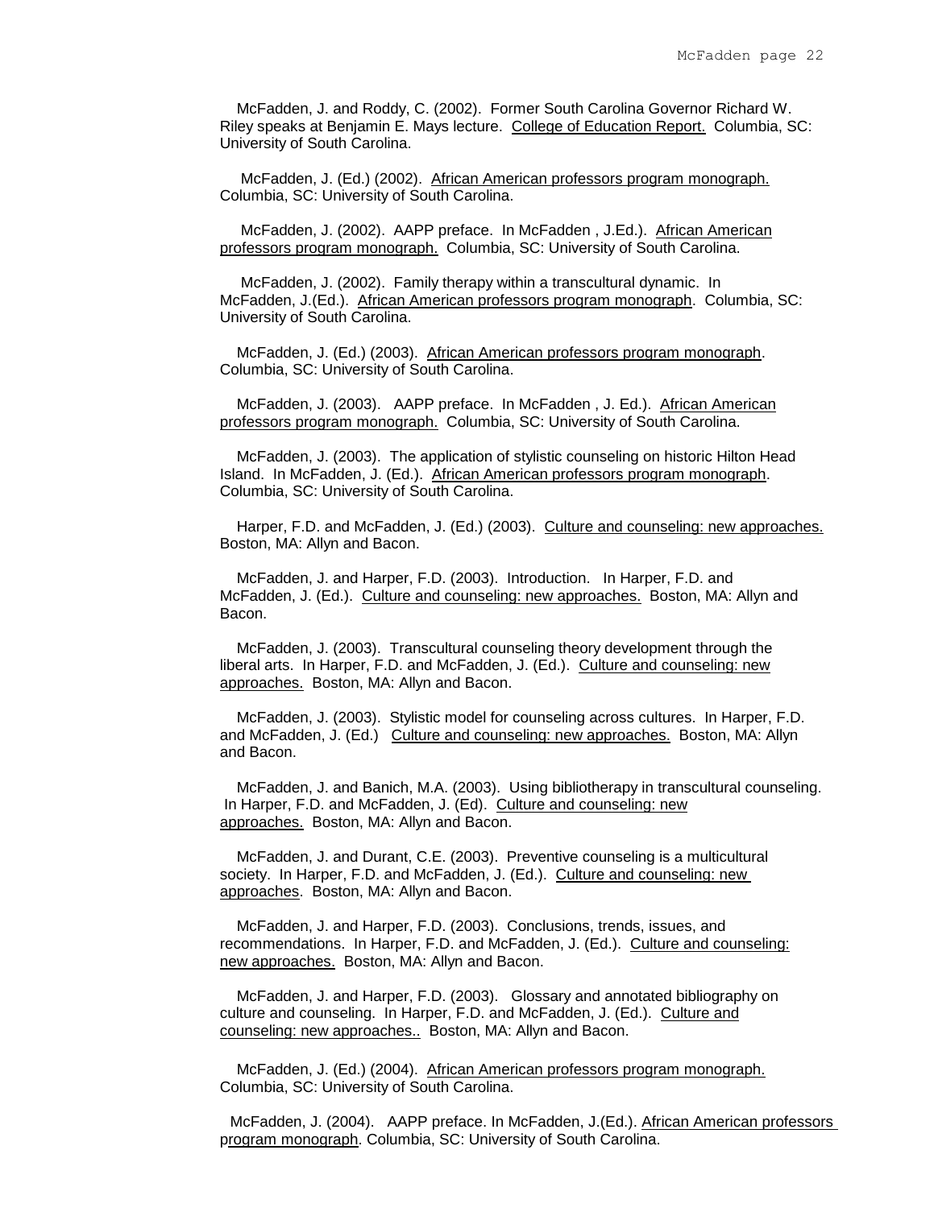McFadden, J. and Roddy, C. (2002). Former South Carolina Governor Richard W. Riley speaks at Benjamin E. Mays lecture. College of Education Report. Columbia, SC: University of South Carolina.

McFadden, J. (Ed.) (2002). African American professors program monograph. Columbia, SC: University of South Carolina.

McFadden, J. (2002). AAPP preface. In McFadden , J.Ed.). African American professors program monograph. Columbia, SC: University of South Carolina.

McFadden, J. (2002). Family therapy within a transcultural dynamic. In McFadden, J.(Ed.). African American professors program monograph. Columbia, SC: University of South Carolina.

McFadden, J. (Ed.) (2003). African American professors program monograph. Columbia, SC: University of South Carolina.

McFadden, J. (2003). AAPP preface. In McFadden , J. Ed.). African American professors program monograph. Columbia, SC: University of South Carolina.

McFadden, J. (2003). The application of stylistic counseling on historic Hilton Head Island. In McFadden, J. (Ed.). African American professors program monograph. Columbia, SC: University of South Carolina.

Harper, F.D. and McFadden, J. (Ed.) (2003). Culture and counseling: new approaches. Boston, MA: Allyn and Bacon.

McFadden, J. and Harper, F.D. (2003). Introduction. In Harper, F.D. and McFadden, J. (Ed.). Culture and counseling: new approaches. Boston, MA: Allyn and Bacon.

McFadden, J. (2003). Transcultural counseling theory development through the liberal arts. In Harper, F.D. and McFadden, J. (Ed.). Culture and counseling: new approaches. Boston, MA: Allyn and Bacon.

McFadden, J. (2003). Stylistic model for counseling across cultures. In Harper, F.D. and McFadden, J. (Ed.) Culture and counseling: new approaches. Boston, MA: Allyn and Bacon.

McFadden, J. and Banich, M.A. (2003). Using bibliotherapy in transcultural counseling. In Harper, F.D. and McFadden, J. (Ed). Culture and counseling: new approaches. Boston, MA: Allyn and Bacon.

McFadden, J. and Durant, C.E. (2003). Preventive counseling is a multicultural society. In Harper, F.D. and McFadden, J. (Ed.). Culture and counseling: new approaches. Boston, MA: Allyn and Bacon.

McFadden, J. and Harper, F.D. (2003). Conclusions, trends, issues, and recommendations. In Harper, F.D. and McFadden, J. (Ed.). Culture and counseling: new approaches. Boston, MA: Allyn and Bacon.

McFadden, J. and Harper, F.D. (2003). Glossary and annotated bibliography on culture and counseling. In Harper, F.D. and McFadden, J. (Ed.). Culture and counseling: new approaches.. Boston, MA: Allyn and Bacon.

McFadden, J. (Ed.) (2004). African American professors program monograph. Columbia, SC: University of South Carolina.

McFadden, J. (2004). AAPP preface. In McFadden, J.(Ed.). African American professors program monograph. Columbia, SC: University of South Carolina.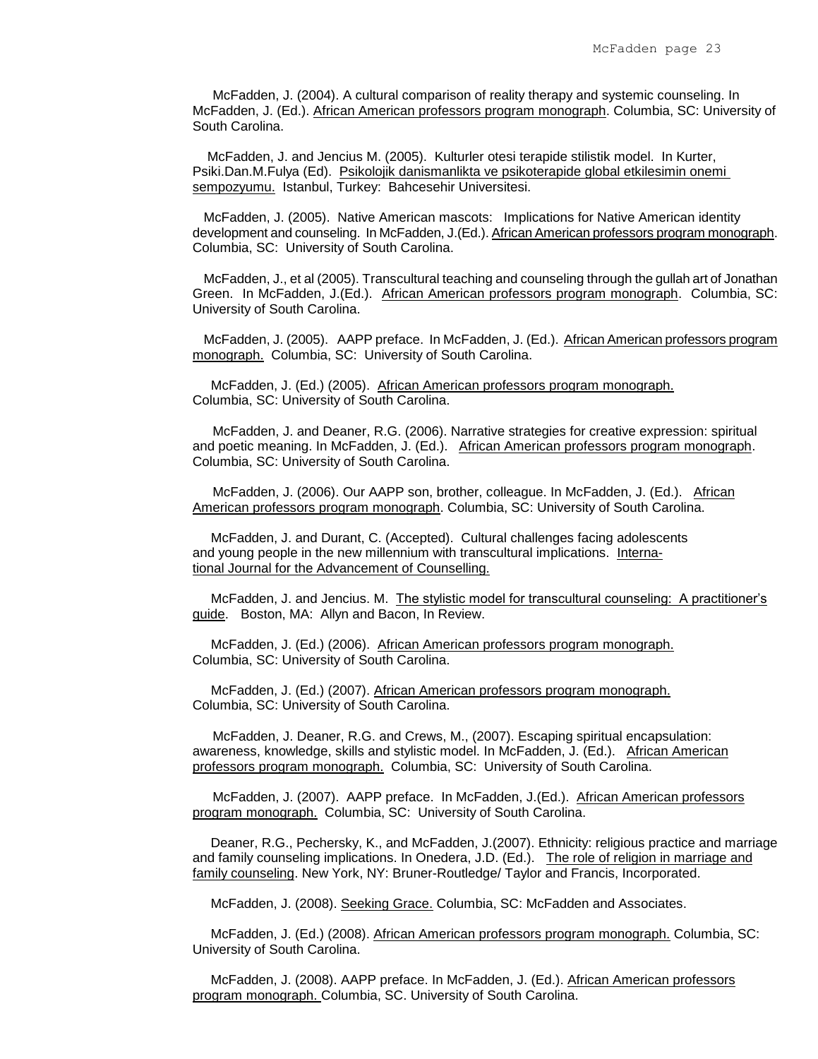McFadden, J. (2004). A cultural comparison of reality therapy and systemic counseling. In McFadden, J. (Ed.). <u>African American professors program monograph</u>. Columbia, SC: University of South Carolina.

McFadden, J. and Jencius M. (2005). Kulturler otesi terapide stilistik model. In Kurter, Psiki.Dan.M.Fulya (Ed). <u>Psikolojik danismanlikta ve psikoterapide global etkilesimin onemi sempozyumu.</u> Istanbul, Turkey: Bahcesehir Universitesi.

McFadden, J. (2005). Native American mascots: Implications for Native American identity development and counseling. In McFadden, J.(Ed.). <u>African American professors program monograph</u>. Columbia, SC: University of South Carolina.

McFadden, J., et al (2005). Transcultural teaching and counseling through the gullah art of Jonathan Green. In McFadden, J.(Ed.). <u>African American professors program monograph</u>. Columbia, SC: University of South Carolina.

McFadden, J. (2005). AAPP preface. In McFadden, J. (Ed.). <u>African American professors program monograph.</u> Columbia, SC: University of South Carolina.

McFadden, J. (Ed.) (2005). <u>African American professors program monograph.</u> Columbia, SC: University of South Carolina.

McFadden, J. and Deaner, R.G. (2006). Narrative strategies for creative expression: spiritual and poetic meaning. In McFadden, J. (Ed.). <u>African American professors program monograph</u>. Columbia, SC: University of South Carolina.

McFadden, J. (2006). Our AAPP son, brother, colleague. In McFadden, J. (Ed.). <u>African American professors program monograph</u>. Columbia, SC: University of South Carolina.

McFadden, J. and Durant, C. (Accepted). Cultural challenges facing adolescents and young people in the new millennium with transcultural implications. <u>International Journal for the Advancement of Counselling.</u>

McFadden, J. and Jencius. M. <u>The stylistic model for transcultural counseling: A practitioner's guide</u>. Boston, MA: Allyn and Bacon, In Review.

McFadden, J. (Ed.) (2006). <u>African American professors program monograph.</u> Columbia, SC: University of South Carolina.

McFadden, J. (Ed.) (2007). <u>African American professors program monograph.</u> Columbia, SC: University of South Carolina.

McFadden, J. Deaner, R.G. and Crews, M., (2007). Escaping spiritual encapsulation: awareness, knowledge, skills and stylistic model. In McFadden, J. (Ed.). <u>African American professors program monograph.</u> Columbia, SC: University of South Carolina.

McFadden, J. (2007). AAPP preface. In McFadden, J.(Ed.). <u>African American professors program monograph.</u> Columbia, SC: University of South Carolina.

Deaner, R.G., Pechersky, K., and McFadden, J.(2007). Ethnicity: religious practice and marriage and family counseling implications. In Onedera, J.D. (Ed.). <u>The role of religion in marriage and family counseling</u>. New York, NY: Bruner-Routledge/ Taylor and Francis, Incorporated.

McFadden, J. (2008). <u>Seeking Grace.</u> Columbia, SC: McFadden and Associates.

McFadden, J. (Ed.) (2008). <u>African American professors program monograph.</u> Columbia, SC: University of South Carolina.

McFadden, J. (2008). AAPP preface. In McFadden, J. (Ed.). <u>African American professors program monograph.</u> Columbia, SC. University of South Carolina.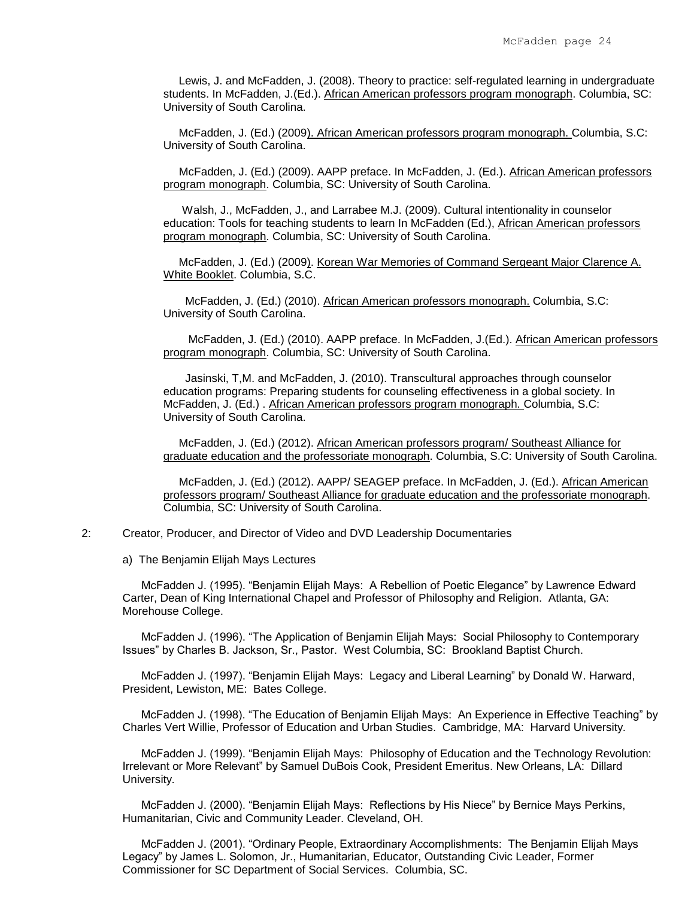Lewis, J. and McFadden, J. (2008). Theory to practice: self-regulated learning in undergraduate students. In McFadden, J.(Ed.). African American professors program monograph. Columbia, SC: University of South Carolina.

McFadden, J. (Ed.) (2009). African American professors program monograph. Columbia, S.C: University of South Carolina.

McFadden, J. (Ed.) (2009). AAPP preface. In McFadden, J. (Ed.). African American professors program monograph. Columbia, SC: University of South Carolina.

Walsh, J., McFadden, J., and Larrabee M.J. (2009). Cultural intentionality in counselor education: Tools for teaching students to learn In McFadden (Ed.), African American professors program monograph. Columbia, SC: University of South Carolina.

McFadden, J. (Ed.) (2009). Korean War Memories of Command Sergeant Major Clarence A. White Booklet. Columbia, S.C.

McFadden, J. (Ed.) (2010). African American professors monograph. Columbia, S.C: University of South Carolina.

McFadden, J. (Ed.) (2010). AAPP preface. In McFadden, J.(Ed.). African American professors program monograph. Columbia, SC: University of South Carolina.

Jasinski, T,M. and McFadden, J. (2010). Transcultural approaches through counselor education programs: Preparing students for counseling effectiveness in a global society. In McFadden, J. (Ed.) . African American professors program monograph. Columbia, S.C: University of South Carolina.

McFadden, J. (Ed.) (2012). African American professors program/ Southeast Alliance for graduate education and the professoriate monograph. Columbia, S.C: University of South Carolina.

McFadden, J. (Ed.) (2012). AAPP/ SEAGEP preface. In McFadden, J. (Ed.). African American professors program/ Southeast Alliance for graduate education and the professoriate monograph. Columbia, SC: University of South Carolina.

2: Creator, Producer, and Director of Video and DVD Leadership Documentaries

a) The Benjamin Elijah Mays Lectures

McFadden J. (1995). “Benjamin Elijah Mays: A Rebellion of Poetic Elegance” by Lawrence Edward Carter, Dean of King International Chapel and Professor of Philosophy and Religion. Atlanta, GA: Morehouse College.

McFadden J. (1996). “The Application of Benjamin Elijah Mays: Social Philosophy to Contemporary Issues” by Charles B. Jackson, Sr., Pastor. West Columbia, SC: Brookland Baptist Church.

McFadden J. (1997). “Benjamin Elijah Mays: Legacy and Liberal Learning” by Donald W. Harward, President, Lewiston, ME: Bates College.

McFadden J. (1998). “The Education of Benjamin Elijah Mays: An Experience in Effective Teaching” by Charles Vert Willie, Professor of Education and Urban Studies. Cambridge, MA: Harvard University.

McFadden J. (1999). “Benjamin Elijah Mays: Philosophy of Education and the Technology Revolution: Irrelevant or More Relevant” by Samuel DuBois Cook, President Emeritus. New Orleans, LA: Dillard University.

McFadden J. (2000). “Benjamin Elijah Mays: Reflections by His Niece” by Bernice Mays Perkins, Humanitarian, Civic and Community Leader. Cleveland, OH.

McFadden J. (2001). “Ordinary People, Extraordinary Accomplishments: The Benjamin Elijah Mays Legacy” by James L. Solomon, Jr., Humanitarian, Educator, Outstanding Civic Leader, Former Commissioner for SC Department of Social Services. Columbia, SC.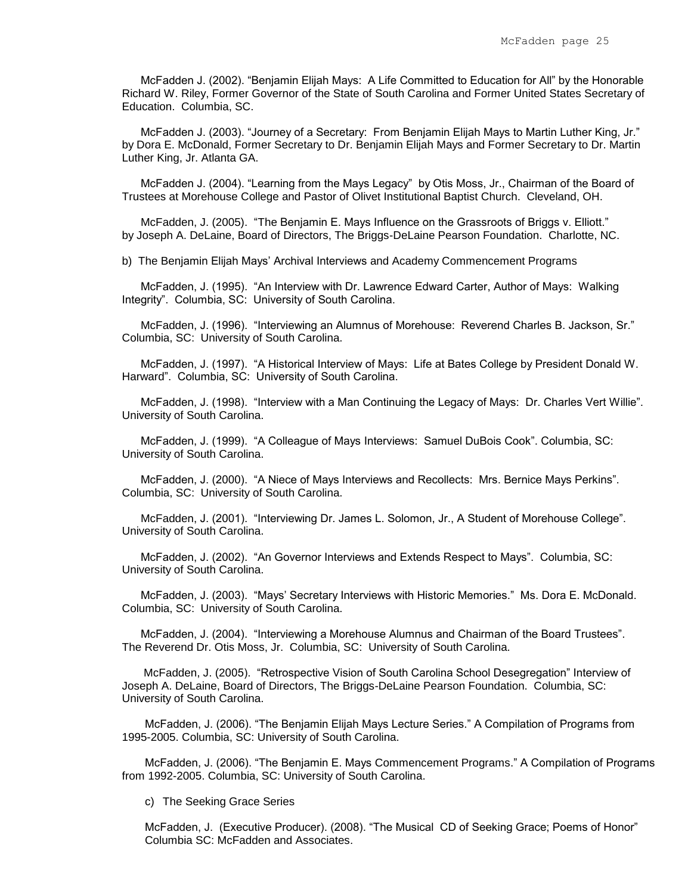McFadden J. (2002). “Benjamin Elijah Mays: A Life Committed to Education for All” by the Honorable Richard W. Riley, Former Governor of the State of South Carolina and Former United States Secretary of Education. Columbia, SC.

McFadden J. (2003). “Journey of a Secretary: From Benjamin Elijah Mays to Martin Luther King, Jr.” by Dora E. McDonald, Former Secretary to Dr. Benjamin Elijah Mays and Former Secretary to Dr. Martin Luther King, Jr. Atlanta GA.

McFadden J. (2004). “Learning from the Mays Legacy” by Otis Moss, Jr., Chairman of the Board of Trustees at Morehouse College and Pastor of Olivet Institutional Baptist Church. Cleveland, OH.

McFadden, J. (2005). “The Benjamin E. Mays Influence on the Grassroots of Briggs v. Elliott.” by Joseph A. DeLaine, Board of Directors, The Briggs-DeLaine Pearson Foundation. Charlotte, NC.

b) The Benjamin Elijah Mays’ Archival Interviews and Academy Commencement Programs

McFadden, J. (1995). “An Interview with Dr. Lawrence Edward Carter, Author of Mays: Walking Integrity”. Columbia, SC: University of South Carolina.

McFadden, J. (1996). “Interviewing an Alumnus of Morehouse: Reverend Charles B. Jackson, Sr.” Columbia, SC: University of South Carolina.

McFadden, J. (1997). “A Historical Interview of Mays: Life at Bates College by President Donald W. Harward”. Columbia, SC: University of South Carolina.

McFadden, J. (1998). “Interview with a Man Continuing the Legacy of Mays: Dr. Charles Vert Willie”. University of South Carolina.

McFadden, J. (1999). “A Colleague of Mays Interviews: Samuel DuBois Cook”. Columbia, SC: University of South Carolina.

McFadden, J. (2000). “A Niece of Mays Interviews and Recollects: Mrs. Bernice Mays Perkins”. Columbia, SC: University of South Carolina.

McFadden, J. (2001). “Interviewing Dr. James L. Solomon, Jr., A Student of Morehouse College”. University of South Carolina.

McFadden, J. (2002). “An Governor Interviews and Extends Respect to Mays”. Columbia, SC: University of South Carolina.

McFadden, J. (2003). “Mays’ Secretary Interviews with Historic Memories.” Ms. Dora E. McDonald. Columbia, SC: University of South Carolina.

McFadden, J. (2004). “Interviewing a Morehouse Alumnus and Chairman of the Board Trustees”. The Reverend Dr. Otis Moss, Jr. Columbia, SC: University of South Carolina.

McFadden, J. (2005). “Retrospective Vision of South Carolina School Desegregation” Interview of Joseph A. DeLaine, Board of Directors, The Briggs-DeLaine Pearson Foundation. Columbia, SC: University of South Carolina.

McFadden, J. (2006). “The Benjamin Elijah Mays Lecture Series.” A Compilation of Programs from 1995-2005. Columbia, SC: University of South Carolina.

McFadden, J. (2006). “The Benjamin E. Mays Commencement Programs.” A Compilation of Programs from 1992-2005. Columbia, SC: University of South Carolina.

c) The Seeking Grace Series

McFadden, J. (Executive Producer). (2008). “The Musical CD of Seeking Grace; Poems of Honor” Columbia SC: McFadden and Associates.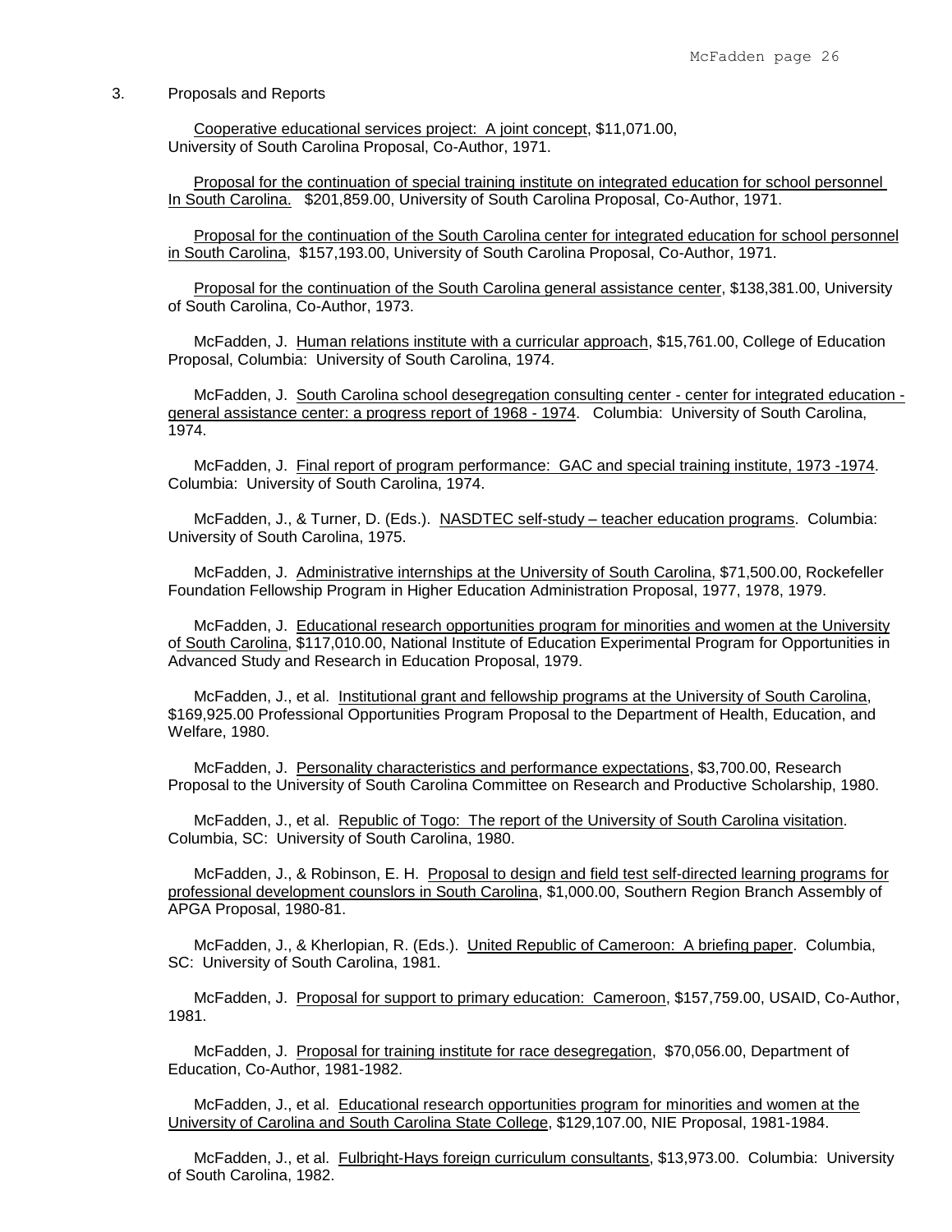3. Proposals and Reports

<u>Cooperative educational services project: A joint concept</u>, $11,071.00, University of South Carolina Proposal, Co-Author, 1971.

<u>Proposal for the continuation of special training institute on integrated education for school personnel In South Carolina.</u> $201,859.00, University of South Carolina Proposal, Co-Author, 1971.

<u>Proposal for the continuation of the South Carolina center for integrated education for school personnel in South Carolina</u>, $157,193.00, University of South Carolina Proposal, Co-Author, 1971.

<u>Proposal for the continuation of the South Carolina general assistance center</u>, $138,381.00, University of South Carolina, Co-Author, 1973.

McFadden, J. <u>Human relations institute with a curricular approach</u>, $15,761.00, College of Education Proposal, Columbia: University of South Carolina, 1974.

McFadden, J. <u>South Carolina school desegregation consulting center - center for integrated education - general assistance center: a progress report of 1968 - 1974</u>. Columbia: University of South Carolina, 1974.

McFadden, J. <u>Final report of program performance: GAC and special training institute, 1973 -1974</u>. Columbia: University of South Carolina, 1974.

McFadden, J., & Turner, D. (Eds.). <u>NASDTEC self-study – teacher education programs</u>. Columbia: University of South Carolina, 1975.

McFadden, J. <u>Administrative internships at the University of South Carolina</u>, $71,500.00, Rockefeller Foundation Fellowship Program in Higher Education Administration Proposal, 1977, 1978, 1979.

McFadden, J. <u>Educational research opportunities program for minorities and women at the University of South Carolina</u>, $117,010.00, National Institute of Education Experimental Program for Opportunities in Advanced Study and Research in Education Proposal, 1979.

McFadden, J., et al. <u>Institutional grant and fellowship programs at the University of South Carolina</u>, $169,925.00 Professional Opportunities Program Proposal to the Department of Health, Education, and Welfare, 1980.

McFadden, J. <u>Personality characteristics and performance expectations</u>, $3,700.00, Research Proposal to the University of South Carolina Committee on Research and Productive Scholarship, 1980.

McFadden, J., et al. <u>Republic of Togo: The report of the University of South Carolina visitation</u>. Columbia, SC: University of South Carolina, 1980.

McFadden, J., & Robinson, E. H. <u>Proposal to design and field test self-directed learning programs for professional development counslors in South Carolina</u>, $1,000.00, Southern Region Branch Assembly of APGA Proposal, 1980-81.

McFadden, J., & Kherlopian, R. (Eds.). <u>United Republic of Cameroon: A briefing paper</u>. Columbia, SC: University of South Carolina, 1981.

McFadden, J. <u>Proposal for support to primary education: Cameroon</u>, $157,759.00, USAID, Co-Author, 1981.

McFadden, J. <u>Proposal for training institute for race desegregation</u>, $70,056.00, Department of Education, Co-Author, 1981-1982.

McFadden, J., et al. <u>Educational research opportunities program for minorities and women at the University of Carolina and South Carolina State College</u>, $129,107.00, NIE Proposal, 1981-1984.

McFadden, J., et al. <u>Fulbright-Hays foreign curriculum consultants</u>, $13,973.00. Columbia: University of South Carolina, 1982.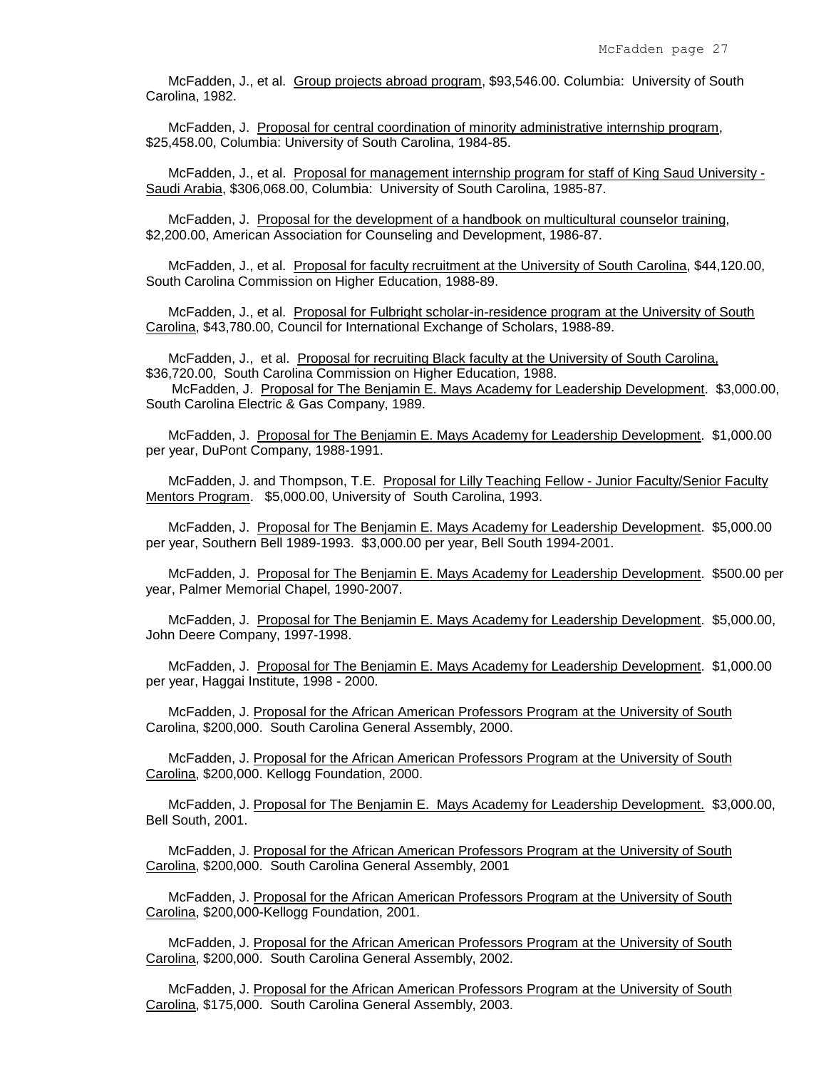McFadden, J., et al. Group projects abroad program, $93,546.00. Columbia: University of South Carolina, 1982.

McFadden, J. Proposal for central coordination of minority administrative internship program, $25,458.00, Columbia: University of South Carolina, 1984-85.

McFadden, J., et al. Proposal for management internship program for staff of King Saud University - Saudi Arabia, $306,068.00, Columbia: University of South Carolina, 1985-87.

McFadden, J. Proposal for the development of a handbook on multicultural counselor training, $2,200.00, American Association for Counseling and Development, 1986-87.

McFadden, J., et al. Proposal for faculty recruitment at the University of South Carolina, $44,120.00, South Carolina Commission on Higher Education, 1988-89.

McFadden, J., et al. Proposal for Fulbright scholar-in-residence program at the University of South Carolina, $43,780.00, Council for International Exchange of Scholars, 1988-89.

McFadden, J., et al. Proposal for recruiting Black faculty at the University of South Carolina, $36,720.00, South Carolina Commission on Higher Education, 1988.

McFadden, J. Proposal for The Benjamin E. Mays Academy for Leadership Development. $3,000.00, South Carolina Electric & Gas Company, 1989.

McFadden, J. Proposal for The Benjamin E. Mays Academy for Leadership Development. $1,000.00 per year, DuPont Company, 1988-1991.

McFadden, J. and Thompson, T.E. Proposal for Lilly Teaching Fellow - Junior Faculty/Senior Faculty Mentors Program. $5,000.00, University of South Carolina, 1993.

McFadden, J. Proposal for The Benjamin E. Mays Academy for Leadership Development. $5,000.00 per year, Southern Bell 1989-1993. $3,000.00 per year, Bell South 1994-2001.

McFadden, J. Proposal for The Benjamin E. Mays Academy for Leadership Development. $500.00 per year, Palmer Memorial Chapel, 1990-2007.

McFadden, J. Proposal for The Benjamin E. Mays Academy for Leadership Development. $5,000.00, John Deere Company, 1997-1998.

McFadden, J. Proposal for The Benjamin E. Mays Academy for Leadership Development. $1,000.00 per year, Haggai Institute, 1998 - 2000.

McFadden, J. Proposal for the African American Professors Program at the University of South Carolina, $200,000. South Carolina General Assembly, 2000.

McFadden, J. Proposal for the African American Professors Program at the University of South Carolina, $200,000. Kellogg Foundation, 2000.

McFadden, J. Proposal for The Benjamin E. Mays Academy for Leadership Development. $3,000.00, Bell South, 2001.

McFadden, J. Proposal for the African American Professors Program at the University of South Carolina, $200,000. South Carolina General Assembly, 2001

McFadden, J. Proposal for the African American Professors Program at the University of South Carolina, $200,000-Kellogg Foundation, 2001.

McFadden, J. Proposal for the African American Professors Program at the University of South Carolina, $200,000. South Carolina General Assembly, 2002.

McFadden, J. Proposal for the African American Professors Program at the University of South Carolina, $175,000. South Carolina General Assembly, 2003.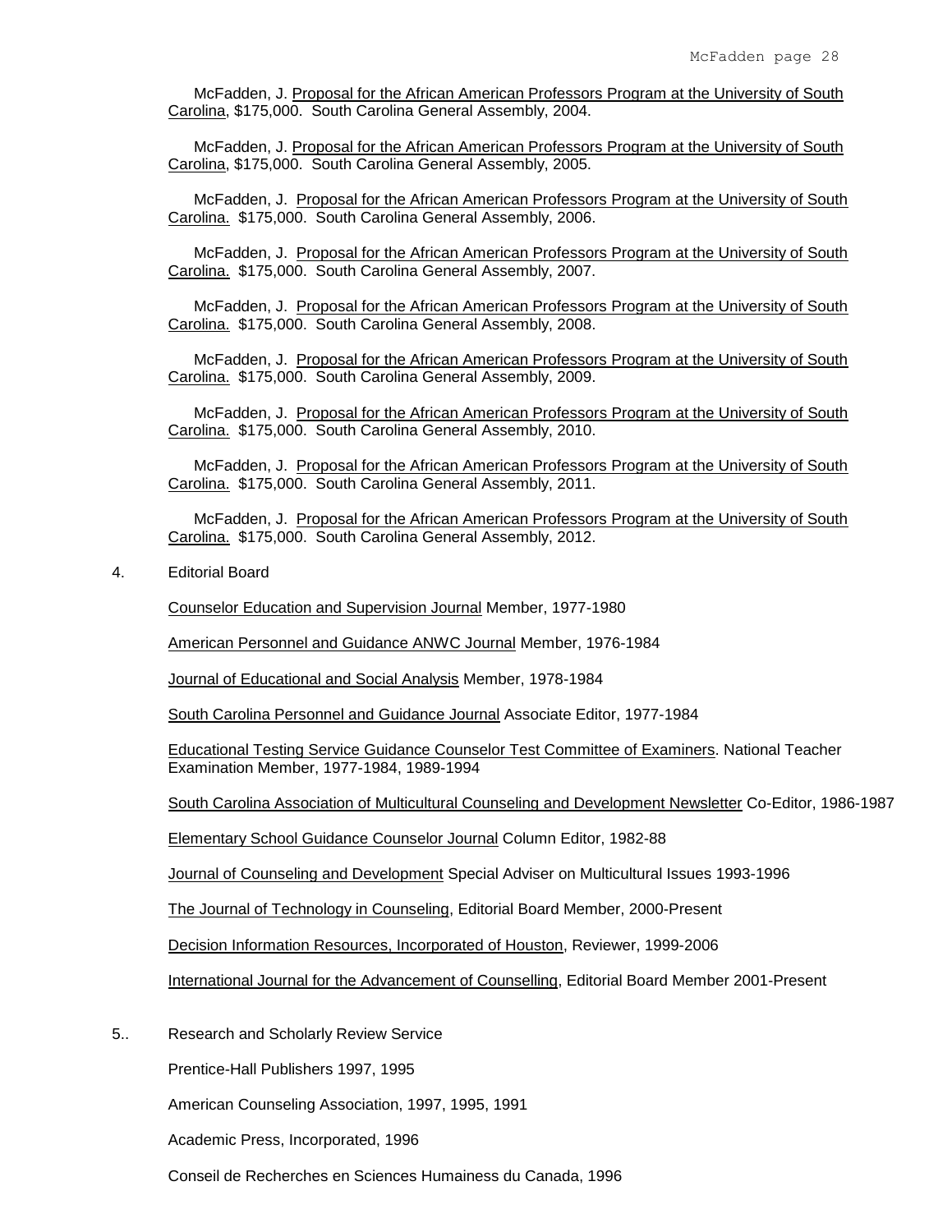McFadden, J. Proposal for the African American Professors Program at the University of South Carolina, $175,000. South Carolina General Assembly, 2004.

McFadden, J. Proposal for the African American Professors Program at the University of South Carolina, $175,000. South Carolina General Assembly, 2005.

McFadden, J. Proposal for the African American Professors Program at the University of South Carolina. $175,000. South Carolina General Assembly, 2006.

McFadden, J. Proposal for the African American Professors Program at the University of South Carolina. $175,000. South Carolina General Assembly, 2007.

McFadden, J. Proposal for the African American Professors Program at the University of South Carolina. $175,000. South Carolina General Assembly, 2008.

McFadden, J. Proposal for the African American Professors Program at the University of South Carolina. $175,000. South Carolina General Assembly, 2009.

McFadden, J. Proposal for the African American Professors Program at the University of South Carolina. $175,000. South Carolina General Assembly, 2010.

McFadden, J. Proposal for the African American Professors Program at the University of South Carolina. $175,000. South Carolina General Assembly, 2011.

McFadden, J. Proposal for the African American Professors Program at the University of South Carolina. $175,000. South Carolina General Assembly, 2012.

4. Editorial Board

Counselor Education and Supervision Journal Member, 1977-1980

American Personnel and Guidance ANWC Journal Member, 1976-1984

Journal of Educational and Social Analysis Member, 1978-1984

South Carolina Personnel and Guidance Journal Associate Editor, 1977-1984

Educational Testing Service Guidance Counselor Test Committee of Examiners. National Teacher Examination Member, 1977-1984, 1989-1994

South Carolina Association of Multicultural Counseling and Development Newsletter Co-Editor, 1986-1987

Elementary School Guidance Counselor Journal Column Editor, 1982-88

Journal of Counseling and Development Special Adviser on Multicultural Issues 1993-1996

The Journal of Technology in Counseling, Editorial Board Member, 2000-Present

Decision Information Resources, Incorporated of Houston, Reviewer, 1999-2006

International Journal for the Advancement of Counselling, Editorial Board Member 2001-Present

5.. Research and Scholarly Review Service

Prentice-Hall Publishers 1997, 1995

American Counseling Association, 1997, 1995, 1991

Academic Press, Incorporated, 1996

Conseil de Recherches en Sciences Humainess du Canada, 1996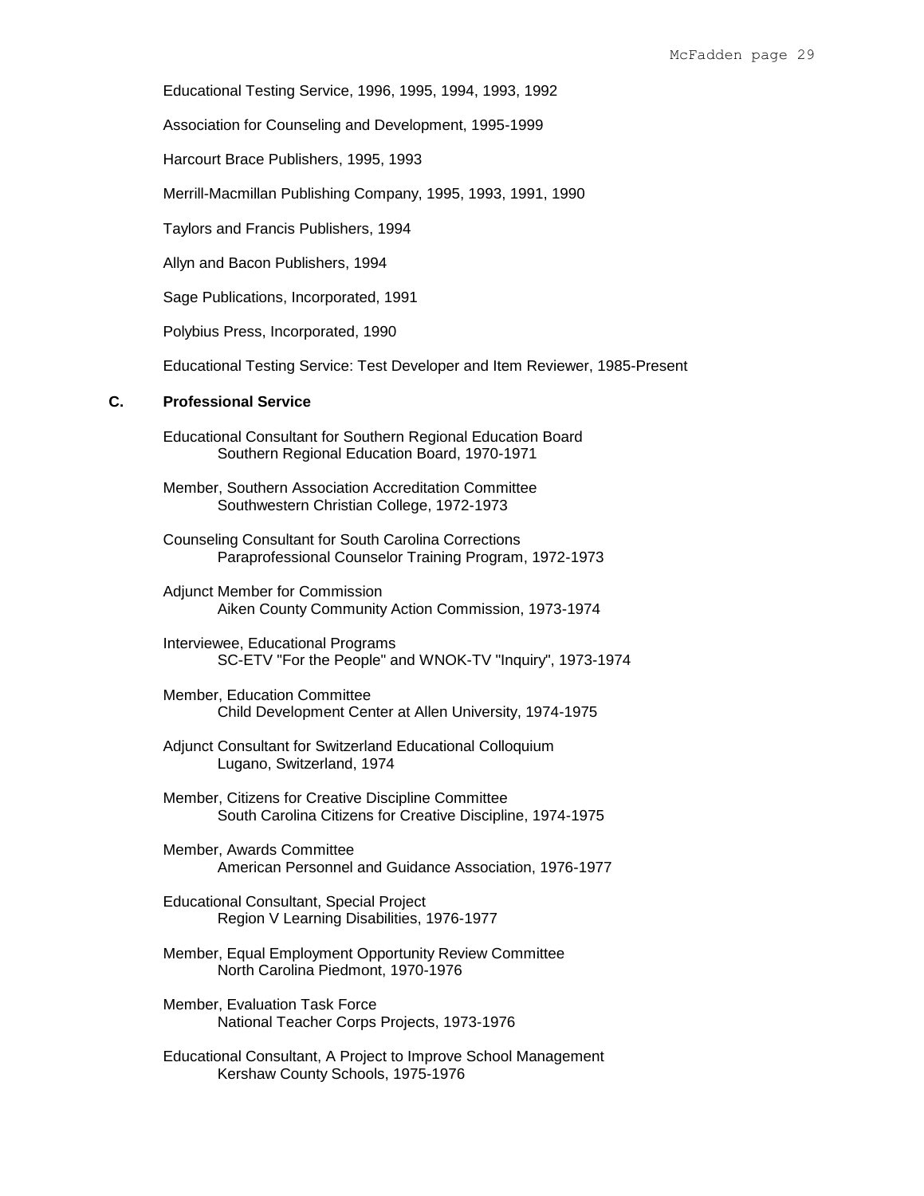Educational Testing Service, 1996, 1995, 1994, 1993, 1992

Association for Counseling and Development, 1995-1999

Harcourt Brace Publishers, 1995, 1993

Merrill-Macmillan Publishing Company, 1995, 1993, 1991, 1990

Taylors and Francis Publishers, 1994

Allyn and Bacon Publishers, 1994

Sage Publications, Incorporated, 1991

Polybius Press, Incorporated, 1990

Educational Testing Service: Test Developer and Item Reviewer, 1985-Present

### C. Professional Service

Educational Consultant for Southern Regional Education Board
  Southern Regional Education Board, 1970-1971

Member, Southern Association Accreditation Committee
  Southwestern Christian College, 1972-1973

Counseling Consultant for South Carolina Corrections
  Paraprofessional Counselor Training Program, 1972-1973

Adjunct Member for Commission
  Aiken County Community Action Commission, 1973-1974

Interviewee, Educational Programs
  SC-ETV "For the People" and WNOK-TV "Inquiry", 1973-1974

Member, Education Committee
  Child Development Center at Allen University, 1974-1975

Adjunct Consultant for Switzerland Educational Colloquium
  Lugano, Switzerland, 1974

Member, Citizens for Creative Discipline Committee
  South Carolina Citizens for Creative Discipline, 1974-1975

Member, Awards Committee
  American Personnel and Guidance Association, 1976-1977

Educational Consultant, Special Project
  Region V Learning Disabilities, 1976-1977

Member, Equal Employment Opportunity Review Committee
  North Carolina Piedmont, 1970-1976

Member, Evaluation Task Force
  National Teacher Corps Projects, 1973-1976

Educational Consultant, A Project to Improve School Management
  Kershaw County Schools, 1975-1976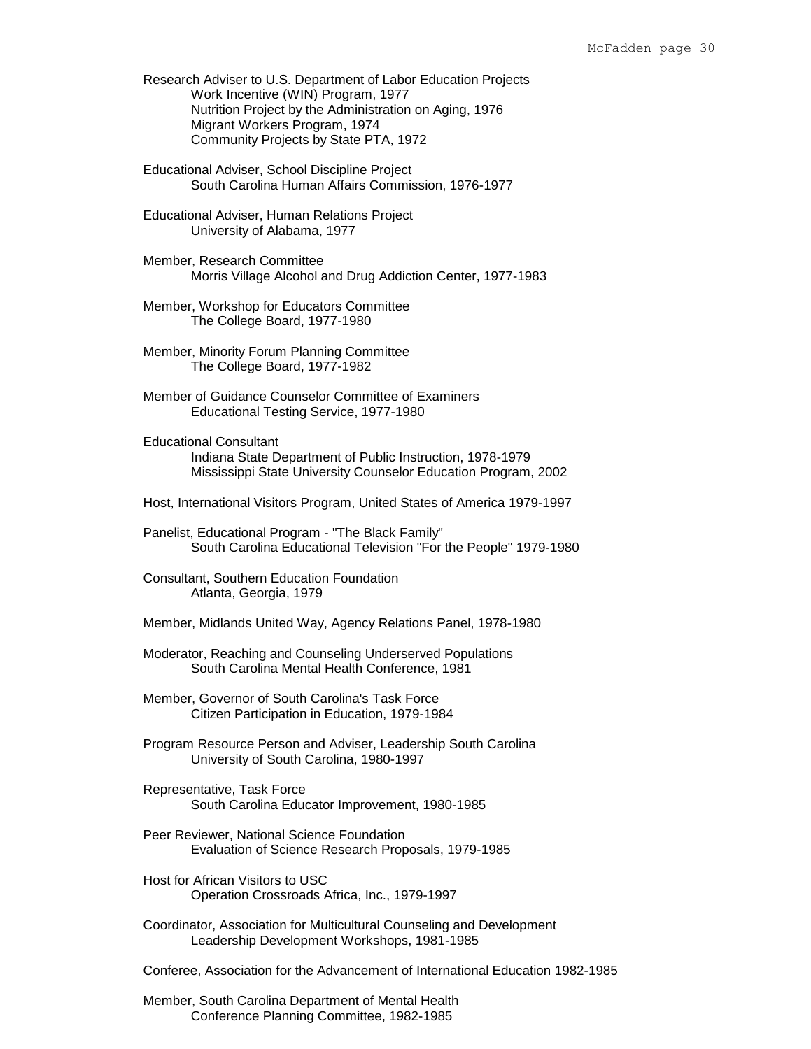Research Adviser to U.S. Department of Labor Education Projects
    Work Incentive (WIN) Program, 1977
    Nutrition Project by the Administration on Aging, 1976
    Migrant Workers Program, 1974
    Community Projects by State PTA, 1972

Educational Adviser, School Discipline Project
    South Carolina Human Affairs Commission, 1976-1977

Educational Adviser, Human Relations Project
    University of Alabama, 1977

Member, Research Committee
    Morris Village Alcohol and Drug Addiction Center, 1977-1983

Member, Workshop for Educators Committee
    The College Board, 1977-1980

Member, Minority Forum Planning Committee
    The College Board, 1977-1982

Member of Guidance Counselor Committee of Examiners
    Educational Testing Service, 1977-1980

Educational Consultant
    Indiana State Department of Public Instruction, 1978-1979
    Mississippi State University Counselor Education Program, 2002

Host, International Visitors Program, United States of America 1979-1997

Panelist, Educational Program - "The Black Family"
    South Carolina Educational Television "For the People" 1979-1980

Consultant, Southern Education Foundation
    Atlanta, Georgia, 1979

Member, Midlands United Way, Agency Relations Panel, 1978-1980

Moderator, Reaching and Counseling Underserved Populations
    South Carolina Mental Health Conference, 1981

Member, Governor of South Carolina's Task Force
    Citizen Participation in Education, 1979-1984

Program Resource Person and Adviser, Leadership South Carolina
    University of South Carolina, 1980-1997

Representative, Task Force
    South Carolina Educator Improvement, 1980-1985

Peer Reviewer, National Science Foundation
    Evaluation of Science Research Proposals, 1979-1985

Host for African Visitors to USC
    Operation Crossroads Africa, Inc., 1979-1997

Coordinator, Association for Multicultural Counseling and Development
    Leadership Development Workshops, 1981-1985

Conferee, Association for the Advancement of International Education 1982-1985

Member, South Carolina Department of Mental Health
    Conference Planning Committee, 1982-1985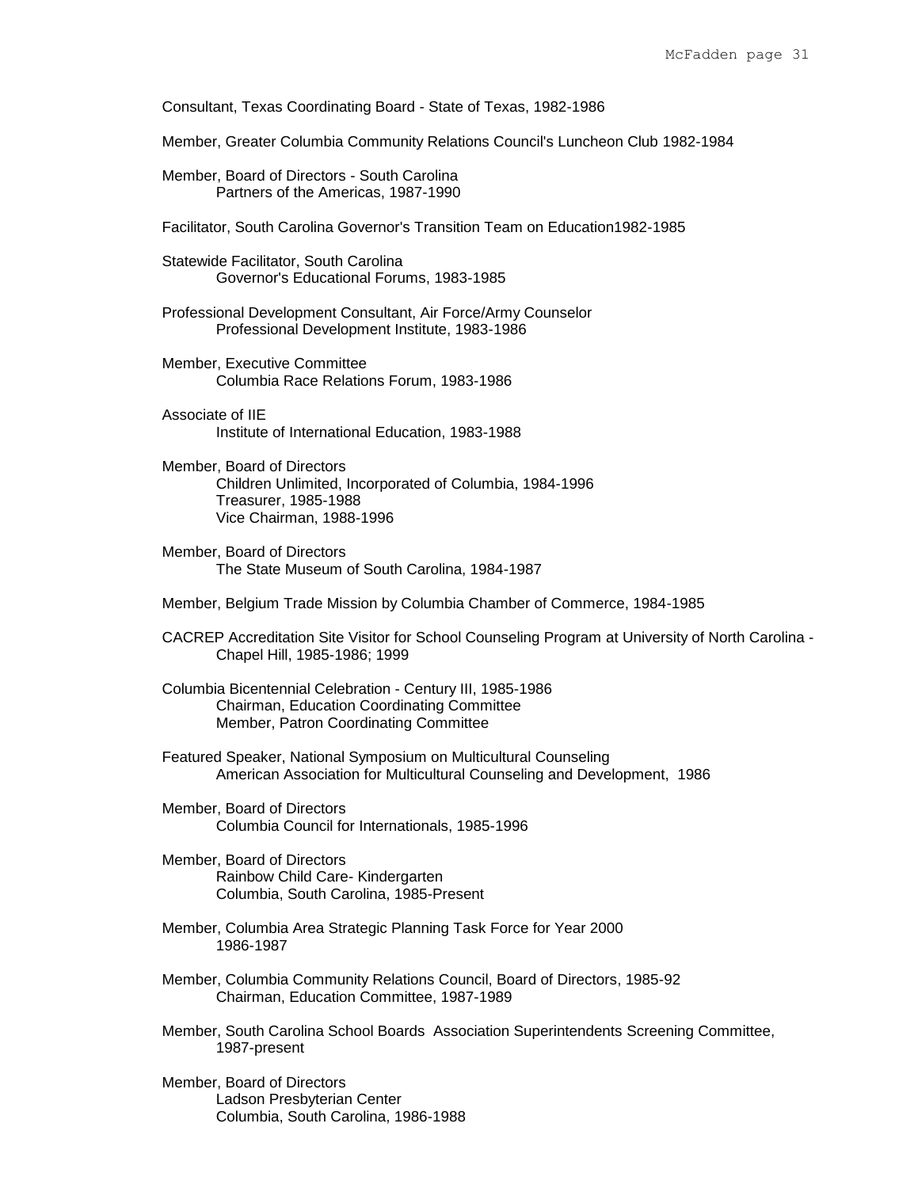Consultant, Texas Coordinating Board - State of Texas, 1982-1986

Member, Greater Columbia Community Relations Council's Luncheon Club 1982-1984

Member, Board of Directors - South Carolina
Partners of the Americas, 1987-1990

Facilitator, South Carolina Governor's Transition Team on Education1982-1985

Statewide Facilitator, South Carolina
Governor's Educational Forums, 1983-1985

Professional Development Consultant, Air Force/Army Counselor
Professional Development Institute, 1983-1986

Member, Executive Committee
Columbia Race Relations Forum, 1983-1986

Associate of IIE
Institute of International Education, 1983-1988

Member, Board of Directors
Children Unlimited, Incorporated of Columbia, 1984-1996
Treasurer, 1985-1988
Vice Chairman, 1988-1996

Member, Board of Directors
The State Museum of South Carolina, 1984-1987

Member, Belgium Trade Mission by Columbia Chamber of Commerce, 1984-1985

CACREP Accreditation Site Visitor for School Counseling Program at University of North Carolina - Chapel Hill, 1985-1986; 1999

Columbia Bicentennial Celebration - Century III, 1985-1986
Chairman, Education Coordinating Committee
Member, Patron Coordinating Committee

Featured Speaker, National Symposium on Multicultural Counseling
American Association for Multicultural Counseling and Development, 1986

Member, Board of Directors
Columbia Council for Internationals, 1985-1996

Member, Board of Directors
Rainbow Child Care- Kindergarten
Columbia, South Carolina, 1985-Present

Member, Columbia Area Strategic Planning Task Force for Year 2000
1986-1987

Member, Columbia Community Relations Council, Board of Directors, 1985-92
Chairman, Education Committee, 1987-1989

Member, South Carolina School Boards Association Superintendents Screening Committee, 1987-present

Member, Board of Directors
Ladson Presbyterian Center
Columbia, South Carolina, 1986-1988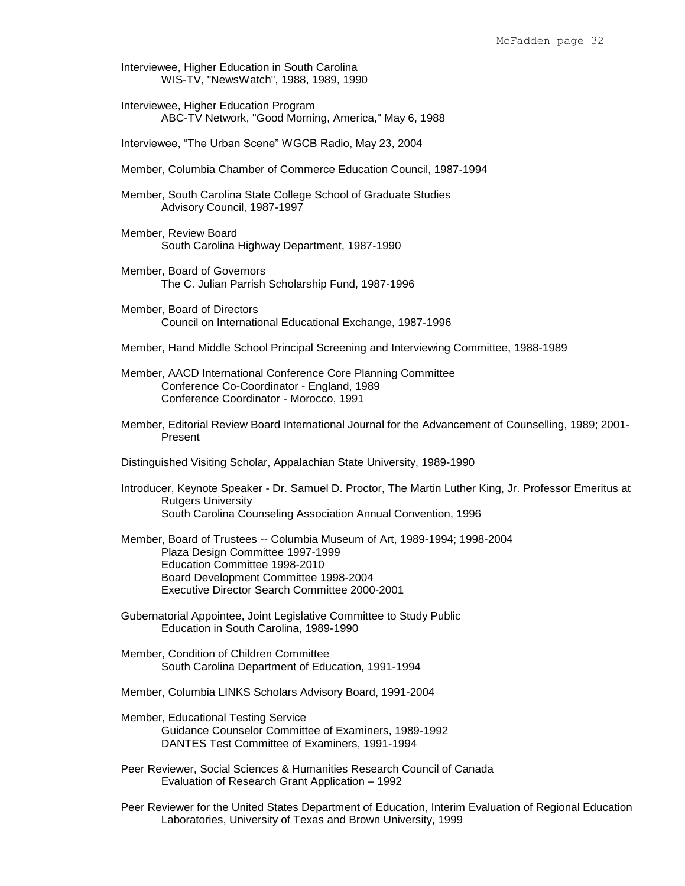Interviewee, Higher Education in South Carolina
WIS-TV, "NewsWatch", 1988, 1989, 1990

Interviewee, Higher Education Program
ABC-TV Network, "Good Morning, America," May 6, 1988

Interviewee, “The Urban Scene” WGCB Radio, May 23, 2004

Member, Columbia Chamber of Commerce Education Council, 1987-1994

Member, South Carolina State College School of Graduate Studies
Advisory Council, 1987-1997

Member, Review Board
South Carolina Highway Department, 1987-1990

Member, Board of Governors
The C. Julian Parrish Scholarship Fund, 1987-1996

Member, Board of Directors
Council on International Educational Exchange, 1987-1996

Member, Hand Middle School Principal Screening and Interviewing Committee, 1988-1989

Member, AACD International Conference Core Planning Committee
Conference Co-Coordinator - England, 1989
Conference Coordinator - Morocco, 1991

Member, Editorial Review Board International Journal for the Advancement of Counselling, 1989; 2001-Present

Distinguished Visiting Scholar, Appalachian State University, 1989-1990

Introducer, Keynote Speaker - Dr. Samuel D. Proctor, The Martin Luther King, Jr. Professor Emeritus at Rutgers University
South Carolina Counseling Association Annual Convention, 1996

Member, Board of Trustees -- Columbia Museum of Art, 1989-1994; 1998-2004
Plaza Design Committee 1997-1999
Education Committee 1998-2010
Board Development Committee 1998-2004
Executive Director Search Committee 2000-2001

Gubernatorial Appointee, Joint Legislative Committee to Study Public
Education in South Carolina, 1989-1990

Member, Condition of Children Committee
South Carolina Department of Education, 1991-1994

Member, Columbia LINKS Scholars Advisory Board, 1991-2004

Member, Educational Testing Service
Guidance Counselor Committee of Examiners, 1989-1992
DANTES Test Committee of Examiners, 1991-1994

Peer Reviewer, Social Sciences & Humanities Research Council of Canada
Evaluation of Research Grant Application – 1992

Peer Reviewer for the United States Department of Education, Interim Evaluation of Regional Education Laboratories, University of Texas and Brown University, 1999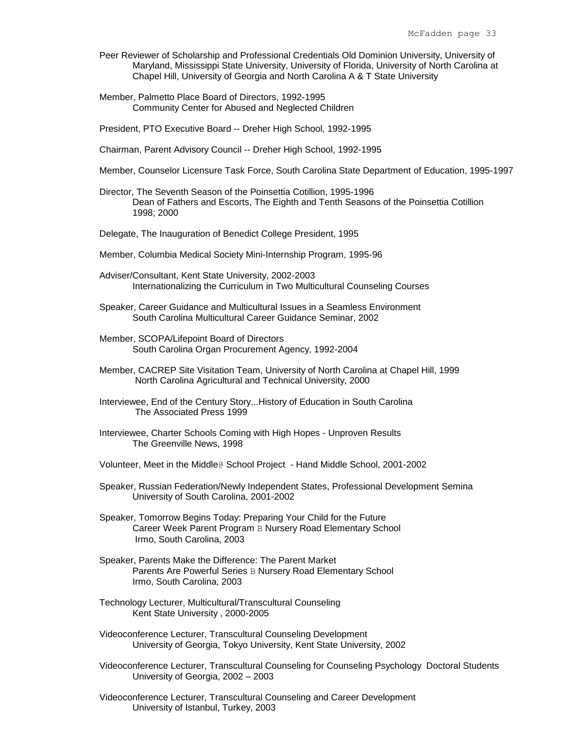Peer Reviewer of Scholarship and Professional Credentials Old Dominion University, University of Maryland, Mississippi State University, University of Florida, University of North Carolina at Chapel Hill, University of Georgia and North Carolina A & T State University

Member, Palmetto Place Board of Directors, 1992-1995
Community Center for Abused and Neglected Children

President, PTO Executive Board -- Dreher High School, 1992-1995

Chairman, Parent Advisory Council -- Dreher High School, 1992-1995

Member, Counselor Licensure Task Force, South Carolina State Department of Education, 1995-1997

Director, The Seventh Season of the Poinsettia Cotillion, 1995-1996
Dean of Fathers and Escorts, The Eighth and Tenth Seasons of the Poinsettia Cotillion 1998; 2000

Delegate, The Inauguration of Benedict College President, 1995

Member, Columbia Medical Society Mini-Internship Program, 1995-96

Adviser/Consultant, Kent State University, 2002-2003
Internationalizing the Curriculum in Two Multicultural Counseling Courses

Speaker, Career Guidance and Multicultural Issues in a Seamless Environment
South Carolina Multicultural Career Guidance Seminar, 2002

Member, SCOPA/Lifepoint Board of Directors
South Carolina Organ Procurement Agency, 1992-2004

Member, CACREP Site Visitation Team, University of North Carolina at Chapel Hill, 1999
North Carolina Agricultural and Technical University, 2000

Interviewee, End of the Century Story...History of Education in South Carolina
The Associated Press 1999

Interviewee, Charter Schools Coming with High Hopes - Unproven Results
The Greenville News, 1998

Volunteer, Meet in the Middle@ School Project - Hand Middle School, 2001-2002

Speaker, Russian Federation/Newly Independent States, Professional Development Semina
University of South Carolina, 2001-2002

Speaker, Tomorrow Begins Today: Preparing Your Child for the Future
Career Week Parent Program B Nursery Road Elementary School
Irmo, South Carolina, 2003

Speaker, Parents Make the Difference: The Parent Market
Parents Are Powerful Series B Nursery Road Elementary School
Irmo, South Carolina, 2003

Technology Lecturer, Multicultural/Transcultural Counseling
Kent State University , 2000-2005

Videoconference Lecturer, Transcultural Counseling Development
University of Georgia, Tokyo University, Kent State University, 2002

Videoconference Lecturer, Transcultural Counseling for Counseling Psychology Doctoral Students
University of Georgia, 2002 – 2003

Videoconference Lecturer, Transcultural Counseling and Career Development
University of Istanbul, Turkey, 2003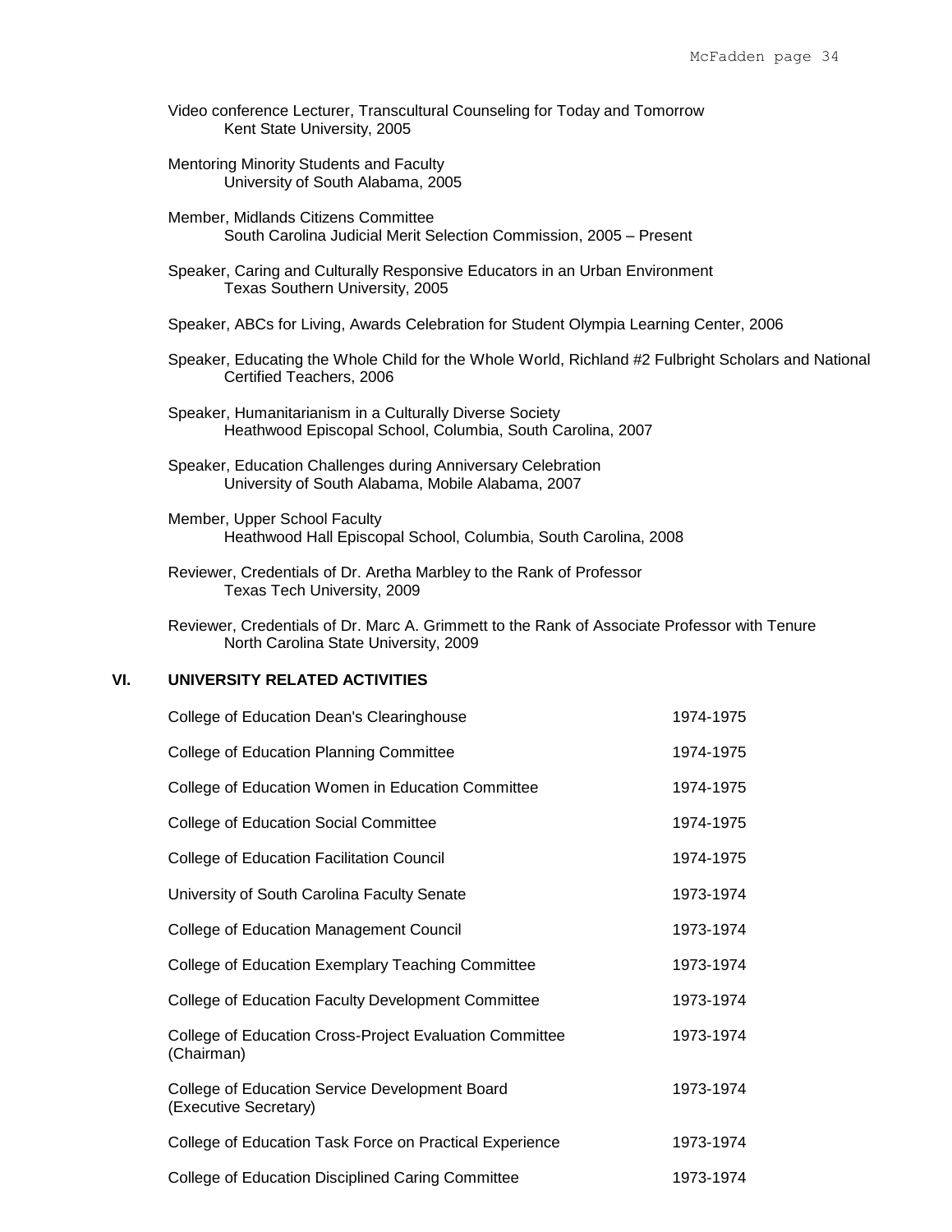Video conference Lecturer, Transcultural Counseling for Today and Tomorrow
Kent State University, 2005

Mentoring Minority Students and Faculty
University of South Alabama, 2005

Member, Midlands Citizens Committee
South Carolina Judicial Merit Selection Commission, 2005 – Present

Speaker, Caring and Culturally Responsive Educators in an Urban Environment
Texas Southern University, 2005

Speaker, ABCs for Living, Awards Celebration for Student Olympia Learning Center, 2006

Speaker, Educating the Whole Child for the Whole World, Richland #2 Fulbright Scholars and National Certified Teachers, 2006

Speaker, Humanitarianism in a Culturally Diverse Society
Heathwood Episcopal School, Columbia, South Carolina, 2007

Speaker, Education Challenges during Anniversary Celebration
University of South Alabama, Mobile Alabama, 2007

Member, Upper School Faculty
Heathwood Hall Episcopal School, Columbia, South Carolina, 2008

Reviewer, Credentials of Dr. Aretha Marbley to the Rank of Professor
Texas Tech University, 2009

Reviewer, Credentials of Dr. Marc A. Grimmett to the Rank of Associate Professor with Tenure
North Carolina State University, 2009

## VI. UNIVERSITY RELATED ACTIVITIES

| Activity | Years |
|---|---|
| College of Education Dean's Clearinghouse | 1974-1975 |
| College of Education Planning Committee | 1974-1975 |
| College of Education Women in Education Committee | 1974-1975 |
| College of Education Social Committee | 1974-1975 |
| College of Education Facilitation Council | 1974-1975 |
| University of South Carolina Faculty Senate | 1973-1974 |
| College of Education Management Council | 1973-1974 |
| College of Education Exemplary Teaching Committee | 1973-1974 |
| College of Education Faculty Development Committee | 1973-1974 |
| College of Education Cross-Project Evaluation Committee (Chairman) | 1973-1974 |
| College of Education Service Development Board (Executive Secretary) | 1973-1974 |
| College of Education Task Force on Practical Experience | 1973-1974 |
| College of Education Disciplined Caring Committee | 1973-1974 |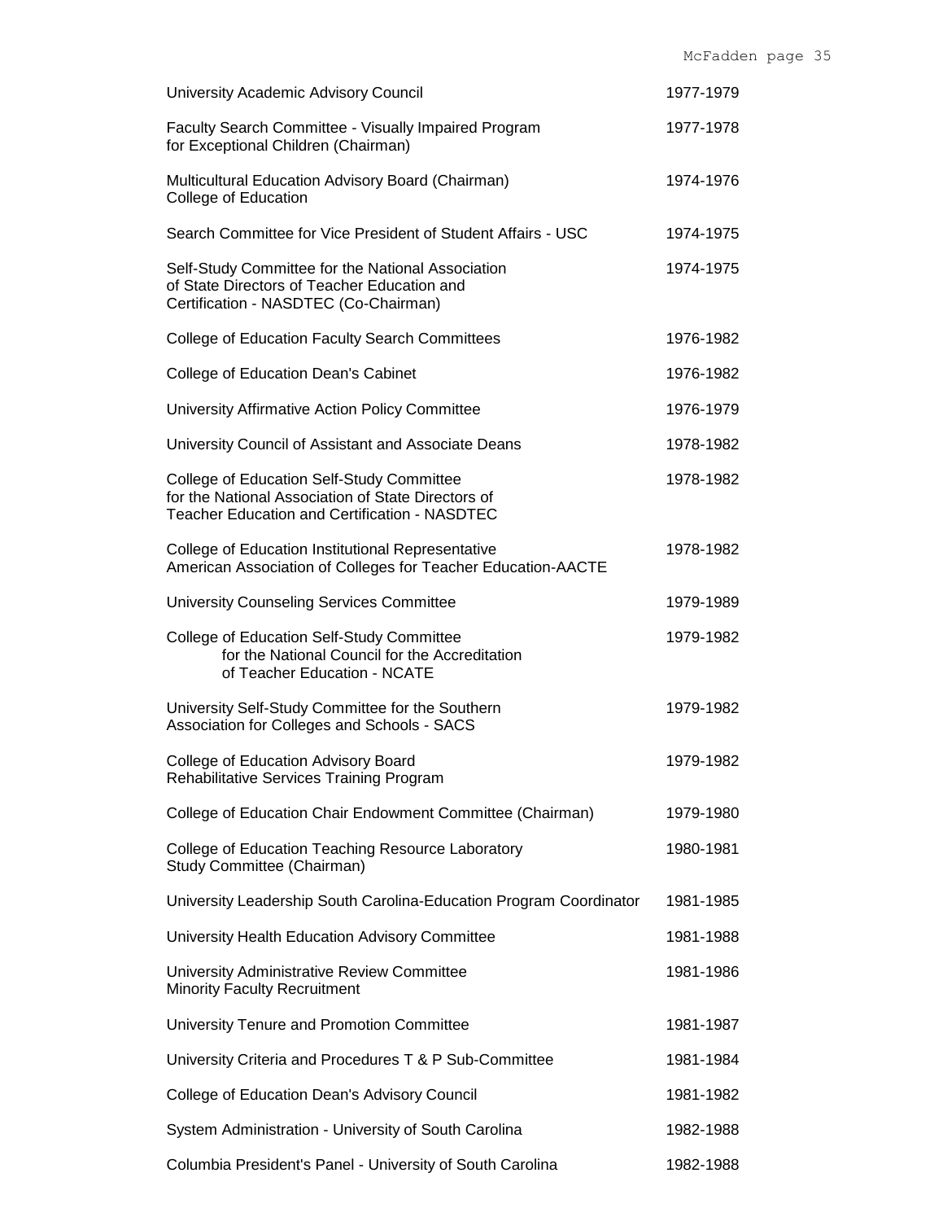| | |
|---|---|
| University Academic Advisory Council | 1977-1979 |
| Faculty Search Committee - Visually Impaired Program for Exceptional Children (Chairman) | 1977-1978 |
| Multicultural Education Advisory Board (Chairman) College of Education | 1974-1976 |
| Search Committee for Vice President of Student Affairs - USC | 1974-1975 |
| Self-Study Committee for the National Association of State Directors of Teacher Education and Certification - NASDTEC (Co-Chairman) | 1974-1975 |
| College of Education Faculty Search Committees | 1976-1982 |
| College of Education Dean's Cabinet | 1976-1982 |
| University Affirmative Action Policy Committee | 1976-1979 |
| University Council of Assistant and Associate Deans | 1978-1982 |
| College of Education Self-Study Committee for the National Association of State Directors of Teacher Education and Certification - NASDTEC | 1978-1982 |
| College of Education Institutional Representative American Association of Colleges for Teacher Education-AACTE | 1978-1982 |
| University Counseling Services Committee | 1979-1989 |
| College of Education Self-Study Committee for the National Council for the Accreditation of Teacher Education - NCATE | 1979-1982 |
| University Self-Study Committee for the Southern Association for Colleges and Schools - SACS | 1979-1982 |
| College of Education Advisory Board Rehabilitative Services Training Program | 1979-1982 |
| College of Education Chair Endowment Committee (Chairman) | 1979-1980 |
| College of Education Teaching Resource Laboratory Study Committee (Chairman) | 1980-1981 |
| University Leadership South Carolina-Education Program Coordinator | 1981-1985 |
| University Health Education Advisory Committee | 1981-1988 |
| University Administrative Review Committee Minority Faculty Recruitment | 1981-1986 |
| University Tenure and Promotion Committee | 1981-1987 |
| University Criteria and Procedures T & P Sub-Committee | 1981-1984 |
| College of Education Dean's Advisory Council | 1981-1982 |
| System Administration - University of South Carolina | 1982-1988 |
| Columbia President's Panel - University of South Carolina | 1982-1988 |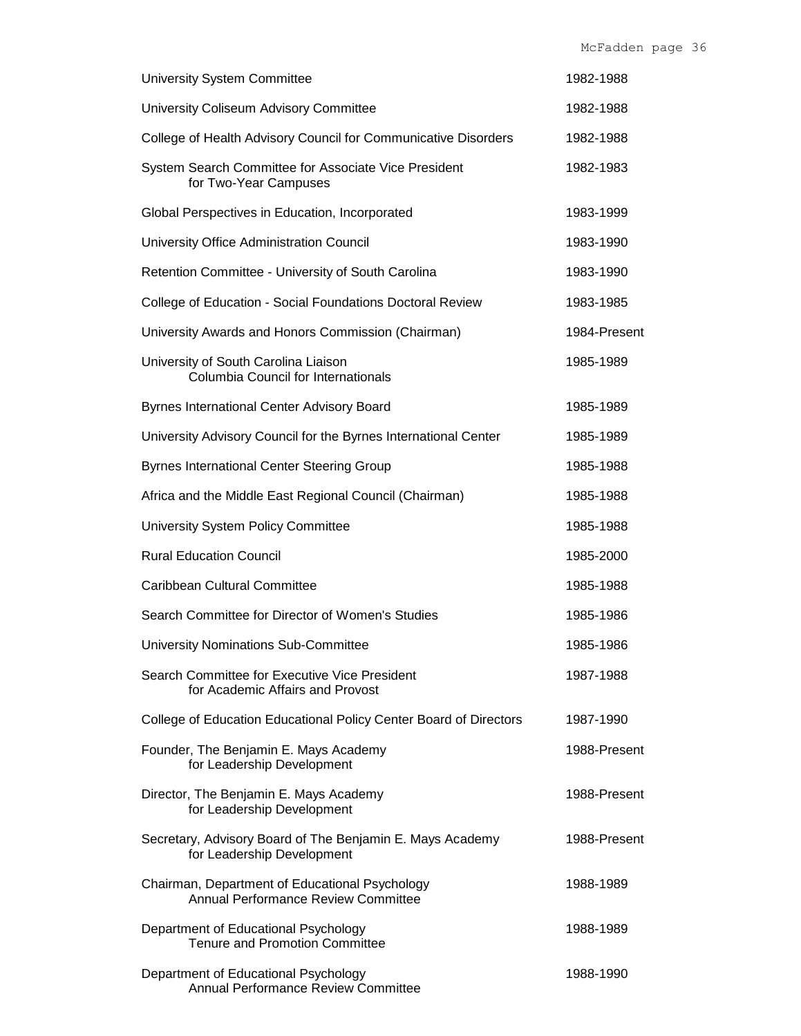| | |
|---|---|
| University System Committee | 1982-1988 |
| University Coliseum Advisory Committee | 1982-1988 |
| College of Health Advisory Council for Communicative Disorders | 1982-1988 |
| System Search Committee for Associate Vice President for Two-Year Campuses | 1982-1983 |
| Global Perspectives in Education, Incorporated | 1983-1999 |
| University Office Administration Council | 1983-1990 |
| Retention Committee - University of South Carolina | 1983-1990 |
| College of Education - Social Foundations Doctoral Review | 1983-1985 |
| University Awards and Honors Commission (Chairman) | 1984-Present |
| University of South Carolina Liaison Columbia Council for Internationals | 1985-1989 |
| Byrnes International Center Advisory Board | 1985-1989 |
| University Advisory Council for the Byrnes International Center | 1985-1989 |
| Byrnes International Center Steering Group | 1985-1988 |
| Africa and the Middle East Regional Council (Chairman) | 1985-1988 |
| University System Policy Committee | 1985-1988 |
| Rural Education Council | 1985-2000 |
| Caribbean Cultural Committee | 1985-1988 |
| Search Committee for Director of Women's Studies | 1985-1986 |
| University Nominations Sub-Committee | 1985-1986 |
| Search Committee for Executive Vice President for Academic Affairs and Provost | 1987-1988 |
| College of Education Educational Policy Center Board of Directors | 1987-1990 |
| Founder, The Benjamin E. Mays Academy for Leadership Development | 1988-Present |
| Director, The Benjamin E. Mays Academy for Leadership Development | 1988-Present |
| Secretary, Advisory Board of The Benjamin E. Mays Academy for Leadership Development | 1988-Present |
| Chairman, Department of Educational Psychology Annual Performance Review Committee | 1988-1989 |
| Department of Educational Psychology Tenure and Promotion Committee | 1988-1989 |
| Department of Educational Psychology Annual Performance Review Committee | 1988-1990 |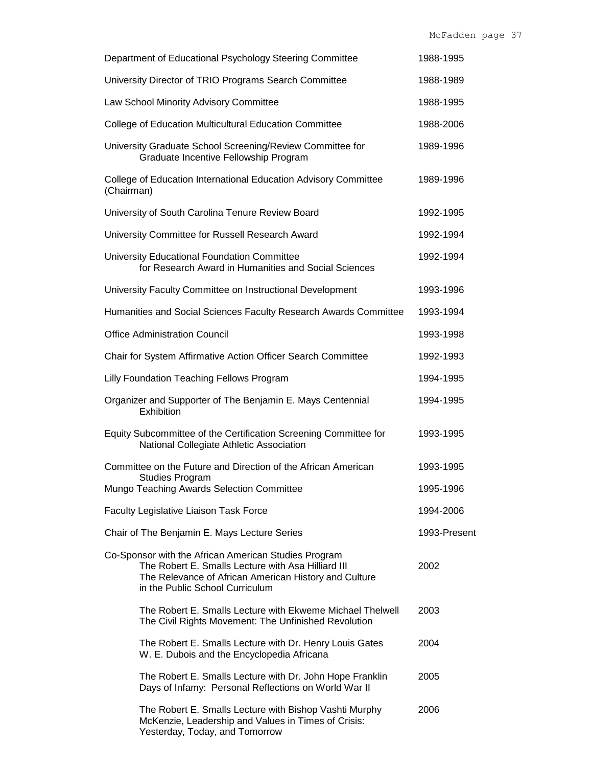| | |
|---|---|
| Department of Educational Psychology Steering Committee | 1988-1995 |
| University Director of TRIO Programs Search Committee | 1988-1989 |
| Law School Minority Advisory Committee | 1988-1995 |
| College of Education Multicultural Education Committee | 1988-2006 |
| University Graduate School Screening/Review Committee for Graduate Incentive Fellowship Program | 1989-1996 |
| College of Education International Education Advisory Committee (Chairman) | 1989-1996 |
| University of South Carolina Tenure Review Board | 1992-1995 |
| University Committee for Russell Research Award | 1992-1994 |
| University Educational Foundation Committee for Research Award in Humanities and Social Sciences | 1992-1994 |
| University Faculty Committee on Instructional Development | 1993-1996 |
| Humanities and Social Sciences Faculty Research Awards Committee | 1993-1994 |
| Office Administration Council | 1993-1998 |
| Chair for System Affirmative Action Officer Search Committee | 1992-1993 |
| Lilly Foundation Teaching Fellows Program | 1994-1995 |
| Organizer and Supporter of The Benjamin E. Mays Centennial Exhibition | 1994-1995 |
| Equity Subcommittee of the Certification Screening Committee for National Collegiate Athletic Association | 1993-1995 |
| Committee on the Future and Direction of the African American Studies Program | 1993-1995 |
| Mungo Teaching Awards Selection Committee | 1995-1996 |
| Faculty Legislative Liaison Task Force | 1994-2006 |
| Chair of The Benjamin E. Mays Lecture Series | 1993-Present |
| Co-Sponsor with the African American Studies Program<br>The Robert E. Smalls Lecture with Asa Hilliard III<br>The Relevance of African American History and Culture in the Public School Curriculum | 2002 |
| The Robert E. Smalls Lecture with Ekweme Michael Thelwell<br>The Civil Rights Movement: The Unfinished Revolution | 2003 |
| The Robert E. Smalls Lecture with Dr. Henry Louis Gates<br>W. E. Dubois and the Encyclopedia Africana | 2004 |
| The Robert E. Smalls Lecture with Dr. John Hope Franklin<br>Days of Infamy: Personal Reflections on World War II | 2005 |
| The Robert E. Smalls Lecture with Bishop Vashti Murphy McKenzie, Leadership and Values in Times of Crisis: Yesterday, Today, and Tomorrow | 2006 |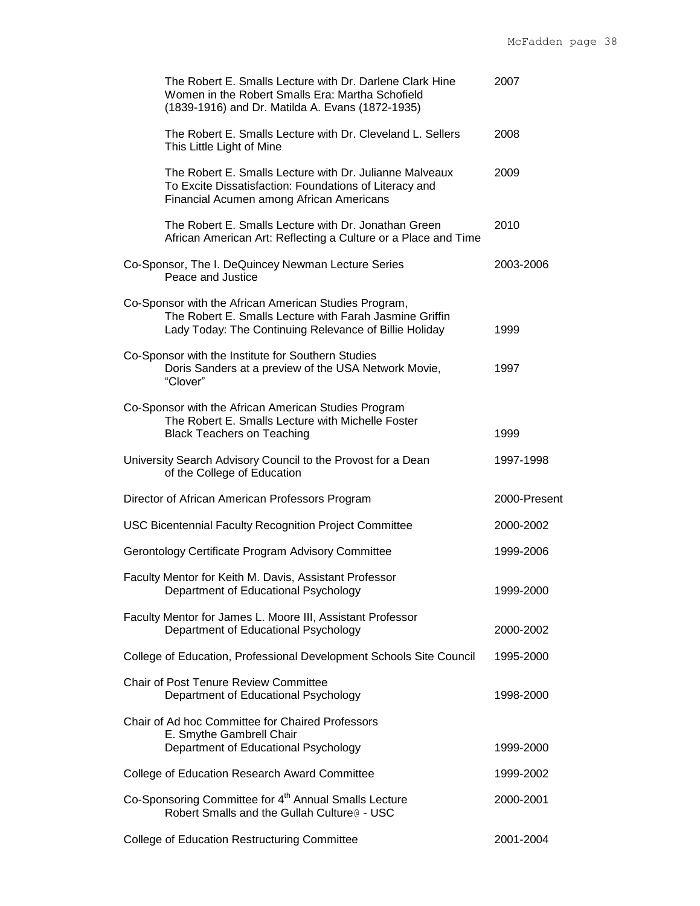The Robert E. Smalls Lecture with Dr. Darlene Clark Hine — 2007
Women in the Robert Smalls Era: Martha Schofield (1839-1916) and Dr. Matilda A. Evans (1872-1935)

The Robert E. Smalls Lecture with Dr. Cleveland L. Sellers — 2008
This Little Light of Mine

The Robert E. Smalls Lecture with Dr. Julianne Malveaux — 2009
To Excite Dissatisfaction: Foundations of Literacy and Financial Acumen among African Americans

The Robert E. Smalls Lecture with Dr. Jonathan Green — 2010
African American Art: Reflecting a Culture or a Place and Time

Co-Sponsor, The I. DeQuincey Newman Lecture Series — 2003-2006
Peace and Justice

Co-Sponsor with the African American Studies Program,
The Robert E. Smalls Lecture with Farah Jasmine Griffin
Lady Today: The Continuing Relevance of Billie Holiday — 1999

Co-Sponsor with the Institute for Southern Studies
Doris Sanders at a preview of the USA Network Movie, "Clover" — 1997

Co-Sponsor with the African American Studies Program
The Robert E. Smalls Lecture with Michelle Foster
Black Teachers on Teaching — 1999

University Search Advisory Council to the Provost for a Dean of the College of Education — 1997-1998

Director of African American Professors Program — 2000-Present

USC Bicentennial Faculty Recognition Project Committee — 2000-2002

Gerontology Certificate Program Advisory Committee — 1999-2006

Faculty Mentor for Keith M. Davis, Assistant Professor
Department of Educational Psychology — 1999-2000

Faculty Mentor for James L. Moore III, Assistant Professor
Department of Educational Psychology — 2000-2002

College of Education, Professional Development Schools Site Council — 1995-2000

Chair of Post Tenure Review Committee
Department of Educational Psychology — 1998-2000

Chair of Ad hoc Committee for Chaired Professors
E. Smythe Gambrell Chair
Department of Educational Psychology — 1999-2000

College of Education Research Award Committee — 1999-2002

Co-Sponsoring Committee for 4th Annual Smalls Lecture — 2000-2001
Robert Smalls and the Gullah Culture@ - USC

College of Education Restructuring Committee — 2001-2004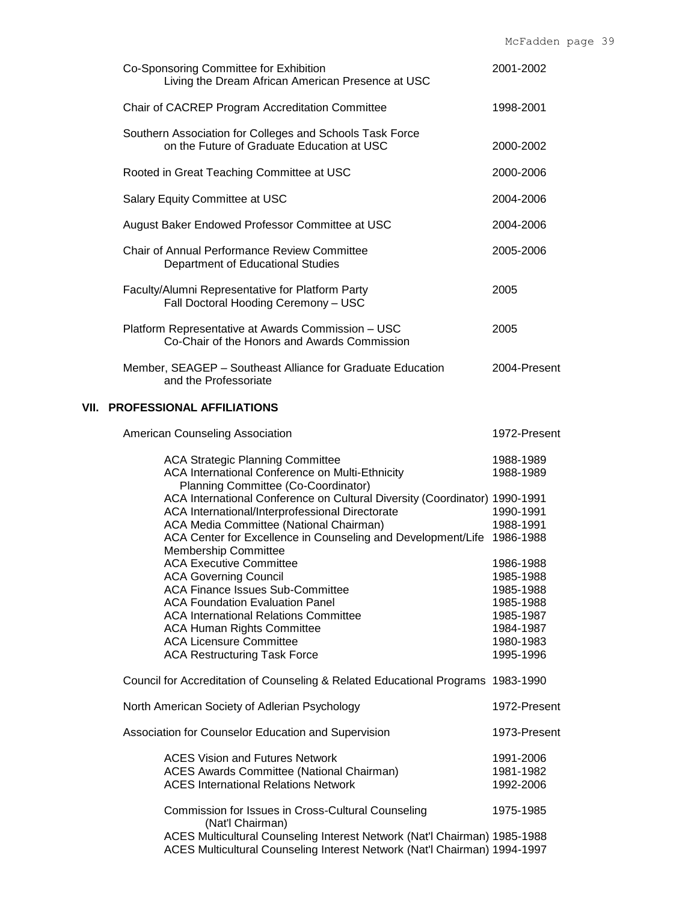| | |
|---|---|
| Co-Sponsoring Committee for Exhibition<br>Living the Dream African American Presence at USC | 2001-2002 |
| Chair of CACREP Program Accreditation Committee | 1998-2001 |
| Southern Association for Colleges and Schools Task Force<br>on the Future of Graduate Education at USC | 2000-2002 |
| Rooted in Great Teaching Committee at USC | 2000-2006 |
| Salary Equity Committee at USC | 2004-2006 |
| August Baker Endowed Professor Committee at USC | 2004-2006 |
| Chair of Annual Performance Review Committee<br>Department of Educational Studies | 2005-2006 |
| Faculty/Alumni Representative for Platform Party<br>Fall Doctoral Hooding Ceremony – USC | 2005 |
| Platform Representative at Awards Commission – USC<br>Co-Chair of the Honors and Awards Commission | 2005 |
| Member, SEAGEP – Southeast Alliance for Graduate Education<br>and the Professoriate | 2004-Present |

## VII. PROFESSIONAL AFFILIATIONS

| | |
|---|---|
| American Counseling Association | 1972-Present |
| ACA Strategic Planning Committee | 1988-1989 |
| ACA International Conference on Multi-Ethnicity<br>Planning Committee (Co-Coordinator) | 1988-1989 |
| ACA International Conference on Cultural Diversity (Coordinator) | 1990-1991 |
| ACA International/Interprofessional Directorate | 1990-1991 |
| ACA Media Committee (National Chairman) | 1988-1991 |
| ACA Center for Excellence in Counseling and Development/Life<br>Membership Committee | 1986-1988 |
| ACA Executive Committee | 1986-1988 |
| ACA Governing Council | 1985-1988 |
| ACA Finance Issues Sub-Committee | 1985-1988 |
| ACA Foundation Evaluation Panel | 1985-1988 |
| ACA International Relations Committee | 1985-1987 |
| ACA Human Rights Committee | 1984-1987 |
| ACA Licensure Committee | 1980-1983 |
| ACA Restructuring Task Force | 1995-1996 |
| Council for Accreditation of Counseling & Related Educational Programs | 1983-1990 |
| North American Society of Adlerian Psychology | 1972-Present |
| Association for Counselor Education and Supervision | 1973-Present |
| ACES Vision and Futures Network | 1991-2006 |
| ACES Awards Committee (National Chairman) | 1981-1982 |
| ACES International Relations Network | 1992-2006 |
| Commission for Issues in Cross-Cultural Counseling<br>(Nat'l Chairman) | 1975-1985 |
| ACES Multicultural Counseling Interest Network (Nat'l Chairman) | 1985-1988 |
| ACES Multicultural Counseling Interest Network (Nat'l Chairman) | 1994-1997 |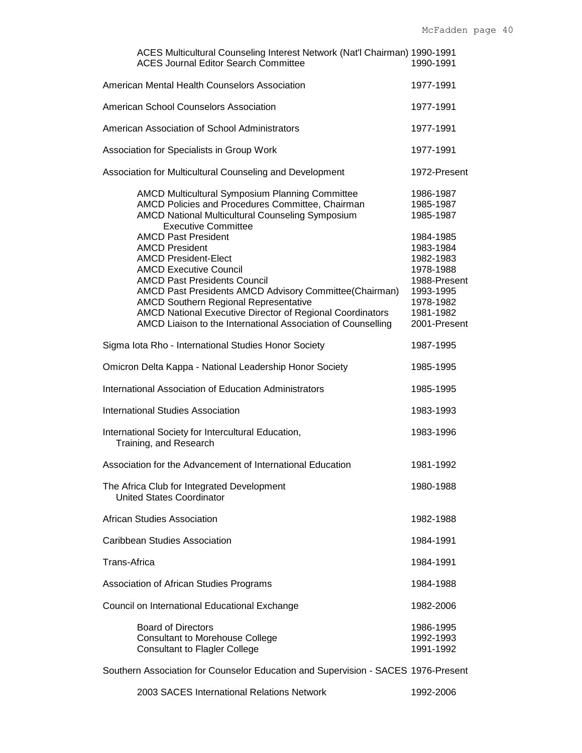| | |
|---|---|
| ACES Multicultural Counseling Interest Network (Nat'l Chairman) | 1990-1991 |
| ACES Journal Editor Search Committee | 1990-1991 |
| **American Mental Health Counselors Association** | 1977-1991 |
| **American School Counselors Association** | 1977-1991 |
| **American Association of School Administrators** | 1977-1991 |
| **Association for Specialists in Group Work** | 1977-1991 |
| **Association for Multicultural Counseling and Development** | 1972-Present |
| AMCD Multicultural Symposium Planning Committee | 1986-1987 |
| AMCD Policies and Procedures Committee, Chairman | 1985-1987 |
| AMCD National Multicultural Counseling Symposium Executive Committee | 1985-1987 |
| AMCD Past President | 1984-1985 |
| AMCD President | 1983-1984 |
| AMCD President-Elect | 1982-1983 |
| AMCD Executive Council | 1978-1988 |
| AMCD Past Presidents Council | 1988-Present |
| AMCD Past Presidents AMCD Advisory Committee(Chairman) | 1993-1995 |
| AMCD Southern Regional Representative | 1978-1982 |
| AMCD National Executive Director of Regional Coordinators | 1981-1982 |
| AMCD Liaison to the International Association of Counselling | 2001-Present |
| **Sigma Iota Rho - International Studies Honor Society** | 1987-1995 |
| **Omicron Delta Kappa - National Leadership Honor Society** | 1985-1995 |
| **International Association of Education Administrators** | 1985-1995 |
| **International Studies Association** | 1983-1993 |
| **International Society for Intercultural Education, Training, and Research** | 1983-1996 |
| **Association for the Advancement of International Education** | 1981-1992 |
| **The Africa Club for Integrated Development** United States Coordinator | 1980-1988 |
| **African Studies Association** | 1982-1988 |
| **Caribbean Studies Association** | 1984-1991 |
| **Trans-Africa** | 1984-1991 |
| **Association of African Studies Programs** | 1984-1988 |
| **Council on International Educational Exchange** | 1982-2006 |
| Board of Directors | 1986-1995 |
| Consultant to Morehouse College | 1992-1993 |
| Consultant to Flagler College | 1991-1992 |
| **Southern Association for Counselor Education and Supervision - SACES** | 1976-Present |
| 2003 SACES International Relations Network | 1992-2006 |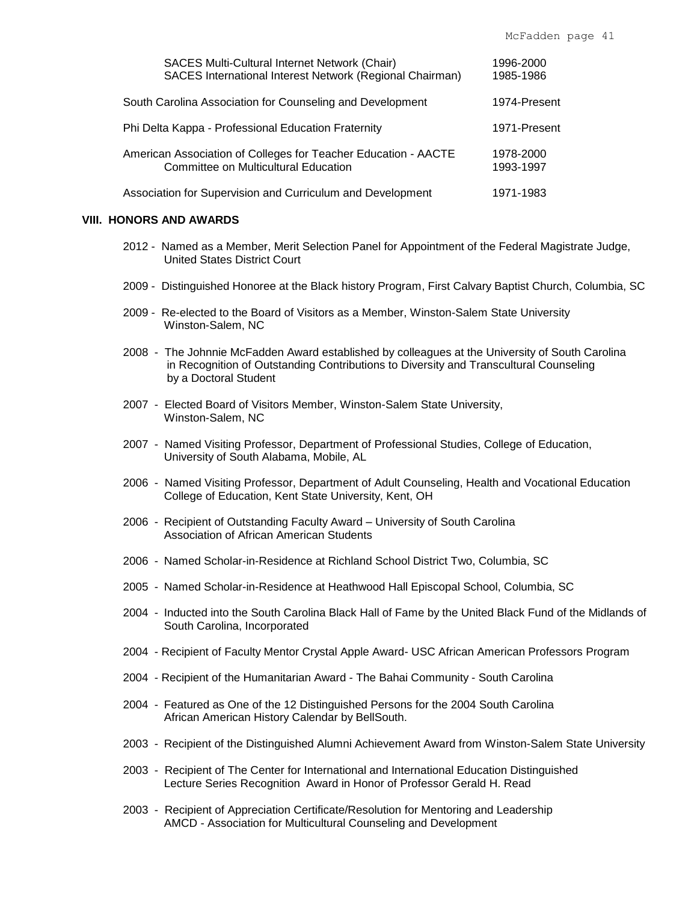| | |
|---|---|
| SACES Multi-Cultural Internet Network (Chair) | 1996-2000 |
| SACES International Interest Network (Regional Chairman) | 1985-1986 |
| South Carolina Association for Counseling and Development | 1974-Present |
| Phi Delta Kappa - Professional Education Fraternity | 1971-Present |
| American Association of Colleges for Teacher Education - AACTE | 1978-2000 |
| Committee on Multicultural Education | 1993-1997 |
| Association for Supervision and Curriculum and Development | 1971-1983 |

## VIII. HONORS AND AWARDS

2012 - Named as a Member, Merit Selection Panel for Appointment of the Federal Magistrate Judge, United States District Court

2009 - Distinguished Honoree at the Black history Program, First Calvary Baptist Church, Columbia, SC

2009 - Re-elected to the Board of Visitors as a Member, Winston-Salem State University Winston-Salem, NC

2008 - The Johnnie McFadden Award established by colleagues at the University of South Carolina in Recognition of Outstanding Contributions to Diversity and Transcultural Counseling by a Doctoral Student

2007 - Elected Board of Visitors Member, Winston-Salem State University, Winston-Salem, NC

2007 - Named Visiting Professor, Department of Professional Studies, College of Education, University of South Alabama, Mobile, AL

2006 - Named Visiting Professor, Department of Adult Counseling, Health and Vocational Education College of Education, Kent State University, Kent, OH

2006 - Recipient of Outstanding Faculty Award – University of South Carolina Association of African American Students

2006 - Named Scholar-in-Residence at Richland School District Two, Columbia, SC

2005 - Named Scholar-in-Residence at Heathwood Hall Episcopal School, Columbia, SC

2004 - Inducted into the South Carolina Black Hall of Fame by the United Black Fund of the Midlands of South Carolina, Incorporated

2004 - Recipient of Faculty Mentor Crystal Apple Award- USC African American Professors Program

2004 - Recipient of the Humanitarian Award - The Bahai Community - South Carolina

2004 - Featured as One of the 12 Distinguished Persons for the 2004 South Carolina African American History Calendar by BellSouth.

2003 - Recipient of the Distinguished Alumni Achievement Award from Winston-Salem State University

2003 - Recipient of The Center for International and International Education Distinguished Lecture Series Recognition Award in Honor of Professor Gerald H. Read

2003 - Recipient of Appreciation Certificate/Resolution for Mentoring and Leadership AMCD - Association for Multicultural Counseling and Development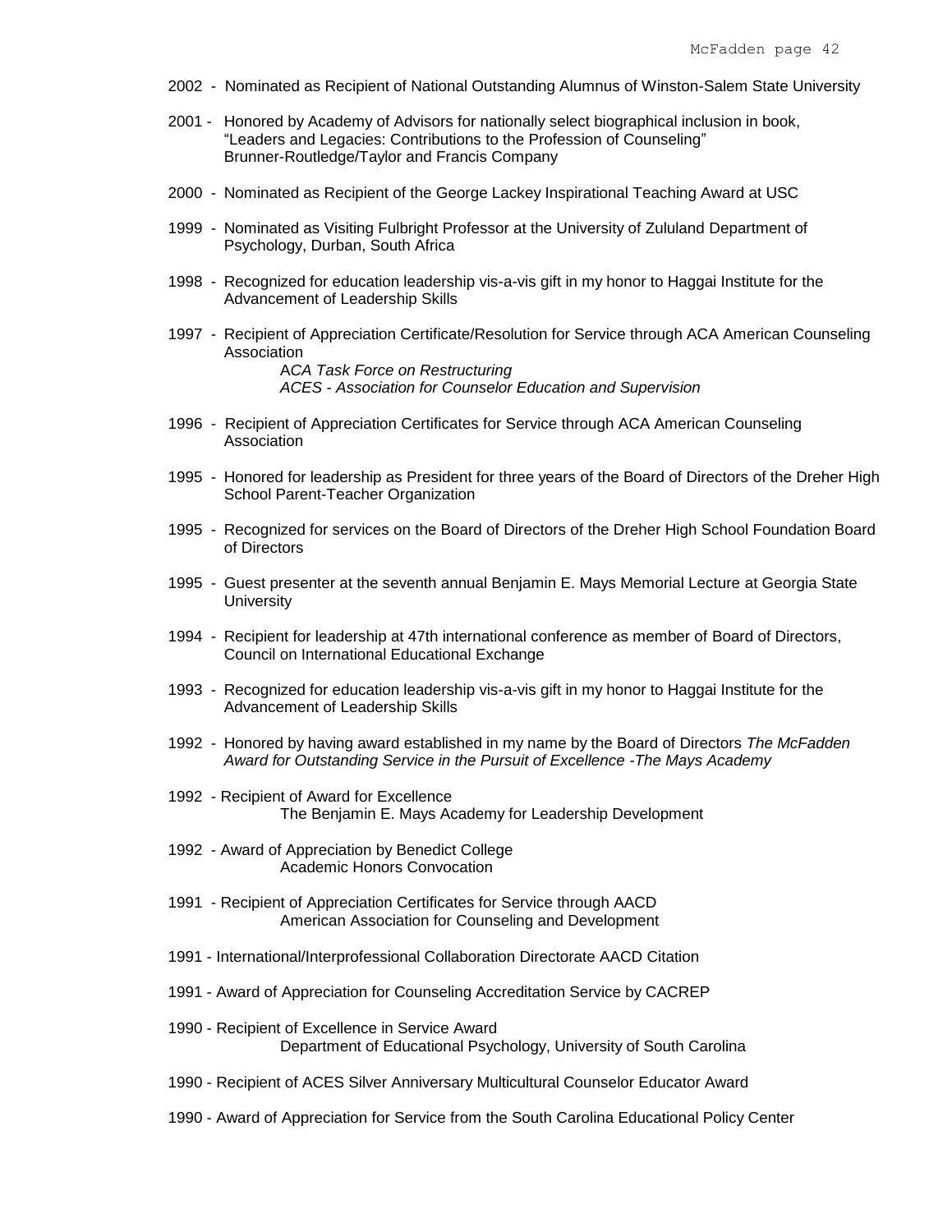2002 - Nominated as Recipient of National Outstanding Alumnus of Winston-Salem State University

2001 - Honored by Academy of Advisors for nationally select biographical inclusion in book, "Leaders and Legacies: Contributions to the Profession of Counseling" Brunner-Routledge/Taylor and Francis Company

2000 - Nominated as Recipient of the George Lackey Inspirational Teaching Award at USC

1999 - Nominated as Visiting Fulbright Professor at the University of Zululand Department of Psychology, Durban, South Africa

1998 - Recognized for education leadership vis-a-vis gift in my honor to Haggai Institute for the Advancement of Leadership Skills

1997 - Recipient of Appreciation Certificate/Resolution for Service through ACA American Counseling Association
*ACA Task Force on Restructuring*
*ACES - Association for Counselor Education and Supervision*

1996 - Recipient of Appreciation Certificates for Service through ACA American Counseling Association

1995 - Honored for leadership as President for three years of the Board of Directors of the Dreher High School Parent-Teacher Organization

1995 - Recognized for services on the Board of Directors of the Dreher High School Foundation Board of Directors

1995 - Guest presenter at the seventh annual Benjamin E. Mays Memorial Lecture at Georgia State University

1994 - Recipient for leadership at 47th international conference as member of Board of Directors, Council on International Educational Exchange

1993 - Recognized for education leadership vis-a-vis gift in my honor to Haggai Institute for the Advancement of Leadership Skills

1992 - Honored by having award established in my name by the Board of Directors *The McFadden Award for Outstanding Service in the Pursuit of Excellence -The Mays Academy*

1992 - Recipient of Award for Excellence
The Benjamin E. Mays Academy for Leadership Development

1992 - Award of Appreciation by Benedict College
Academic Honors Convocation

1991 - Recipient of Appreciation Certificates for Service through AACD
American Association for Counseling and Development

1991 - International/Interprofessional Collaboration Directorate AACD Citation

1991 - Award of Appreciation for Counseling Accreditation Service by CACREP

1990 - Recipient of Excellence in Service Award
Department of Educational Psychology, University of South Carolina

1990 - Recipient of ACES Silver Anniversary Multicultural Counselor Educator Award

1990 - Award of Appreciation for Service from the South Carolina Educational Policy Center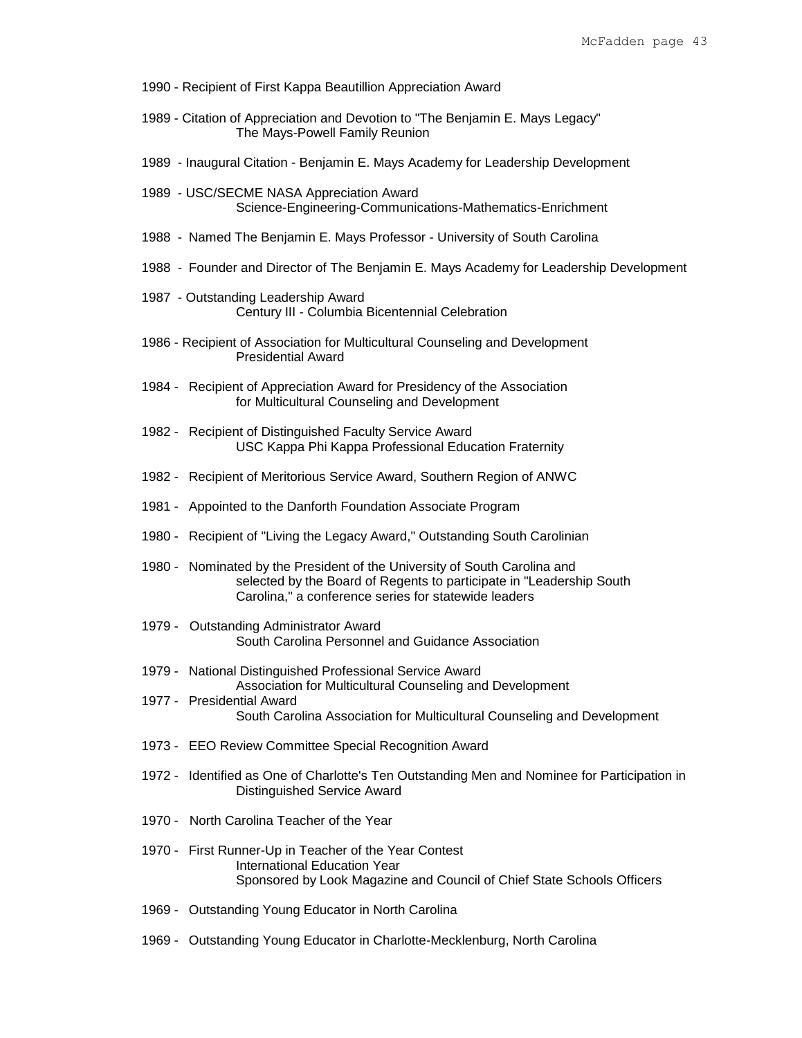1990 - Recipient of First Kappa Beautillion Appreciation Award

1989 - Citation of Appreciation and Devotion to "The Benjamin E. Mays Legacy"
The Mays-Powell Family Reunion

1989 - Inaugural Citation - Benjamin E. Mays Academy for Leadership Development

1989 - USC/SECME NASA Appreciation Award
Science-Engineering-Communications-Mathematics-Enrichment

1988 - Named The Benjamin E. Mays Professor - University of South Carolina

1988 - Founder and Director of The Benjamin E. Mays Academy for Leadership Development

1987 - Outstanding Leadership Award
Century III - Columbia Bicentennial Celebration

1986 - Recipient of Association for Multicultural Counseling and Development
Presidential Award

1984 - Recipient of Appreciation Award for Presidency of the Association
for Multicultural Counseling and Development

1982 - Recipient of Distinguished Faculty Service Award
USC Kappa Phi Kappa Professional Education Fraternity

1982 - Recipient of Meritorious Service Award, Southern Region of ANWC

1981 - Appointed to the Danforth Foundation Associate Program

1980 - Recipient of "Living the Legacy Award," Outstanding South Carolinian

1980 - Nominated by the President of the University of South Carolina and
selected by the Board of Regents to participate in "Leadership South
Carolina," a conference series for statewide leaders

1979 - Outstanding Administrator Award
South Carolina Personnel and Guidance Association

1979 - National Distinguished Professional Service Award
Association for Multicultural Counseling and Development

1977 - Presidential Award
South Carolina Association for Multicultural Counseling and Development

1973 - EEO Review Committee Special Recognition Award

1972 - Identified as One of Charlotte's Ten Outstanding Men and Nominee for Participation in
Distinguished Service Award

1970 - North Carolina Teacher of the Year

1970 - First Runner-Up in Teacher of the Year Contest
International Education Year
Sponsored by Look Magazine and Council of Chief State Schools Officers

1969 - Outstanding Young Educator in North Carolina

1969 - Outstanding Young Educator in Charlotte-Mecklenburg, North Carolina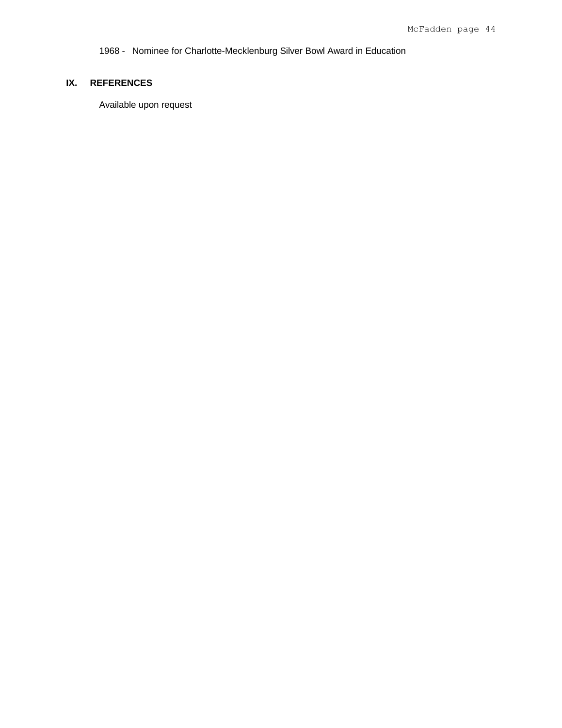1968 - Nominee for Charlotte-Mecklenburg Silver Bowl Award in Education

## IX. REFERENCES

Available upon request